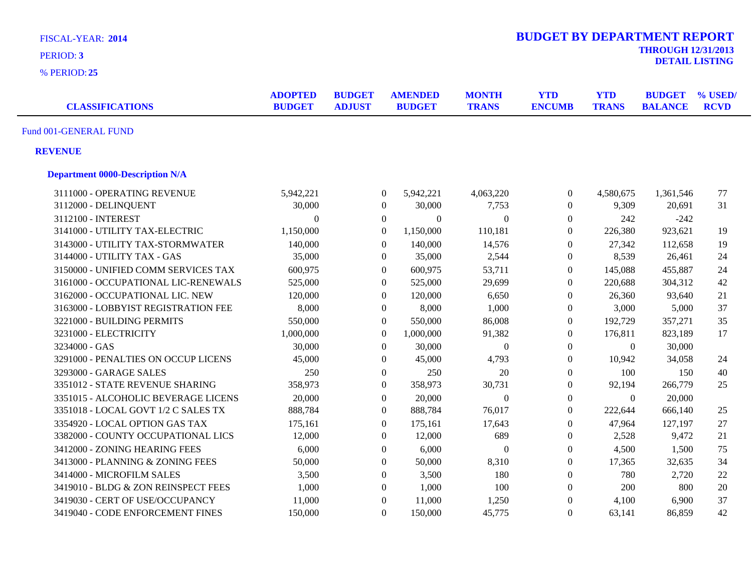FISCAL-YEAR: **2014**

PERIOD: **3**

% PERIOD: **25**

# BUDGET BY DEPARTMENT REPORT

**THROUGH 12/31/2013**

**DETAIL LISTING**

| CLASSIFICATIONS | ADOPTED BUDGET | BUDGET ADJUST | AMENDED BUDGET | MONTH TRANS | YTD ENCUMB | YTD TRANS | BUDGET BALANCE | % USED/ RCVD |
|---|---|---|---|---|---|---|---|---|

Fund 001-GENERAL FUND

**REVENUE**

**Department 0000-Description N/A**

| CLASSIFICATIONS | ADOPTED BUDGET | BUDGET ADJUST | AMENDED BUDGET | MONTH TRANS | YTD ENCUMB | YTD TRANS | BUDGET BALANCE | % USED/ RCVD |
|---|---|---|---|---|---|---|---|---|
| 3111000 - OPERATING REVENUE | 5,942,221 | 0 | 5,942,221 | 4,063,220 | 0 | 4,580,675 | 1,361,546 | 77 |
| 3112000 - DELINQUENT | 30,000 | 0 | 30,000 | 7,753 | 0 | 9,309 | 20,691 | 31 |
| 3112100 - INTEREST | 0 | 0 | 0 | 0 | 0 | 242 | -242 | |
| 3141000 - UTILITY TAX-ELECTRIC | 1,150,000 | 0 | 1,150,000 | 110,181 | 0 | 226,380 | 923,621 | 19 |
| 3143000 - UTILITY TAX-STORMWATER | 140,000 | 0 | 140,000 | 14,576 | 0 | 27,342 | 112,658 | 19 |
| 3144000 - UTILITY TAX - GAS | 35,000 | 0 | 35,000 | 2,544 | 0 | 8,539 | 26,461 | 24 |
| 3150000 - UNIFIED COMM SERVICES TAX | 600,975 | 0 | 600,975 | 53,711 | 0 | 145,088 | 455,887 | 24 |
| 3161000 - OCCUPATIONAL LIC-RENEWALS | 525,000 | 0 | 525,000 | 29,699 | 0 | 220,688 | 304,312 | 42 |
| 3162000 - OCCUPATIONAL LIC. NEW | 120,000 | 0 | 120,000 | 6,650 | 0 | 26,360 | 93,640 | 21 |
| 3163000 - LOBBYIST REGISTRATION FEE | 8,000 | 0 | 8,000 | 1,000 | 0 | 3,000 | 5,000 | 37 |
| 3221000 - BUILDING PERMITS | 550,000 | 0 | 550,000 | 86,008 | 0 | 192,729 | 357,271 | 35 |
| 3231000 - ELECTRICITY | 1,000,000 | 0 | 1,000,000 | 91,382 | 0 | 176,811 | 823,189 | 17 |
| 3234000 - GAS | 30,000 | 0 | 30,000 | 0 | 0 | 0 | 30,000 | |
| 3291000 - PENALTIES ON OCCUP LICENS | 45,000 | 0 | 45,000 | 4,793 | 0 | 10,942 | 34,058 | 24 |
| 3293000 - GARAGE SALES | 250 | 0 | 250 | 20 | 0 | 100 | 150 | 40 |
| 3351012 - STATE REVENUE SHARING | 358,973 | 0 | 358,973 | 30,731 | 0 | 92,194 | 266,779 | 25 |
| 3351015 - ALCOHOLIC BEVERAGE LICENS | 20,000 | 0 | 20,000 | 0 | 0 | 0 | 20,000 | |
| 3351018 - LOCAL GOVT 1/2 C SALES TX | 888,784 | 0 | 888,784 | 76,017 | 0 | 222,644 | 666,140 | 25 |
| 3354920 - LOCAL OPTION GAS TAX | 175,161 | 0 | 175,161 | 17,643 | 0 | 47,964 | 127,197 | 27 |
| 3382000 - COUNTY OCCUPATIONAL LICS | 12,000 | 0 | 12,000 | 689 | 0 | 2,528 | 9,472 | 21 |
| 3412000 - ZONING HEARING FEES | 6,000 | 0 | 6,000 | 0 | 0 | 4,500 | 1,500 | 75 |
| 3413000 - PLANNING & ZONING FEES | 50,000 | 0 | 50,000 | 8,310 | 0 | 17,365 | 32,635 | 34 |
| 3414000 - MICROFILM SALES | 3,500 | 0 | 3,500 | 180 | 0 | 780 | 2,720 | 22 |
| 3419010 - BLDG & ZON REINSPECT FEES | 1,000 | 0 | 1,000 | 100 | 0 | 200 | 800 | 20 |
| 3419030 - CERT OF USE/OCCUPANCY | 11,000 | 0 | 11,000 | 1,250 | 0 | 4,100 | 6,900 | 37 |
| 3419040 - CODE ENFORCEMENT FINES | 150,000 | 0 | 150,000 | 45,775 | 0 | 63,141 | 86,859 | 42 |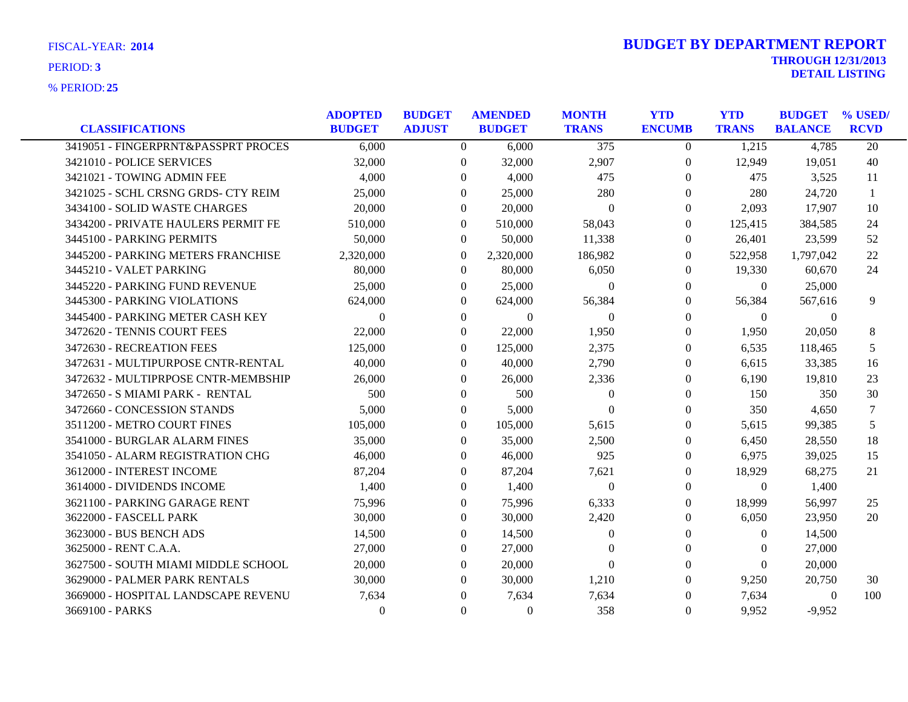FISCAL-YEAR: **2014**

PERIOD: **3**

% PERIOD: **25**

# BUDGET BY DEPARTMENT REPORT

**THROUGH 12/31/2013**

**DETAIL LISTING**

| CLASSIFICATIONS | ADOPTED BUDGET | BUDGET ADJUST | AMENDED BUDGET | MONTH TRANS | YTD ENCUMB | YTD TRANS | BUDGET BALANCE | % USED/ RCVD |
|---|---|---|---|---|---|---|---|---|
| 3419051 - FINGERPRNT&PASSPRT PROCES | 6,000 | 0 | 6,000 | 375 | 0 | 1,215 | 4,785 | 20 |
| 3421010 - POLICE SERVICES | 32,000 | 0 | 32,000 | 2,907 | 0 | 12,949 | 19,051 | 40 |
| 3421021 - TOWING ADMIN FEE | 4,000 | 0 | 4,000 | 475 | 0 | 475 | 3,525 | 11 |
| 3421025 - SCHL CRSNG GRDS- CTY REIM | 25,000 | 0 | 25,000 | 280 | 0 | 280 | 24,720 | 1 |
| 3434100 - SOLID WASTE CHARGES | 20,000 | 0 | 20,000 | 0 | 0 | 2,093 | 17,907 | 10 |
| 3434200 - PRIVATE HAULERS PERMIT FE | 510,000 | 0 | 510,000 | 58,043 | 0 | 125,415 | 384,585 | 24 |
| 3445100 - PARKING PERMITS | 50,000 | 0 | 50,000 | 11,338 | 0 | 26,401 | 23,599 | 52 |
| 3445200 - PARKING METERS FRANCHISE | 2,320,000 | 0 | 2,320,000 | 186,982 | 0 | 522,958 | 1,797,042 | 22 |
| 3445210 - VALET PARKING | 80,000 | 0 | 80,000 | 6,050 | 0 | 19,330 | 60,670 | 24 |
| 3445220 - PARKING FUND REVENUE | 25,000 | 0 | 25,000 | 0 | 0 | 0 | 25,000 | |
| 3445300 - PARKING VIOLATIONS | 624,000 | 0 | 624,000 | 56,384 | 0 | 56,384 | 567,616 | 9 |
| 3445400 - PARKING METER CASH KEY | 0 | 0 | 0 | 0 | 0 | 0 | 0 | |
| 3472620 - TENNIS COURT FEES | 22,000 | 0 | 22,000 | 1,950 | 0 | 1,950 | 20,050 | 8 |
| 3472630 - RECREATION FEES | 125,000 | 0 | 125,000 | 2,375 | 0 | 6,535 | 118,465 | 5 |
| 3472631 - MULTIPURPOSE CNTR-RENTAL | 40,000 | 0 | 40,000 | 2,790 | 0 | 6,615 | 33,385 | 16 |
| 3472632 - MULTIPRPOSE CNTR-MEMBSHIP | 26,000 | 0 | 26,000 | 2,336 | 0 | 6,190 | 19,810 | 23 |
| 3472650 - S MIAMI PARK - RENTAL | 500 | 0 | 500 | 0 | 0 | 150 | 350 | 30 |
| 3472660 - CONCESSION STANDS | 5,000 | 0 | 5,000 | 0 | 0 | 350 | 4,650 | 7 |
| 3511200 - METRO COURT FINES | 105,000 | 0 | 105,000 | 5,615 | 0 | 5,615 | 99,385 | 5 |
| 3541000 - BURGLAR ALARM FINES | 35,000 | 0 | 35,000 | 2,500 | 0 | 6,450 | 28,550 | 18 |
| 3541050 - ALARM REGISTRATION CHG | 46,000 | 0 | 46,000 | 925 | 0 | 6,975 | 39,025 | 15 |
| 3612000 - INTEREST INCOME | 87,204 | 0 | 87,204 | 7,621 | 0 | 18,929 | 68,275 | 21 |
| 3614000 - DIVIDENDS INCOME | 1,400 | 0 | 1,400 | 0 | 0 | 0 | 1,400 | |
| 3621100 - PARKING GARAGE RENT | 75,996 | 0 | 75,996 | 6,333 | 0 | 18,999 | 56,997 | 25 |
| 3622000 - FASCELL PARK | 30,000 | 0 | 30,000 | 2,420 | 0 | 6,050 | 23,950 | 20 |
| 3623000 - BUS BENCH ADS | 14,500 | 0 | 14,500 | 0 | 0 | 0 | 14,500 | |
| 3625000 - RENT C.A.A. | 27,000 | 0 | 27,000 | 0 | 0 | 0 | 27,000 | |
| 3627500 - SOUTH MIAMI MIDDLE SCHOOL | 20,000 | 0 | 20,000 | 0 | 0 | 0 | 20,000 | |
| 3629000 - PALMER PARK RENTALS | 30,000 | 0 | 30,000 | 1,210 | 0 | 9,250 | 20,750 | 30 |
| 3669000 - HOSPITAL LANDSCAPE REVENU | 7,634 | 0 | 7,634 | 7,634 | 0 | 7,634 | 0 | 100 |
| 3669100 - PARKS | 0 | 0 | 0 | 358 | 0 | 9,952 | -9,952 | |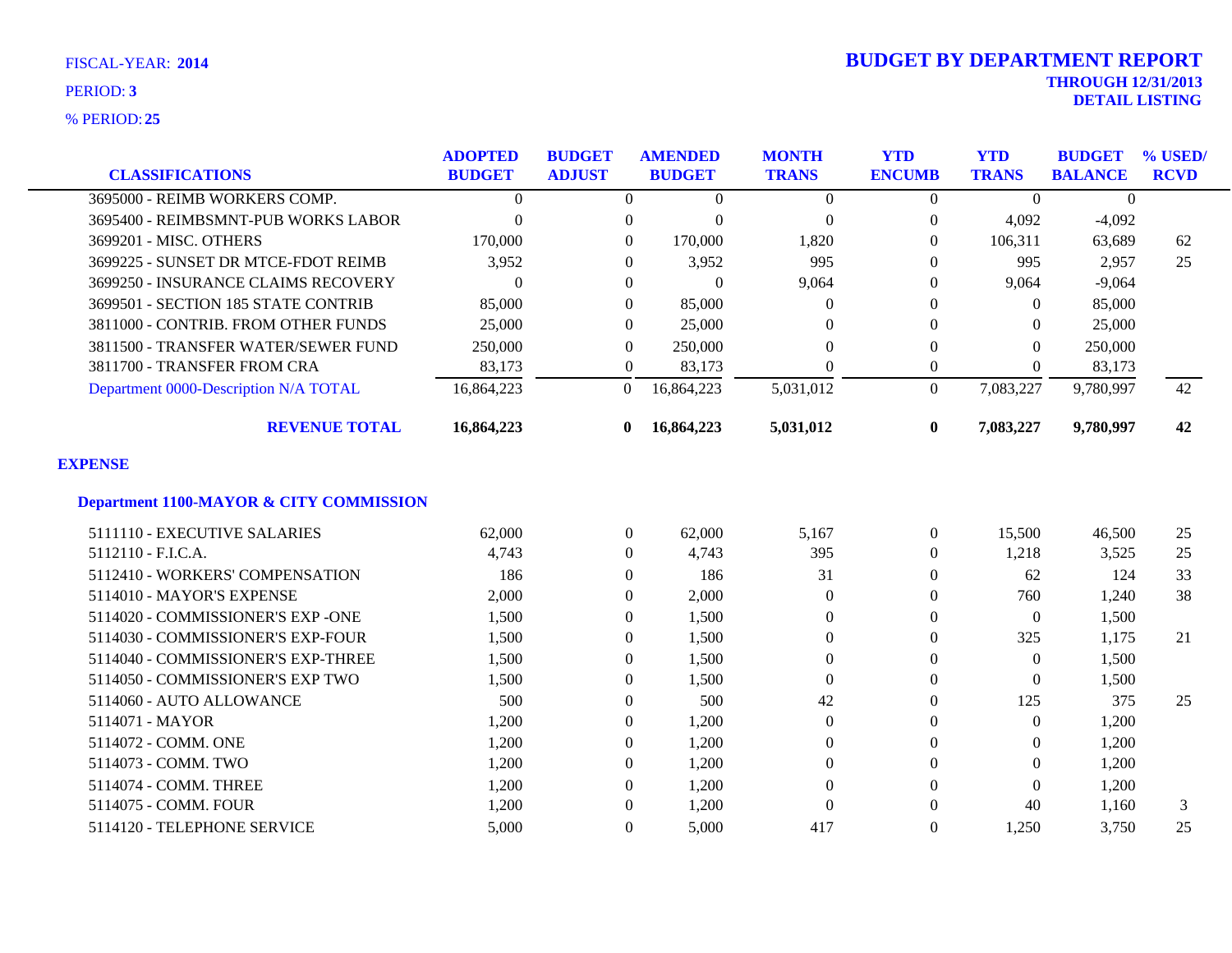FISCAL-YEAR: **2014**

PERIOD: **3**

% PERIOD: **25**

# BUDGET BY DEPARTMENT REPORT

**THROUGH 12/31/2013**

**DETAIL LISTING**

| CLASSIFICATIONS | ADOPTED BUDGET | BUDGET ADJUST | AMENDED BUDGET | MONTH TRANS | YTD ENCUMB | YTD TRANS | BUDGET BALANCE | % USED/ RCVD |
|---|---|---|---|---|---|---|---|---|
| 3695000 - REIMB WORKERS COMP. | 0 | 0 | 0 | 0 | 0 | 0 | 0 | |
| 3695400 - REIMBSMNT-PUB WORKS LABOR | 0 | 0 | 0 | 0 | 0 | 4,092 | -4,092 | |
| 3699201 - MISC. OTHERS | 170,000 | 0 | 170,000 | 1,820 | 0 | 106,311 | 63,689 | 62 |
| 3699225 - SUNSET DR MTCE-FDOT REIMB | 3,952 | 0 | 3,952 | 995 | 0 | 995 | 2,957 | 25 |
| 3699250 - INSURANCE CLAIMS RECOVERY | 0 | 0 | 0 | 9,064 | 0 | 9,064 | -9,064 | |
| 3699501 - SECTION 185 STATE CONTRIB | 85,000 | 0 | 85,000 | 0 | 0 | 0 | 85,000 | |
| 3811000 - CONTRIB. FROM OTHER FUNDS | 25,000 | 0 | 25,000 | 0 | 0 | 0 | 25,000 | |
| 3811500 - TRANSFER WATER/SEWER FUND | 250,000 | 0 | 250,000 | 0 | 0 | 0 | 250,000 | |
| 3811700 - TRANSFER FROM CRA | 83,173 | 0 | 83,173 | 0 | 0 | 0 | 83,173 | |
| Department 0000-Description N/A TOTAL | 16,864,223 | 0 | 16,864,223 | 5,031,012 | 0 | 7,083,227 | 9,780,997 | 42 |
| **REVENUE TOTAL** | **16,864,223** | **0** | **16,864,223** | **5,031,012** | **0** | **7,083,227** | **9,780,997** | **42** |

## EXPENSE

### Department 1100-MAYOR & CITY COMMISSION

| CLASSIFICATIONS | ADOPTED BUDGET | BUDGET ADJUST | AMENDED BUDGET | MONTH TRANS | YTD ENCUMB | YTD TRANS | BUDGET BALANCE | % USED/ RCVD |
|---|---|---|---|---|---|---|---|---|
| 5111110 - EXECUTIVE SALARIES | 62,000 | 0 | 62,000 | 5,167 | 0 | 15,500 | 46,500 | 25 |
| 5112110 - F.I.C.A. | 4,743 | 0 | 4,743 | 395 | 0 | 1,218 | 3,525 | 25 |
| 5112410 - WORKERS' COMPENSATION | 186 | 0 | 186 | 31 | 0 | 62 | 124 | 33 |
| 5114010 - MAYOR'S EXPENSE | 2,000 | 0 | 2,000 | 0 | 0 | 760 | 1,240 | 38 |
| 5114020 - COMMISSIONER'S EXP -ONE | 1,500 | 0 | 1,500 | 0 | 0 | 0 | 1,500 | |
| 5114030 - COMMISSIONER'S EXP-FOUR | 1,500 | 0 | 1,500 | 0 | 0 | 325 | 1,175 | 21 |
| 5114040 - COMMISSIONER'S EXP-THREE | 1,500 | 0 | 1,500 | 0 | 0 | 0 | 1,500 | |
| 5114050 - COMMISSIONER'S EXP TWO | 1,500 | 0 | 1,500 | 0 | 0 | 0 | 1,500 | |
| 5114060 - AUTO ALLOWANCE | 500 | 0 | 500 | 42 | 0 | 125 | 375 | 25 |
| 5114071 - MAYOR | 1,200 | 0 | 1,200 | 0 | 0 | 0 | 1,200 | |
| 5114072 - COMM. ONE | 1,200 | 0 | 1,200 | 0 | 0 | 0 | 1,200 | |
| 5114073 - COMM. TWO | 1,200 | 0 | 1,200 | 0 | 0 | 0 | 1,200 | |
| 5114074 - COMM. THREE | 1,200 | 0 | 1,200 | 0 | 0 | 0 | 1,200 | |
| 5114075 - COMM. FOUR | 1,200 | 0 | 1,200 | 0 | 0 | 40 | 1,160 | 3 |
| 5114120 - TELEPHONE SERVICE | 5,000 | 0 | 5,000 | 417 | 0 | 1,250 | 3,750 | 25 |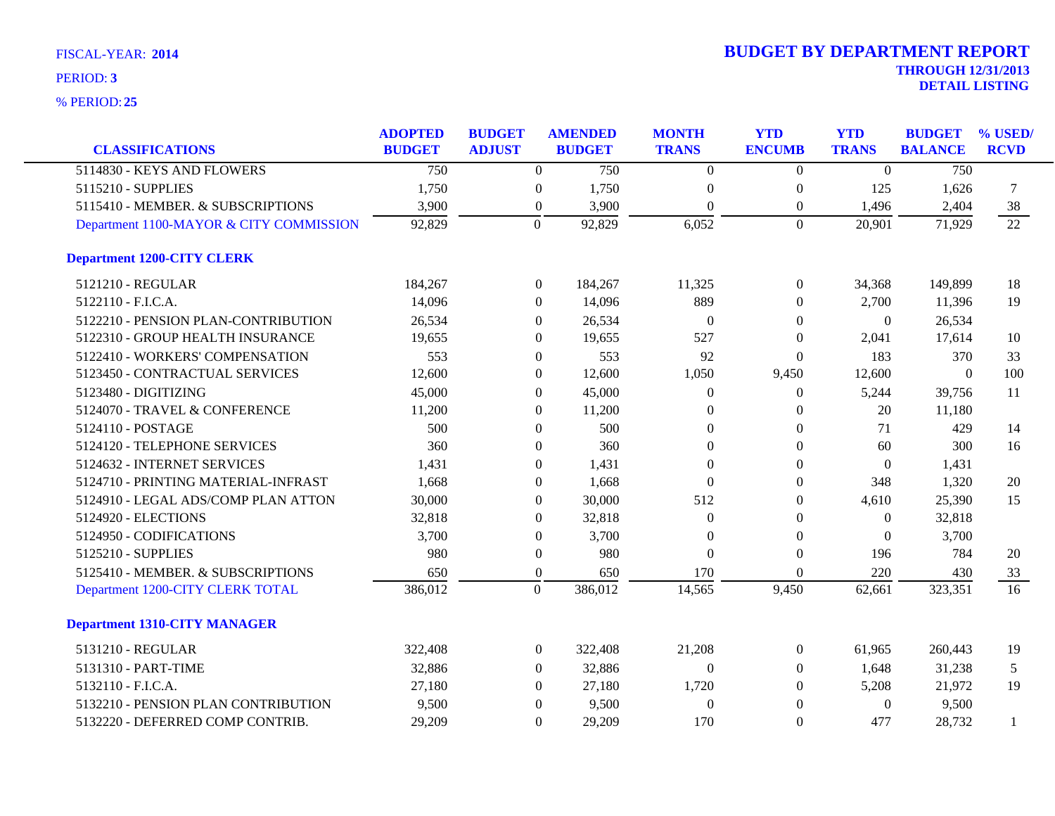FISCAL-YEAR: **2014**

PERIOD: **3**

% PERIOD: **25**

# BUDGET BY DEPARTMENT REPORT

**THROUGH 12/31/2013**

**DETAIL LISTING**

| CLASSIFICATIONS | ADOPTED BUDGET | BUDGET ADJUST | AMENDED BUDGET | MONTH TRANS | YTD ENCUMB | YTD TRANS | BUDGET BALANCE | % USED/ RCVD |
|---|---|---|---|---|---|---|---|---|
| 5114830 - KEYS AND FLOWERS | 750 | 0 | 750 | 0 | 0 | 0 | 750 | |
| 5115210 - SUPPLIES | 1,750 | 0 | 1,750 | 0 | 0 | 125 | 1,626 | 7 |
| 5115410 - MEMBER. & SUBSCRIPTIONS | 3,900 | 0 | 3,900 | 0 | 0 | 1,496 | 2,404 | 38 |
| Department 1100-MAYOR & CITY COMMISSION | 92,829 | 0 | 92,829 | 6,052 | 0 | 20,901 | 71,929 | 22 |
| **Department 1200-CITY CLERK** | | | | | | | | |
| 5121210 - REGULAR | 184,267 | 0 | 184,267 | 11,325 | 0 | 34,368 | 149,899 | 18 |
| 5122110 - F.I.C.A. | 14,096 | 0 | 14,096 | 889 | 0 | 2,700 | 11,396 | 19 |
| 5122210 - PENSION PLAN-CONTRIBUTION | 26,534 | 0 | 26,534 | 0 | 0 | 0 | 26,534 | |
| 5122310 - GROUP HEALTH INSURANCE | 19,655 | 0 | 19,655 | 527 | 0 | 2,041 | 17,614 | 10 |
| 5122410 - WORKERS' COMPENSATION | 553 | 0 | 553 | 92 | 0 | 183 | 370 | 33 |
| 5123450 - CONTRACTUAL SERVICES | 12,600 | 0 | 12,600 | 1,050 | 9,450 | 12,600 | 0 | 100 |
| 5123480 - DIGITIZING | 45,000 | 0 | 45,000 | 0 | 0 | 5,244 | 39,756 | 11 |
| 5124070 - TRAVEL & CONFERENCE | 11,200 | 0 | 11,200 | 0 | 0 | 20 | 11,180 | |
| 5124110 - POSTAGE | 500 | 0 | 500 | 0 | 0 | 71 | 429 | 14 |
| 5124120 - TELEPHONE SERVICES | 360 | 0 | 360 | 0 | 0 | 60 | 300 | 16 |
| 5124632 - INTERNET SERVICES | 1,431 | 0 | 1,431 | 0 | 0 | 0 | 1,431 | |
| 5124710 - PRINTING MATERIAL-INFRAST | 1,668 | 0 | 1,668 | 0 | 0 | 348 | 1,320 | 20 |
| 5124910 - LEGAL ADS/COMP PLAN ATTON | 30,000 | 0 | 30,000 | 512 | 0 | 4,610 | 25,390 | 15 |
| 5124920 - ELECTIONS | 32,818 | 0 | 32,818 | 0 | 0 | 0 | 32,818 | |
| 5124950 - CODIFICATIONS | 3,700 | 0 | 3,700 | 0 | 0 | 0 | 3,700 | |
| 5125210 - SUPPLIES | 980 | 0 | 980 | 0 | 0 | 196 | 784 | 20 |
| 5125410 - MEMBER. & SUBSCRIPTIONS | 650 | 0 | 650 | 170 | 0 | 220 | 430 | 33 |
| Department 1200-CITY CLERK TOTAL | 386,012 | 0 | 386,012 | 14,565 | 9,450 | 62,661 | 323,351 | 16 |
| **Department 1310-CITY MANAGER** | | | | | | | | |
| 5131210 - REGULAR | 322,408 | 0 | 322,408 | 21,208 | 0 | 61,965 | 260,443 | 19 |
| 5131310 - PART-TIME | 32,886 | 0 | 32,886 | 0 | 0 | 1,648 | 31,238 | 5 |
| 5132110 - F.I.C.A. | 27,180 | 0 | 27,180 | 1,720 | 0 | 5,208 | 21,972 | 19 |
| 5132210 - PENSION PLAN CONTRIBUTION | 9,500 | 0 | 9,500 | 0 | 0 | 0 | 9,500 | |
| 5132220 - DEFERRED COMP CONTRIB. | 29,209 | 0 | 29,209 | 170 | 0 | 477 | 28,732 | 1 |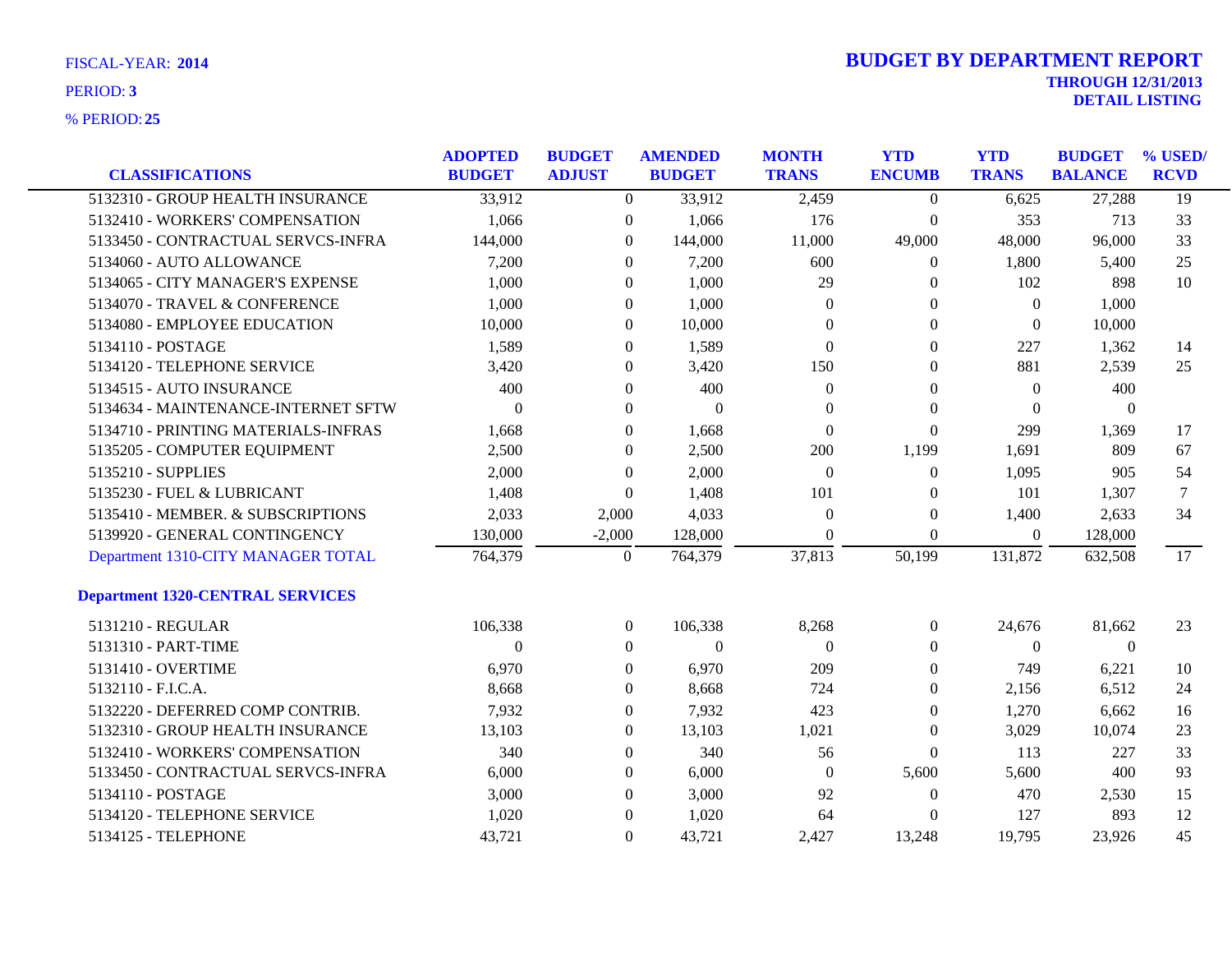FISCAL-YEAR: **2014**

PERIOD: **3**

% PERIOD: **25**

# BUDGET BY DEPARTMENT REPORT

**THROUGH 12/31/2013**

**DETAIL LISTING**

| CLASSIFICATIONS | ADOPTED BUDGET | BUDGET ADJUST | AMENDED BUDGET | MONTH TRANS | YTD ENCUMB | YTD TRANS | BUDGET BALANCE | % USED/ RCVD |
|---|---|---|---|---|---|---|---|---|
| 5132310 - GROUP HEALTH INSURANCE | 33,912 | 0 | 33,912 | 2,459 | 0 | 6,625 | 27,288 | 19 |
| 5132410 - WORKERS' COMPENSATION | 1,066 | 0 | 1,066 | 176 | 0 | 353 | 713 | 33 |
| 5133450 - CONTRACTUAL SERVCS-INFRA | 144,000 | 0 | 144,000 | 11,000 | 49,000 | 48,000 | 96,000 | 33 |
| 5134060 - AUTO ALLOWANCE | 7,200 | 0 | 7,200 | 600 | 0 | 1,800 | 5,400 | 25 |
| 5134065 - CITY MANAGER'S EXPENSE | 1,000 | 0 | 1,000 | 29 | 0 | 102 | 898 | 10 |
| 5134070 - TRAVEL & CONFERENCE | 1,000 | 0 | 1,000 | 0 | 0 | 0 | 1,000 | |
| 5134080 - EMPLOYEE EDUCATION | 10,000 | 0 | 10,000 | 0 | 0 | 0 | 10,000 | |
| 5134110 - POSTAGE | 1,589 | 0 | 1,589 | 0 | 0 | 227 | 1,362 | 14 |
| 5134120 - TELEPHONE SERVICE | 3,420 | 0 | 3,420 | 150 | 0 | 881 | 2,539 | 25 |
| 5134515 - AUTO INSURANCE | 400 | 0 | 400 | 0 | 0 | 0 | 400 | |
| 5134634 - MAINTENANCE-INTERNET SFTW | 0 | 0 | 0 | 0 | 0 | 0 | 0 | |
| 5134710 - PRINTING MATERIALS-INFRAS | 1,668 | 0 | 1,668 | 0 | 0 | 299 | 1,369 | 17 |
| 5135205 - COMPUTER EQUIPMENT | 2,500 | 0 | 2,500 | 200 | 1,199 | 1,691 | 809 | 67 |
| 5135210 - SUPPLIES | 2,000 | 0 | 2,000 | 0 | 0 | 1,095 | 905 | 54 |
| 5135230 - FUEL & LUBRICANT | 1,408 | 0 | 1,408 | 101 | 0 | 101 | 1,307 | 7 |
| 5135410 - MEMBER. & SUBSCRIPTIONS | 2,033 | 2,000 | 4,033 | 0 | 0 | 1,400 | 2,633 | 34 |
| 5139920 - GENERAL CONTINGENCY | 130,000 | -2,000 | 128,000 | 0 | 0 | 0 | 128,000 | |
| Department 1310-CITY MANAGER TOTAL | 764,379 | 0 | 764,379 | 37,813 | 50,199 | 131,872 | 632,508 | 17 |
| **Department 1320-CENTRAL SERVICES** | | | | | | | | |
| 5131210 - REGULAR | 106,338 | 0 | 106,338 | 8,268 | 0 | 24,676 | 81,662 | 23 |
| 5131310 - PART-TIME | 0 | 0 | 0 | 0 | 0 | 0 | 0 | |
| 5131410 - OVERTIME | 6,970 | 0 | 6,970 | 209 | 0 | 749 | 6,221 | 10 |
| 5132110 - F.I.C.A. | 8,668 | 0 | 8,668 | 724 | 0 | 2,156 | 6,512 | 24 |
| 5132220 - DEFERRED COMP CONTRIB. | 7,932 | 0 | 7,932 | 423 | 0 | 1,270 | 6,662 | 16 |
| 5132310 - GROUP HEALTH INSURANCE | 13,103 | 0 | 13,103 | 1,021 | 0 | 3,029 | 10,074 | 23 |
| 5132410 - WORKERS' COMPENSATION | 340 | 0 | 340 | 56 | 0 | 113 | 227 | 33 |
| 5133450 - CONTRACTUAL SERVCS-INFRA | 6,000 | 0 | 6,000 | 0 | 5,600 | 5,600 | 400 | 93 |
| 5134110 - POSTAGE | 3,000 | 0 | 3,000 | 92 | 0 | 470 | 2,530 | 15 |
| 5134120 - TELEPHONE SERVICE | 1,020 | 0 | 1,020 | 64 | 0 | 127 | 893 | 12 |
| 5134125 - TELEPHONE | 43,721 | 0 | 43,721 | 2,427 | 13,248 | 19,795 | 23,926 | 45 |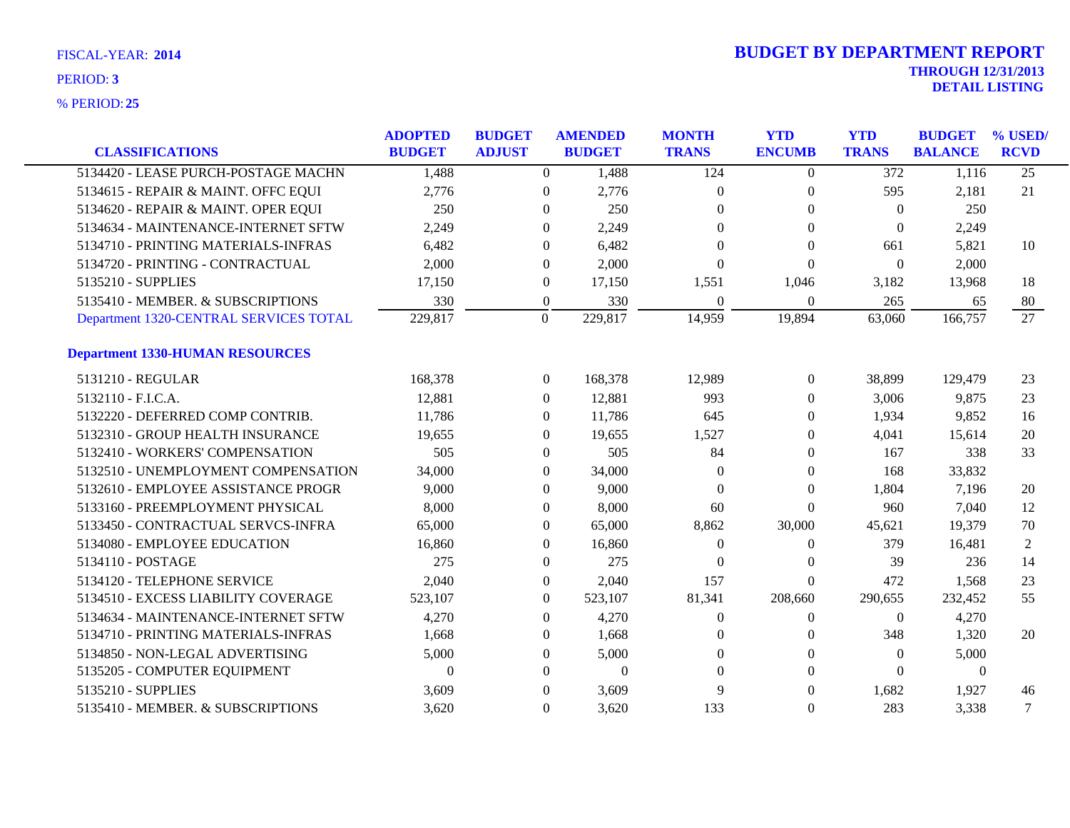FISCAL-YEAR: **2014**

PERIOD: **3**

% PERIOD: **25**

# BUDGET BY DEPARTMENT REPORT

**THROUGH 12/31/2013**

**DETAIL LISTING**

| CLASSIFICATIONS | ADOPTED BUDGET | BUDGET ADJUST | AMENDED BUDGET | MONTH TRANS | YTD ENCUMB | YTD TRANS | BUDGET BALANCE | % USED/ RCVD |
|---|---|---|---|---|---|---|---|---|
| 5134420 - LEASE PURCH-POSTAGE MACHN | 1,488 | 0 | 1,488 | 124 | 0 | 372 | 1,116 | 25 |
| 5134615 - REPAIR & MAINT. OFFC EQUI | 2,776 | 0 | 2,776 | 0 | 0 | 595 | 2,181 | 21 |
| 5134620 - REPAIR & MAINT. OPER EQUI | 250 | 0 | 250 | 0 | 0 | 0 | 250 | |
| 5134634 - MAINTENANCE-INTERNET SFTW | 2,249 | 0 | 2,249 | 0 | 0 | 0 | 2,249 | |
| 5134710 - PRINTING MATERIALS-INFRAS | 6,482 | 0 | 6,482 | 0 | 0 | 661 | 5,821 | 10 |
| 5134720 - PRINTING - CONTRACTUAL | 2,000 | 0 | 2,000 | 0 | 0 | 0 | 2,000 | |
| 5135210 - SUPPLIES | 17,150 | 0 | 17,150 | 1,551 | 1,046 | 3,182 | 13,968 | 18 |
| 5135410 - MEMBER. & SUBSCRIPTIONS | 330 | 0 | 330 | 0 | 0 | 265 | 65 | 80 |
| Department 1320-CENTRAL SERVICES TOTAL | 229,817 | 0 | 229,817 | 14,959 | 19,894 | 63,060 | 166,757 | 27 |
| **Department 1330-HUMAN RESOURCES** | | | | | | | | |
| 5131210 - REGULAR | 168,378 | 0 | 168,378 | 12,989 | 0 | 38,899 | 129,479 | 23 |
| 5132110 - F.I.C.A. | 12,881 | 0 | 12,881 | 993 | 0 | 3,006 | 9,875 | 23 |
| 5132220 - DEFERRED COMP CONTRIB. | 11,786 | 0 | 11,786 | 645 | 0 | 1,934 | 9,852 | 16 |
| 5132310 - GROUP HEALTH INSURANCE | 19,655 | 0 | 19,655 | 1,527 | 0 | 4,041 | 15,614 | 20 |
| 5132410 - WORKERS' COMPENSATION | 505 | 0 | 505 | 84 | 0 | 167 | 338 | 33 |
| 5132510 - UNEMPLOYMENT COMPENSATION | 34,000 | 0 | 34,000 | 0 | 0 | 168 | 33,832 | |
| 5132610 - EMPLOYEE ASSISTANCE PROGR | 9,000 | 0 | 9,000 | 0 | 0 | 1,804 | 7,196 | 20 |
| 5133160 - PREEMPLOYMENT PHYSICAL | 8,000 | 0 | 8,000 | 60 | 0 | 960 | 7,040 | 12 |
| 5133450 - CONTRACTUAL SERVCS-INFRA | 65,000 | 0 | 65,000 | 8,862 | 30,000 | 45,621 | 19,379 | 70 |
| 5134080 - EMPLOYEE EDUCATION | 16,860 | 0 | 16,860 | 0 | 0 | 379 | 16,481 | 2 |
| 5134110 - POSTAGE | 275 | 0 | 275 | 0 | 0 | 39 | 236 | 14 |
| 5134120 - TELEPHONE SERVICE | 2,040 | 0 | 2,040 | 157 | 0 | 472 | 1,568 | 23 |
| 5134510 - EXCESS LIABILITY COVERAGE | 523,107 | 0 | 523,107 | 81,341 | 208,660 | 290,655 | 232,452 | 55 |
| 5134634 - MAINTENANCE-INTERNET SFTW | 4,270 | 0 | 4,270 | 0 | 0 | 0 | 4,270 | |
| 5134710 - PRINTING MATERIALS-INFRAS | 1,668 | 0 | 1,668 | 0 | 0 | 348 | 1,320 | 20 |
| 5134850 - NON-LEGAL ADVERTISING | 5,000 | 0 | 5,000 | 0 | 0 | 0 | 5,000 | |
| 5135205 - COMPUTER EQUIPMENT | 0 | 0 | 0 | 0 | 0 | 0 | 0 | |
| 5135210 - SUPPLIES | 3,609 | 0 | 3,609 | 9 | 0 | 1,682 | 1,927 | 46 |
| 5135410 - MEMBER. & SUBSCRIPTIONS | 3,620 | 0 | 3,620 | 133 | 0 | 283 | 3,338 | 7 |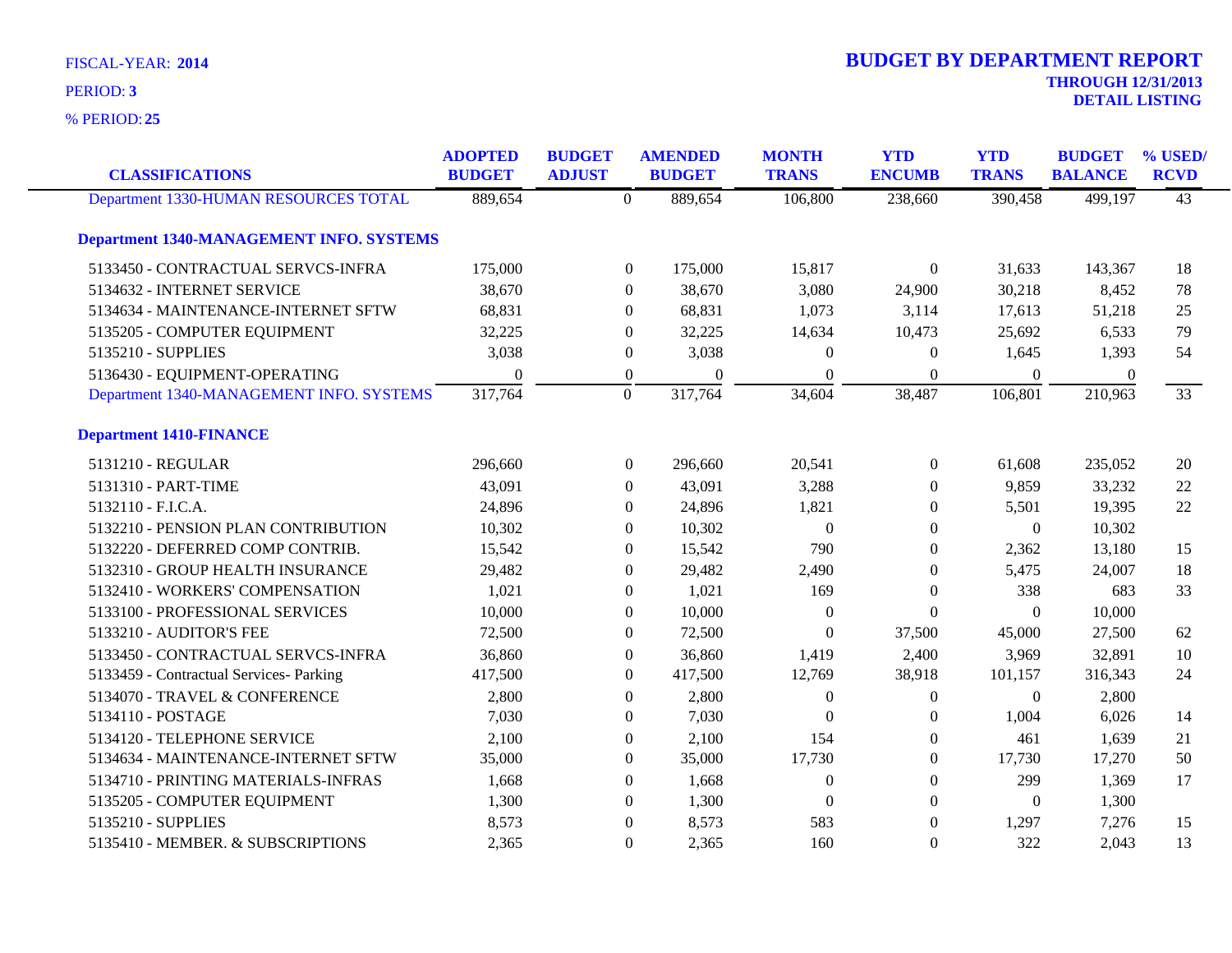FISCAL-YEAR: **2014**

PERIOD: **3**

% PERIOD: **25**

# BUDGET BY DEPARTMENT REPORT

**THROUGH 12/31/2013**

**DETAIL LISTING**

| CLASSIFICATIONS | ADOPTED BUDGET | BUDGET ADJUST | AMENDED BUDGET | MONTH TRANS | YTD ENCUMB | YTD TRANS | BUDGET BALANCE | % USED/ RCVD |
|---|---|---|---|---|---|---|---|---|
| Department 1330-HUMAN RESOURCES TOTAL | 889,654 | 0 | 889,654 | 106,800 | 238,660 | 390,458 | 499,197 | 43 |
| **Department 1340-MANAGEMENT INFO. SYSTEMS** | | | | | | | | |
| 5133450 - CONTRACTUAL SERVCS-INFRA | 175,000 | 0 | 175,000 | 15,817 | 0 | 31,633 | 143,367 | 18 |
| 5134632 - INTERNET SERVICE | 38,670 | 0 | 38,670 | 3,080 | 24,900 | 30,218 | 8,452 | 78 |
| 5134634 - MAINTENANCE-INTERNET SFTW | 68,831 | 0 | 68,831 | 1,073 | 3,114 | 17,613 | 51,218 | 25 |
| 5135205 - COMPUTER EQUIPMENT | 32,225 | 0 | 32,225 | 14,634 | 10,473 | 25,692 | 6,533 | 79 |
| 5135210 - SUPPLIES | 3,038 | 0 | 3,038 | 0 | 0 | 1,645 | 1,393 | 54 |
| 5136430 - EQUIPMENT-OPERATING | 0 | 0 | 0 | 0 | 0 | 0 | 0 | |
| Department 1340-MANAGEMENT INFO. SYSTEMS | 317,764 | 0 | 317,764 | 34,604 | 38,487 | 106,801 | 210,963 | 33 |
| **Department 1410-FINANCE** | | | | | | | | |
| 5131210 - REGULAR | 296,660 | 0 | 296,660 | 20,541 | 0 | 61,608 | 235,052 | 20 |
| 5131310 - PART-TIME | 43,091 | 0 | 43,091 | 3,288 | 0 | 9,859 | 33,232 | 22 |
| 5132110 - F.I.C.A. | 24,896 | 0 | 24,896 | 1,821 | 0 | 5,501 | 19,395 | 22 |
| 5132210 - PENSION PLAN CONTRIBUTION | 10,302 | 0 | 10,302 | 0 | 0 | 0 | 10,302 | |
| 5132220 - DEFERRED COMP CONTRIB. | 15,542 | 0 | 15,542 | 790 | 0 | 2,362 | 13,180 | 15 |
| 5132310 - GROUP HEALTH INSURANCE | 29,482 | 0 | 29,482 | 2,490 | 0 | 5,475 | 24,007 | 18 |
| 5132410 - WORKERS' COMPENSATION | 1,021 | 0 | 1,021 | 169 | 0 | 338 | 683 | 33 |
| 5133100 - PROFESSIONAL SERVICES | 10,000 | 0 | 10,000 | 0 | 0 | 0 | 10,000 | |
| 5133210 - AUDITOR'S FEE | 72,500 | 0 | 72,500 | 0 | 37,500 | 45,000 | 27,500 | 62 |
| 5133450 - CONTRACTUAL SERVCS-INFRA | 36,860 | 0 | 36,860 | 1,419 | 2,400 | 3,969 | 32,891 | 10 |
| 5133459 - Contractual Services- Parking | 417,500 | 0 | 417,500 | 12,769 | 38,918 | 101,157 | 316,343 | 24 |
| 5134070 - TRAVEL & CONFERENCE | 2,800 | 0 | 2,800 | 0 | 0 | 0 | 2,800 | |
| 5134110 - POSTAGE | 7,030 | 0 | 7,030 | 0 | 0 | 1,004 | 6,026 | 14 |
| 5134120 - TELEPHONE SERVICE | 2,100 | 0 | 2,100 | 154 | 0 | 461 | 1,639 | 21 |
| 5134634 - MAINTENANCE-INTERNET SFTW | 35,000 | 0 | 35,000 | 17,730 | 0 | 17,730 | 17,270 | 50 |
| 5134710 - PRINTING MATERIALS-INFRAS | 1,668 | 0 | 1,668 | 0 | 0 | 299 | 1,369 | 17 |
| 5135205 - COMPUTER EQUIPMENT | 1,300 | 0 | 1,300 | 0 | 0 | 0 | 1,300 | |
| 5135210 - SUPPLIES | 8,573 | 0 | 8,573 | 583 | 0 | 1,297 | 7,276 | 15 |
| 5135410 - MEMBER. & SUBSCRIPTIONS | 2,365 | 0 | 2,365 | 160 | 0 | 322 | 2,043 | 13 |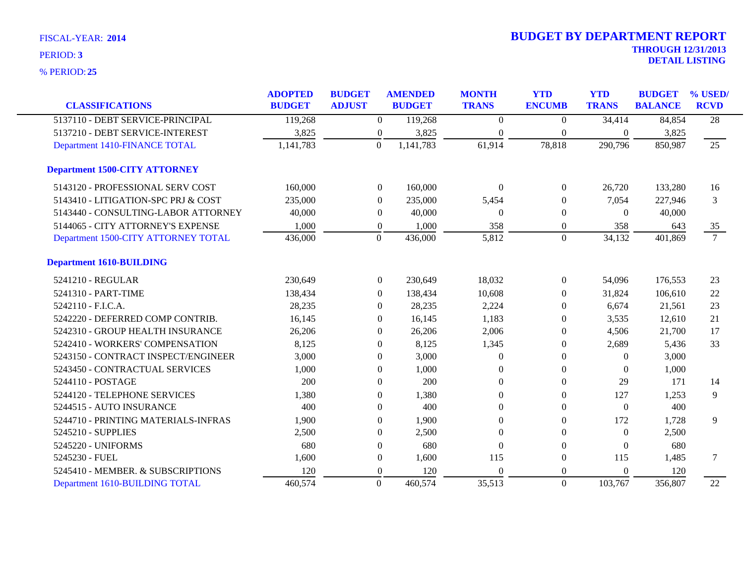FISCAL-YEAR: **2014**

PERIOD: **3**

% PERIOD: **25**

# BUDGET BY DEPARTMENT REPORT

**THROUGH 12/31/2013**
**DETAIL LISTING**

| CLASSIFICATIONS | ADOPTED BUDGET | BUDGET ADJUST | AMENDED BUDGET | MONTH TRANS | YTD ENCUMB | YTD TRANS | BUDGET BALANCE | % USED/ RCVD |
|---|---|---|---|---|---|---|---|---|
| 5137110 - DEBT SERVICE-PRINCIPAL | 119,268 | 0 | 119,268 | 0 | 0 | 34,414 | 84,854 | 28 |
| 5137210 - DEBT SERVICE-INTEREST | 3,825 | 0 | 3,825 | 0 | 0 | 0 | 3,825 | |
| Department 1410-FINANCE TOTAL | 1,141,783 | 0 | 1,141,783 | 61,914 | 78,818 | 290,796 | 850,987 | 25 |
| **Department 1500-CITY ATTORNEY** | | | | | | | | |
| 5143120 - PROFESSIONAL SERV COST | 160,000 | 0 | 160,000 | 0 | 0 | 26,720 | 133,280 | 16 |
| 5143410 - LITIGATION-SPC PRJ & COST | 235,000 | 0 | 235,000 | 5,454 | 0 | 7,054 | 227,946 | 3 |
| 5143440 - CONSULTING-LABOR ATTORNEY | 40,000 | 0 | 40,000 | 0 | 0 | 0 | 40,000 | |
| 5144065 - CITY ATTORNEY'S EXPENSE | 1,000 | 0 | 1,000 | 358 | 0 | 358 | 643 | 35 |
| Department 1500-CITY ATTORNEY TOTAL | 436,000 | 0 | 436,000 | 5,812 | 0 | 34,132 | 401,869 | 7 |
| **Department 1610-BUILDING** | | | | | | | | |
| 5241210 - REGULAR | 230,649 | 0 | 230,649 | 18,032 | 0 | 54,096 | 176,553 | 23 |
| 5241310 - PART-TIME | 138,434 | 0 | 138,434 | 10,608 | 0 | 31,824 | 106,610 | 22 |
| 5242110 - F.I.C.A. | 28,235 | 0 | 28,235 | 2,224 | 0 | 6,674 | 21,561 | 23 |
| 5242220 - DEFERRED COMP CONTRIB. | 16,145 | 0 | 16,145 | 1,183 | 0 | 3,535 | 12,610 | 21 |
| 5242310 - GROUP HEALTH INSURANCE | 26,206 | 0 | 26,206 | 2,006 | 0 | 4,506 | 21,700 | 17 |
| 5242410 - WORKERS' COMPENSATION | 8,125 | 0 | 8,125 | 1,345 | 0 | 2,689 | 5,436 | 33 |
| 5243150 - CONTRACT INSPECT/ENGINEER | 3,000 | 0 | 3,000 | 0 | 0 | 0 | 3,000 | |
| 5243450 - CONTRACTUAL SERVICES | 1,000 | 0 | 1,000 | 0 | 0 | 0 | 1,000 | |
| 5244110 - POSTAGE | 200 | 0 | 200 | 0 | 0 | 29 | 171 | 14 |
| 5244120 - TELEPHONE SERVICES | 1,380 | 0 | 1,380 | 0 | 0 | 127 | 1,253 | 9 |
| 5244515 - AUTO INSURANCE | 400 | 0 | 400 | 0 | 0 | 0 | 400 | |
| 5244710 - PRINTING MATERIALS-INFRAS | 1,900 | 0 | 1,900 | 0 | 0 | 172 | 1,728 | 9 |
| 5245210 - SUPPLIES | 2,500 | 0 | 2,500 | 0 | 0 | 0 | 2,500 | |
| 5245220 - UNIFORMS | 680 | 0 | 680 | 0 | 0 | 0 | 680 | |
| 5245230 - FUEL | 1,600 | 0 | 1,600 | 115 | 0 | 115 | 1,485 | 7 |
| 5245410 - MEMBER. & SUBSCRIPTIONS | 120 | 0 | 120 | 0 | 0 | 0 | 120 | |
| Department 1610-BUILDING TOTAL | 460,574 | 0 | 460,574 | 35,513 | 0 | 103,767 | 356,807 | 22 |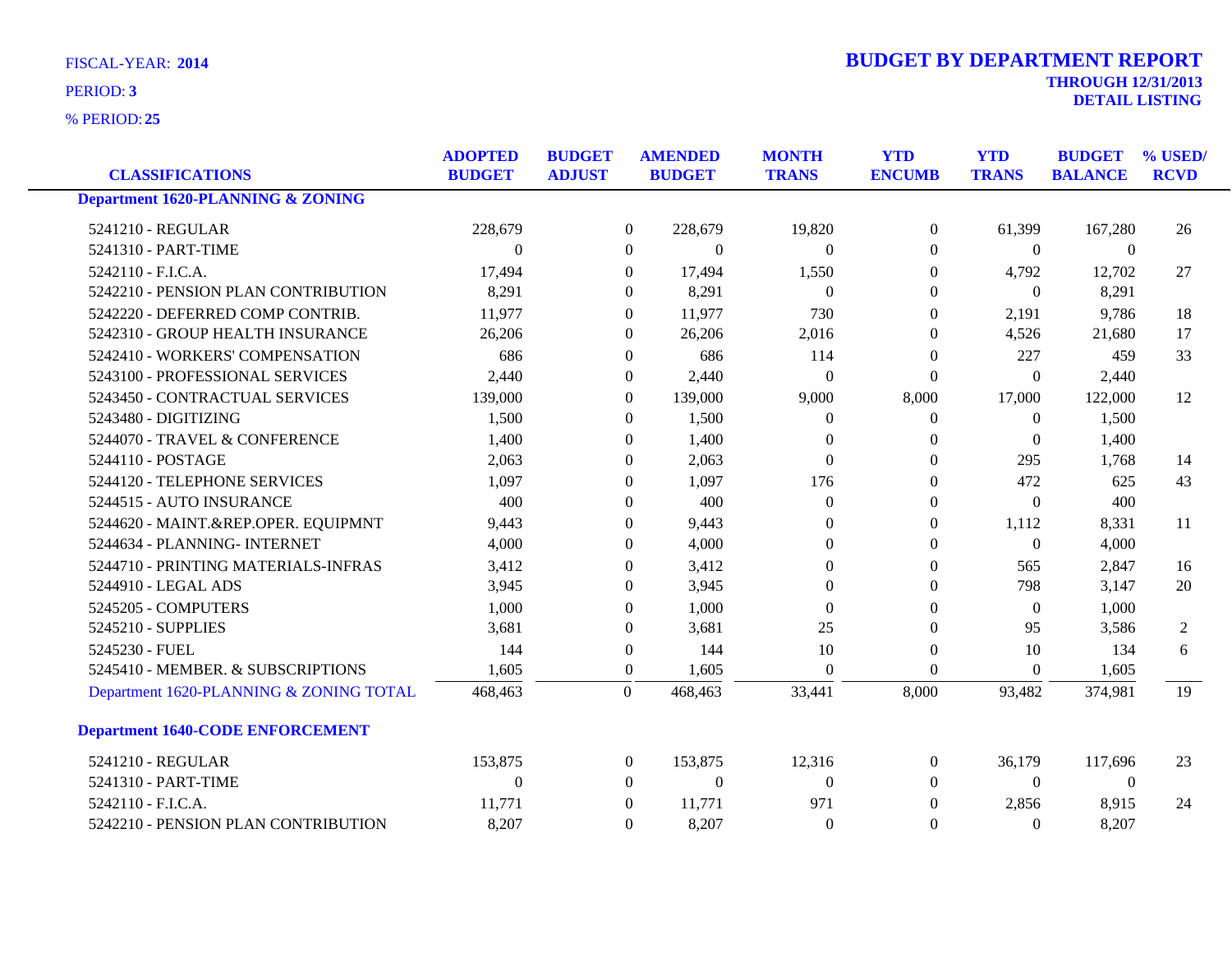FISCAL-YEAR: **2014**

PERIOD: **3**

% PERIOD: **25**

# BUDGET BY DEPARTMENT REPORT

**THROUGH 12/31/2013**

**DETAIL LISTING**

| CLASSIFICATIONS | ADOPTED BUDGET | BUDGET ADJUST | AMENDED BUDGET | MONTH TRANS | YTD ENCUMB | YTD TRANS | BUDGET BALANCE | % USED/ RCVD |
|---|---|---|---|---|---|---|---|---|
| **Department 1620-PLANNING & ZONING** | | | | | | | | |
| 5241210 - REGULAR | 228,679 | 0 | 228,679 | 19,820 | 0 | 61,399 | 167,280 | 26 |
| 5241310 - PART-TIME | 0 | 0 | 0 | 0 | 0 | 0 | 0 | |
| 5242110 - F.I.C.A. | 17,494 | 0 | 17,494 | 1,550 | 0 | 4,792 | 12,702 | 27 |
| 5242210 - PENSION PLAN CONTRIBUTION | 8,291 | 0 | 8,291 | 0 | 0 | 0 | 8,291 | |
| 5242220 - DEFERRED COMP CONTRIB. | 11,977 | 0 | 11,977 | 730 | 0 | 2,191 | 9,786 | 18 |
| 5242310 - GROUP HEALTH INSURANCE | 26,206 | 0 | 26,206 | 2,016 | 0 | 4,526 | 21,680 | 17 |
| 5242410 - WORKERS' COMPENSATION | 686 | 0 | 686 | 114 | 0 | 227 | 459 | 33 |
| 5243100 - PROFESSIONAL SERVICES | 2,440 | 0 | 2,440 | 0 | 0 | 0 | 2,440 | |
| 5243450 - CONTRACTUAL SERVICES | 139,000 | 0 | 139,000 | 9,000 | 8,000 | 17,000 | 122,000 | 12 |
| 5243480 - DIGITIZING | 1,500 | 0 | 1,500 | 0 | 0 | 0 | 1,500 | |
| 5244070 - TRAVEL & CONFERENCE | 1,400 | 0 | 1,400 | 0 | 0 | 0 | 1,400 | |
| 5244110 - POSTAGE | 2,063 | 0 | 2,063 | 0 | 0 | 295 | 1,768 | 14 |
| 5244120 - TELEPHONE SERVICES | 1,097 | 0 | 1,097 | 176 | 0 | 472 | 625 | 43 |
| 5244515 - AUTO INSURANCE | 400 | 0 | 400 | 0 | 0 | 0 | 400 | |
| 5244620 - MAINT.&REP.OPER. EQUIPMNT | 9,443 | 0 | 9,443 | 0 | 0 | 1,112 | 8,331 | 11 |
| 5244634 - PLANNING- INTERNET | 4,000 | 0 | 4,000 | 0 | 0 | 0 | 4,000 | |
| 5244710 - PRINTING MATERIALS-INFRAS | 3,412 | 0 | 3,412 | 0 | 0 | 565 | 2,847 | 16 |
| 5244910 - LEGAL ADS | 3,945 | 0 | 3,945 | 0 | 0 | 798 | 3,147 | 20 |
| 5245205 - COMPUTERS | 1,000 | 0 | 1,000 | 0 | 0 | 0 | 1,000 | |
| 5245210 - SUPPLIES | 3,681 | 0 | 3,681 | 25 | 0 | 95 | 3,586 | 2 |
| 5245230 - FUEL | 144 | 0 | 144 | 10 | 0 | 10 | 134 | 6 |
| 5245410 - MEMBER. & SUBSCRIPTIONS | 1,605 | 0 | 1,605 | 0 | 0 | 0 | 1,605 | |
| Department 1620-PLANNING & ZONING TOTAL | 468,463 | 0 | 468,463 | 33,441 | 8,000 | 93,482 | 374,981 | 19 |
| **Department 1640-CODE ENFORCEMENT** | | | | | | | | |
| 5241210 - REGULAR | 153,875 | 0 | 153,875 | 12,316 | 0 | 36,179 | 117,696 | 23 |
| 5241310 - PART-TIME | 0 | 0 | 0 | 0 | 0 | 0 | 0 | |
| 5242110 - F.I.C.A. | 11,771 | 0 | 11,771 | 971 | 0 | 2,856 | 8,915 | 24 |
| 5242210 - PENSION PLAN CONTRIBUTION | 8,207 | 0 | 8,207 | 0 | 0 | 0 | 8,207 | |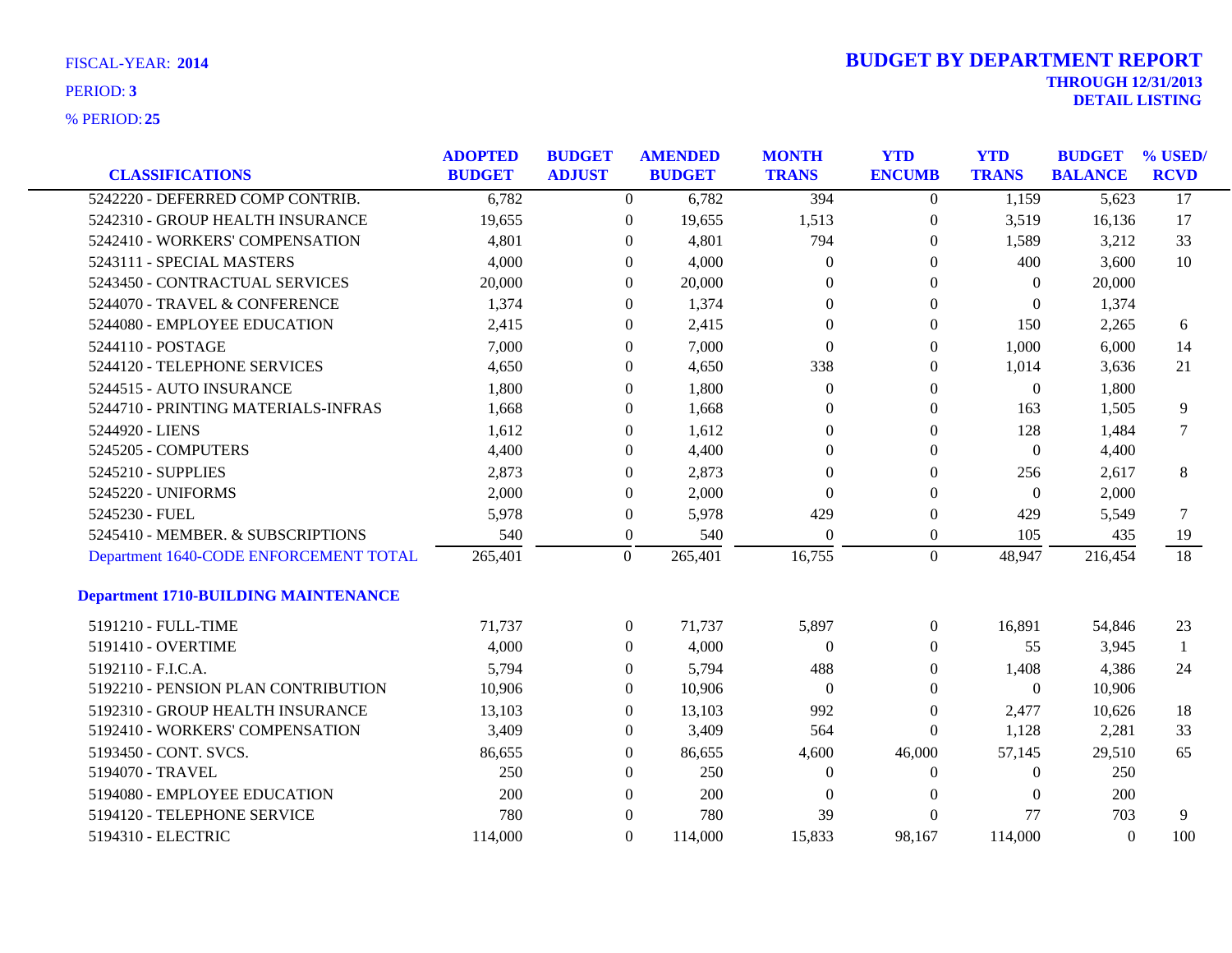FISCAL-YEAR: **2014**

PERIOD: **3**

% PERIOD: **25**

# BUDGET BY DEPARTMENT REPORT

**THROUGH 12/31/2013**

**DETAIL LISTING**

| CLASSIFICATIONS | ADOPTED BUDGET | BUDGET ADJUST | AMENDED BUDGET | MONTH TRANS | YTD ENCUMB | YTD TRANS | BUDGET BALANCE | % USED/ RCVD |
|---|---|---|---|---|---|---|---|---|
| 5242220 - DEFERRED COMP CONTRIB. | 6,782 | 0 | 6,782 | 394 | 0 | 1,159 | 5,623 | 17 |
| 5242310 - GROUP HEALTH INSURANCE | 19,655 | 0 | 19,655 | 1,513 | 0 | 3,519 | 16,136 | 17 |
| 5242410 - WORKERS' COMPENSATION | 4,801 | 0 | 4,801 | 794 | 0 | 1,589 | 3,212 | 33 |
| 5243111 - SPECIAL MASTERS | 4,000 | 0 | 4,000 | 0 | 0 | 400 | 3,600 | 10 |
| 5243450 - CONTRACTUAL SERVICES | 20,000 | 0 | 20,000 | 0 | 0 | 0 | 20,000 | |
| 5244070 - TRAVEL & CONFERENCE | 1,374 | 0 | 1,374 | 0 | 0 | 0 | 1,374 | |
| 5244080 - EMPLOYEE EDUCATION | 2,415 | 0 | 2,415 | 0 | 0 | 150 | 2,265 | 6 |
| 5244110 - POSTAGE | 7,000 | 0 | 7,000 | 0 | 0 | 1,000 | 6,000 | 14 |
| 5244120 - TELEPHONE SERVICES | 4,650 | 0 | 4,650 | 338 | 0 | 1,014 | 3,636 | 21 |
| 5244515 - AUTO INSURANCE | 1,800 | 0 | 1,800 | 0 | 0 | 0 | 1,800 | |
| 5244710 - PRINTING MATERIALS-INFRAS | 1,668 | 0 | 1,668 | 0 | 0 | 163 | 1,505 | 9 |
| 5244920 - LIENS | 1,612 | 0 | 1,612 | 0 | 0 | 128 | 1,484 | 7 |
| 5245205 - COMPUTERS | 4,400 | 0 | 4,400 | 0 | 0 | 0 | 4,400 | |
| 5245210 - SUPPLIES | 2,873 | 0 | 2,873 | 0 | 0 | 256 | 2,617 | 8 |
| 5245220 - UNIFORMS | 2,000 | 0 | 2,000 | 0 | 0 | 0 | 2,000 | |
| 5245230 - FUEL | 5,978 | 0 | 5,978 | 429 | 0 | 429 | 5,549 | 7 |
| 5245410 - MEMBER. & SUBSCRIPTIONS | 540 | 0 | 540 | 0 | 0 | 105 | 435 | 19 |
| Department 1640-CODE ENFORCEMENT TOTAL | 265,401 | 0 | 265,401 | 16,755 | 0 | 48,947 | 216,454 | 18 |
| **Department 1710-BUILDING MAINTENANCE** | | | | | | | | |
| 5191210 - FULL-TIME | 71,737 | 0 | 71,737 | 5,897 | 0 | 16,891 | 54,846 | 23 |
| 5191410 - OVERTIME | 4,000 | 0 | 4,000 | 0 | 0 | 55 | 3,945 | 1 |
| 5192110 - F.I.C.A. | 5,794 | 0 | 5,794 | 488 | 0 | 1,408 | 4,386 | 24 |
| 5192210 - PENSION PLAN CONTRIBUTION | 10,906 | 0 | 10,906 | 0 | 0 | 0 | 10,906 | |
| 5192310 - GROUP HEALTH INSURANCE | 13,103 | 0 | 13,103 | 992 | 0 | 2,477 | 10,626 | 18 |
| 5192410 - WORKERS' COMPENSATION | 3,409 | 0 | 3,409 | 564 | 0 | 1,128 | 2,281 | 33 |
| 5193450 - CONT. SVCS. | 86,655 | 0 | 86,655 | 4,600 | 46,000 | 57,145 | 29,510 | 65 |
| 5194070 - TRAVEL | 250 | 0 | 250 | 0 | 0 | 0 | 250 | |
| 5194080 - EMPLOYEE EDUCATION | 200 | 0 | 200 | 0 | 0 | 0 | 200 | |
| 5194120 - TELEPHONE SERVICE | 780 | 0 | 780 | 39 | 0 | 77 | 703 | 9 |
| 5194310 - ELECTRIC | 114,000 | 0 | 114,000 | 15,833 | 98,167 | 114,000 | 0 | 100 |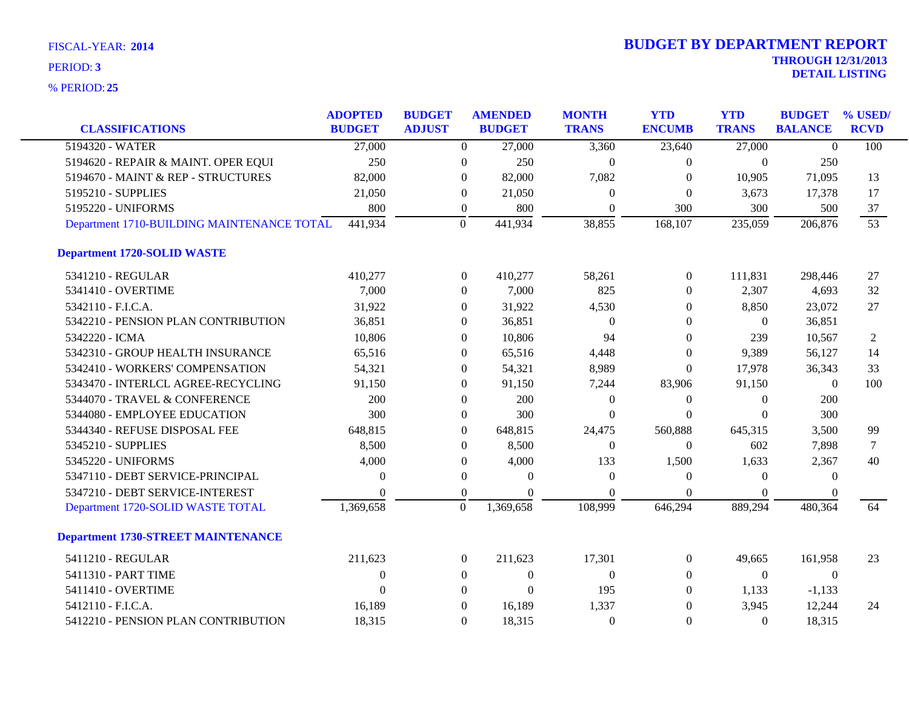FISCAL-YEAR: **2014**

PERIOD: **3**

% PERIOD: **25**

# BUDGET BY DEPARTMENT REPORT

**THROUGH 12/31/2013**

**DETAIL LISTING**

| CLASSIFICATIONS | ADOPTED BUDGET | BUDGET ADJUST | AMENDED BUDGET | MONTH TRANS | YTD ENCUMB | YTD TRANS | BUDGET BALANCE | % USED/ RCVD |
|---|---|---|---|---|---|---|---|---|
| 5194320 - WATER | 27,000 | 0 | 27,000 | 3,360 | 23,640 | 27,000 | 0 | 100 |
| 5194620 - REPAIR & MAINT. OPER EQUI | 250 | 0 | 250 | 0 | 0 | 0 | 250 | |
| 5194670 - MAINT & REP - STRUCTURES | 82,000 | 0 | 82,000 | 7,082 | 0 | 10,905 | 71,095 | 13 |
| 5195210 - SUPPLIES | 21,050 | 0 | 21,050 | 0 | 0 | 3,673 | 17,378 | 17 |
| 5195220 - UNIFORMS | 800 | 0 | 800 | 0 | 300 | 300 | 500 | 37 |
| Department 1710-BUILDING MAINTENANCE TOTAL | 441,934 | 0 | 441,934 | 38,855 | 168,107 | 235,059 | 206,876 | 53 |
| **Department 1720-SOLID WASTE** | | | | | | | | |
| 5341210 - REGULAR | 410,277 | 0 | 410,277 | 58,261 | 0 | 111,831 | 298,446 | 27 |
| 5341410 - OVERTIME | 7,000 | 0 | 7,000 | 825 | 0 | 2,307 | 4,693 | 32 |
| 5342110 - F.I.C.A. | 31,922 | 0 | 31,922 | 4,530 | 0 | 8,850 | 23,072 | 27 |
| 5342210 - PENSION PLAN CONTRIBUTION | 36,851 | 0 | 36,851 | 0 | 0 | 0 | 36,851 | |
| 5342220 - ICMA | 10,806 | 0 | 10,806 | 94 | 0 | 239 | 10,567 | 2 |
| 5342310 - GROUP HEALTH INSURANCE | 65,516 | 0 | 65,516 | 4,448 | 0 | 9,389 | 56,127 | 14 |
| 5342410 - WORKERS' COMPENSATION | 54,321 | 0 | 54,321 | 8,989 | 0 | 17,978 | 36,343 | 33 |
| 5343470 - INTERLCL AGREE-RECYCLING | 91,150 | 0 | 91,150 | 7,244 | 83,906 | 91,150 | 0 | 100 |
| 5344070 - TRAVEL & CONFERENCE | 200 | 0 | 200 | 0 | 0 | 0 | 200 | |
| 5344080 - EMPLOYEE EDUCATION | 300 | 0 | 300 | 0 | 0 | 0 | 300 | |
| 5344340 - REFUSE DISPOSAL FEE | 648,815 | 0 | 648,815 | 24,475 | 560,888 | 645,315 | 3,500 | 99 |
| 5345210 - SUPPLIES | 8,500 | 0 | 8,500 | 0 | 0 | 602 | 7,898 | 7 |
| 5345220 - UNIFORMS | 4,000 | 0 | 4,000 | 133 | 1,500 | 1,633 | 2,367 | 40 |
| 5347110 - DEBT SERVICE-PRINCIPAL | 0 | 0 | 0 | 0 | 0 | 0 | 0 | |
| 5347210 - DEBT SERVICE-INTEREST | 0 | 0 | 0 | 0 | 0 | 0 | 0 | |
| Department 1720-SOLID WASTE TOTAL | 1,369,658 | 0 | 1,369,658 | 108,999 | 646,294 | 889,294 | 480,364 | 64 |
| **Department 1730-STREET MAINTENANCE** | | | | | | | | |
| 5411210 - REGULAR | 211,623 | 0 | 211,623 | 17,301 | 0 | 49,665 | 161,958 | 23 |
| 5411310 - PART TIME | 0 | 0 | 0 | 0 | 0 | 0 | 0 | |
| 5411410 - OVERTIME | 0 | 0 | 0 | 195 | 0 | 1,133 | -1,133 | |
| 5412110 - F.I.C.A. | 16,189 | 0 | 16,189 | 1,337 | 0 | 3,945 | 12,244 | 24 |
| 5412210 - PENSION PLAN CONTRIBUTION | 18,315 | 0 | 18,315 | 0 | 0 | 0 | 18,315 | |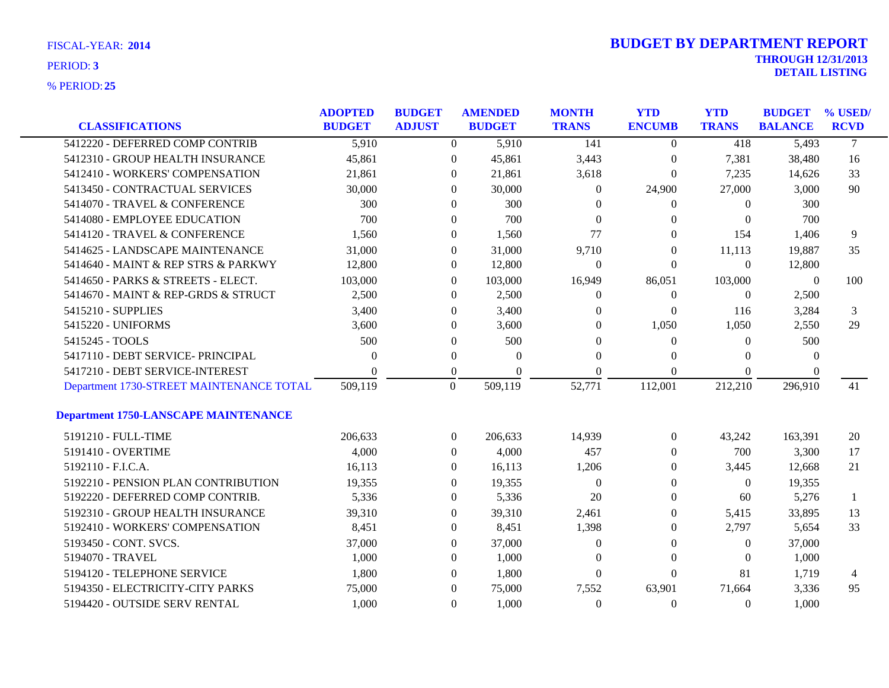FISCAL-YEAR: **2014**

PERIOD: **3**

% PERIOD: **25**

# BUDGET BY DEPARTMENT REPORT

**THROUGH 12/31/2013**

**DETAIL LISTING**

| CLASSIFICATIONS | ADOPTED BUDGET | BUDGET ADJUST | AMENDED BUDGET | MONTH TRANS | YTD ENCUMB | YTD TRANS | BUDGET BALANCE | % USED/ RCVD |
|---|---|---|---|---|---|---|---|---|
| 5412220 - DEFERRED COMP CONTRIB | 5,910 | 0 | 5,910 | 141 | 0 | 418 | 5,493 | 7 |
| 5412310 - GROUP HEALTH INSURANCE | 45,861 | 0 | 45,861 | 3,443 | 0 | 7,381 | 38,480 | 16 |
| 5412410 - WORKERS' COMPENSATION | 21,861 | 0 | 21,861 | 3,618 | 0 | 7,235 | 14,626 | 33 |
| 5413450 - CONTRACTUAL SERVICES | 30,000 | 0 | 30,000 | 0 | 24,900 | 27,000 | 3,000 | 90 |
| 5414070 - TRAVEL & CONFERENCE | 300 | 0 | 300 | 0 | 0 | 0 | 300 | |
| 5414080 - EMPLOYEE EDUCATION | 700 | 0 | 700 | 0 | 0 | 0 | 700 | |
| 5414120 - TRAVEL & CONFERENCE | 1,560 | 0 | 1,560 | 77 | 0 | 154 | 1,406 | 9 |
| 5414625 - LANDSCAPE MAINTENANCE | 31,000 | 0 | 31,000 | 9,710 | 0 | 11,113 | 19,887 | 35 |
| 5414640 - MAINT & REP STRS & PARKWY | 12,800 | 0 | 12,800 | 0 | 0 | 0 | 12,800 | |
| 5414650 - PARKS & STREETS - ELECT. | 103,000 | 0 | 103,000 | 16,949 | 86,051 | 103,000 | 0 | 100 |
| 5414670 - MAINT & REP-GRDS & STRUCT | 2,500 | 0 | 2,500 | 0 | 0 | 0 | 2,500 | |
| 5415210 - SUPPLIES | 3,400 | 0 | 3,400 | 0 | 0 | 116 | 3,284 | 3 |
| 5415220 - UNIFORMS | 3,600 | 0 | 3,600 | 0 | 1,050 | 1,050 | 2,550 | 29 |
| 5415245 - TOOLS | 500 | 0 | 500 | 0 | 0 | 0 | 500 | |
| 5417110 - DEBT SERVICE- PRINCIPAL | 0 | 0 | 0 | 0 | 0 | 0 | 0 | |
| 5417210 - DEBT SERVICE-INTEREST | 0 | 0 | 0 | 0 | 0 | 0 | 0 | |
| Department 1730-STREET MAINTENANCE TOTAL | 509,119 | 0 | 509,119 | 52,771 | 112,001 | 212,210 | 296,910 | 41 |
| **Department 1750-LANSCAPE MAINTENANCE** | | | | | | | | |
| 5191210 - FULL-TIME | 206,633 | 0 | 206,633 | 14,939 | 0 | 43,242 | 163,391 | 20 |
| 5191410 - OVERTIME | 4,000 | 0 | 4,000 | 457 | 0 | 700 | 3,300 | 17 |
| 5192110 - F.I.C.A. | 16,113 | 0 | 16,113 | 1,206 | 0 | 3,445 | 12,668 | 21 |
| 5192210 - PENSION PLAN CONTRIBUTION | 19,355 | 0 | 19,355 | 0 | 0 | 0 | 19,355 | |
| 5192220 - DEFERRED COMP CONTRIB. | 5,336 | 0 | 5,336 | 20 | 0 | 60 | 5,276 | 1 |
| 5192310 - GROUP HEALTH INSURANCE | 39,310 | 0 | 39,310 | 2,461 | 0 | 5,415 | 33,895 | 13 |
| 5192410 - WORKERS' COMPENSATION | 8,451 | 0 | 8,451 | 1,398 | 0 | 2,797 | 5,654 | 33 |
| 5193450 - CONT. SVCS. | 37,000 | 0 | 37,000 | 0 | 0 | 0 | 37,000 | |
| 5194070 - TRAVEL | 1,000 | 0 | 1,000 | 0 | 0 | 0 | 1,000 | |
| 5194120 - TELEPHONE SERVICE | 1,800 | 0 | 1,800 | 0 | 0 | 81 | 1,719 | 4 |
| 5194350 - ELECTRICITY-CITY PARKS | 75,000 | 0 | 75,000 | 7,552 | 63,901 | 71,664 | 3,336 | 95 |
| 5194420 - OUTSIDE SERV RENTAL | 1,000 | 0 | 1,000 | 0 | 0 | 0 | 1,000 | |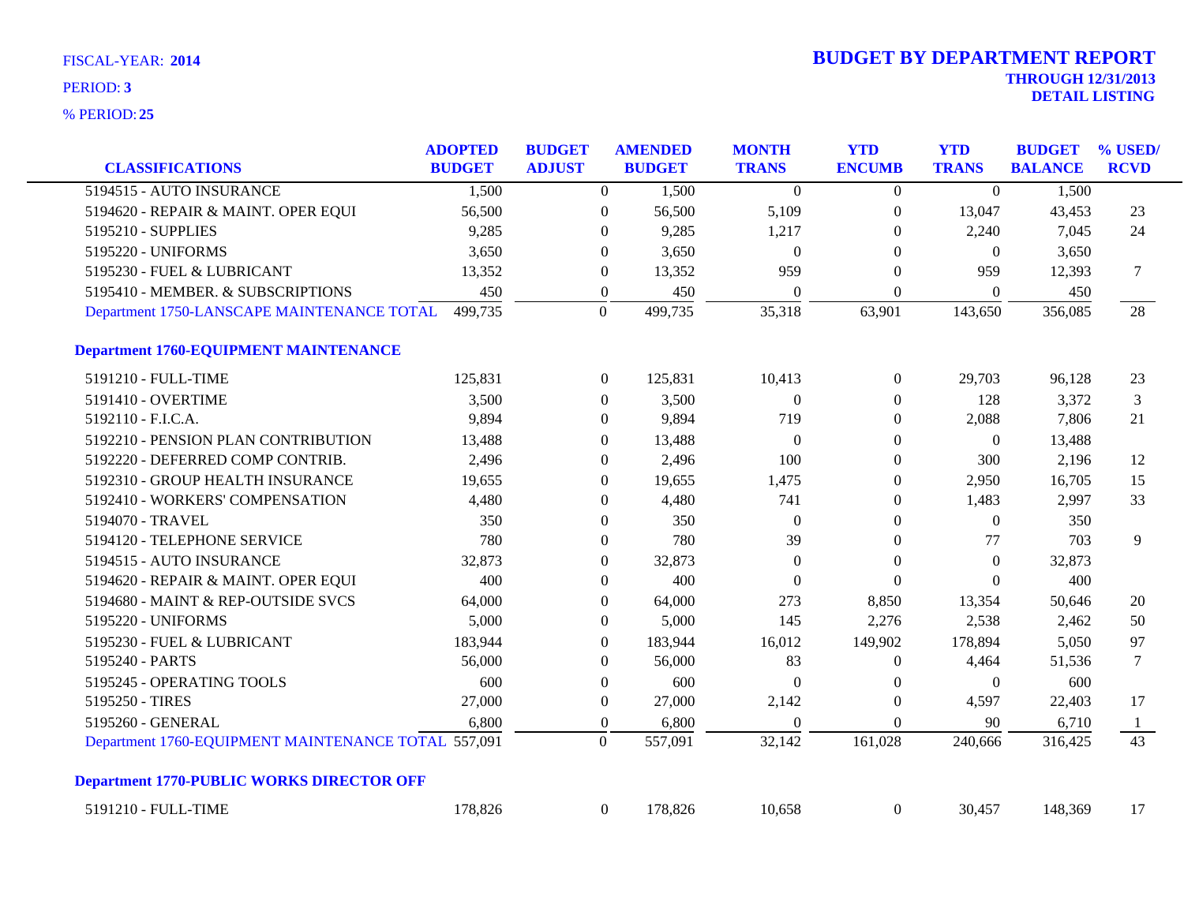FISCAL-YEAR: **2014**

PERIOD: **3**

% PERIOD: **25**

# BUDGET BY DEPARTMENT REPORT

**THROUGH 12/31/2013**

**DETAIL LISTING**

| CLASSIFICATIONS | ADOPTED BUDGET | BUDGET ADJUST | AMENDED BUDGET | MONTH TRANS | YTD ENCUMB | YTD TRANS | BUDGET BALANCE | % USED/ RCVD |
|---|---|---|---|---|---|---|---|---|
| 5194515 - AUTO INSURANCE | 1,500 | 0 | 1,500 | 0 | 0 | 0 | 1,500 | |
| 5194620 - REPAIR & MAINT. OPER EQUI | 56,500 | 0 | 56,500 | 5,109 | 0 | 13,047 | 43,453 | 23 |
| 5195210 - SUPPLIES | 9,285 | 0 | 9,285 | 1,217 | 0 | 2,240 | 7,045 | 24 |
| 5195220 - UNIFORMS | 3,650 | 0 | 3,650 | 0 | 0 | 0 | 3,650 | |
| 5195230 - FUEL & LUBRICANT | 13,352 | 0 | 13,352 | 959 | 0 | 959 | 12,393 | 7 |
| 5195410 - MEMBER. & SUBSCRIPTIONS | 450 | 0 | 450 | 0 | 0 | 0 | 450 | |
| Department 1750-LANSCAPE MAINTENANCE TOTAL | 499,735 | 0 | 499,735 | 35,318 | 63,901 | 143,650 | 356,085 | 28 |
| **Department 1760-EQUIPMENT MAINTENANCE** | | | | | | | | |
| 5191210 - FULL-TIME | 125,831 | 0 | 125,831 | 10,413 | 0 | 29,703 | 96,128 | 23 |
| 5191410 - OVERTIME | 3,500 | 0 | 3,500 | 0 | 0 | 128 | 3,372 | 3 |
| 5192110 - F.I.C.A. | 9,894 | 0 | 9,894 | 719 | 0 | 2,088 | 7,806 | 21 |
| 5192210 - PENSION PLAN CONTRIBUTION | 13,488 | 0 | 13,488 | 0 | 0 | 0 | 13,488 | |
| 5192220 - DEFERRED COMP CONTRIB. | 2,496 | 0 | 2,496 | 100 | 0 | 300 | 2,196 | 12 |
| 5192310 - GROUP HEALTH INSURANCE | 19,655 | 0 | 19,655 | 1,475 | 0 | 2,950 | 16,705 | 15 |
| 5192410 - WORKERS' COMPENSATION | 4,480 | 0 | 4,480 | 741 | 0 | 1,483 | 2,997 | 33 |
| 5194070 - TRAVEL | 350 | 0 | 350 | 0 | 0 | 0 | 350 | |
| 5194120 - TELEPHONE SERVICE | 780 | 0 | 780 | 39 | 0 | 77 | 703 | 9 |
| 5194515 - AUTO INSURANCE | 32,873 | 0 | 32,873 | 0 | 0 | 0 | 32,873 | |
| 5194620 - REPAIR & MAINT. OPER EQUI | 400 | 0 | 400 | 0 | 0 | 0 | 400 | |
| 5194680 - MAINT & REP-OUTSIDE SVCS | 64,000 | 0 | 64,000 | 273 | 8,850 | 13,354 | 50,646 | 20 |
| 5195220 - UNIFORMS | 5,000 | 0 | 5,000 | 145 | 2,276 | 2,538 | 2,462 | 50 |
| 5195230 - FUEL & LUBRICANT | 183,944 | 0 | 183,944 | 16,012 | 149,902 | 178,894 | 5,050 | 97 |
| 5195240 - PARTS | 56,000 | 0 | 56,000 | 83 | 0 | 4,464 | 51,536 | 7 |
| 5195245 - OPERATING TOOLS | 600 | 0 | 600 | 0 | 0 | 0 | 600 | |
| 5195250 - TIRES | 27,000 | 0 | 27,000 | 2,142 | 0 | 4,597 | 22,403 | 17 |
| 5195260 - GENERAL | 6,800 | 0 | 6,800 | 0 | 0 | 90 | 6,710 | 1 |
| Department 1760-EQUIPMENT MAINTENANCE TOTAL | 557,091 | 0 | 557,091 | 32,142 | 161,028 | 240,666 | 316,425 | 43 |
| **Department 1770-PUBLIC WORKS DIRECTOR OFF** | | | | | | | | |
| 5191210 - FULL-TIME | 178,826 | 0 | 178,826 | 10,658 | 0 | 30,457 | 148,369 | 17 |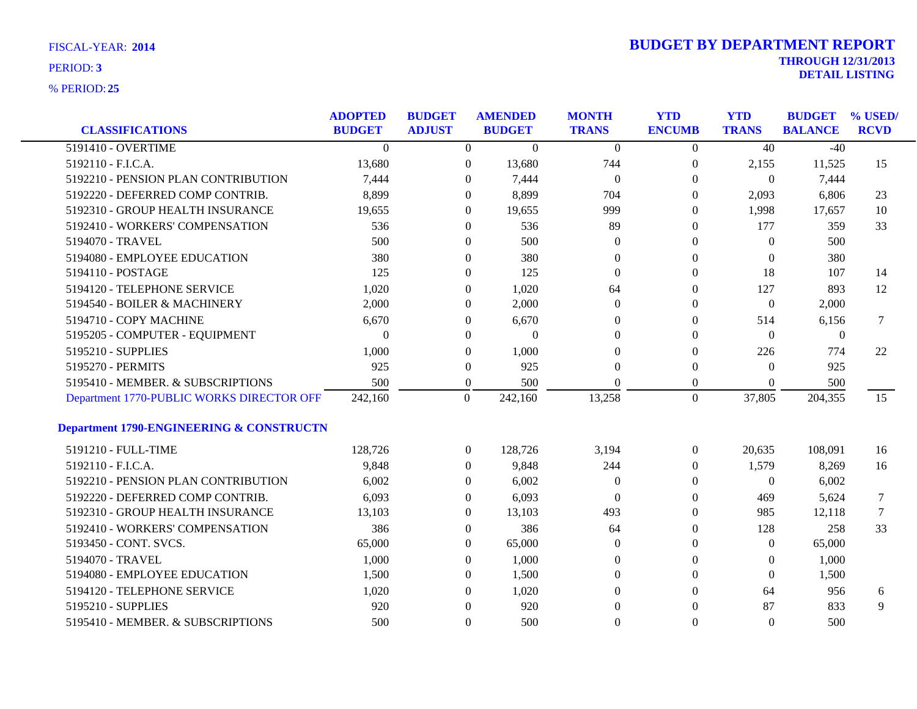FISCAL-YEAR: **2014**

PERIOD: **3**

% PERIOD: **25**

# BUDGET BY DEPARTMENT REPORT

**THROUGH 12/31/2013**

**DETAIL LISTING**

| CLASSIFICATIONS | ADOPTED BUDGET | BUDGET ADJUST | AMENDED BUDGET | MONTH TRANS | YTD ENCUMB | YTD TRANS | BUDGET BALANCE | % USED/ RCVD |
|---|---|---|---|---|---|---|---|---|
| 5191410 - OVERTIME | 0 | 0 | 0 | 0 | 0 | 40 | -40 | |
| 5192110 - F.I.C.A. | 13,680 | 0 | 13,680 | 744 | 0 | 2,155 | 11,525 | 15 |
| 5192210 - PENSION PLAN CONTRIBUTION | 7,444 | 0 | 7,444 | 0 | 0 | 0 | 7,444 | |
| 5192220 - DEFERRED COMP CONTRIB. | 8,899 | 0 | 8,899 | 704 | 0 | 2,093 | 6,806 | 23 |
| 5192310 - GROUP HEALTH INSURANCE | 19,655 | 0 | 19,655 | 999 | 0 | 1,998 | 17,657 | 10 |
| 5192410 - WORKERS' COMPENSATION | 536 | 0 | 536 | 89 | 0 | 177 | 359 | 33 |
| 5194070 - TRAVEL | 500 | 0 | 500 | 0 | 0 | 0 | 500 | |
| 5194080 - EMPLOYEE EDUCATION | 380 | 0 | 380 | 0 | 0 | 0 | 380 | |
| 5194110 - POSTAGE | 125 | 0 | 125 | 0 | 0 | 18 | 107 | 14 |
| 5194120 - TELEPHONE SERVICE | 1,020 | 0 | 1,020 | 64 | 0 | 127 | 893 | 12 |
| 5194540 - BOILER & MACHINERY | 2,000 | 0 | 2,000 | 0 | 0 | 0 | 2,000 | |
| 5194710 - COPY MACHINE | 6,670 | 0 | 6,670 | 0 | 0 | 514 | 6,156 | 7 |
| 5195205 - COMPUTER - EQUIPMENT | 0 | 0 | 0 | 0 | 0 | 0 | 0 | |
| 5195210 - SUPPLIES | 1,000 | 0 | 1,000 | 0 | 0 | 226 | 774 | 22 |
| 5195270 - PERMITS | 925 | 0 | 925 | 0 | 0 | 0 | 925 | |
| 5195410 - MEMBER. & SUBSCRIPTIONS | 500 | 0 | 500 | 0 | 0 | 0 | 500 | |
| Department 1770-PUBLIC WORKS DIRECTOR OFF | 242,160 | 0 | 242,160 | 13,258 | 0 | 37,805 | 204,355 | 15 |

## Department 1790-ENGINEERING & CONSTRUCTN

| CLASSIFICATIONS | ADOPTED BUDGET | BUDGET ADJUST | AMENDED BUDGET | MONTH TRANS | YTD ENCUMB | YTD TRANS | BUDGET BALANCE | % USED/ RCVD |
|---|---|---|---|---|---|---|---|---|
| 5191210 - FULL-TIME | 128,726 | 0 | 128,726 | 3,194 | 0 | 20,635 | 108,091 | 16 |
| 5192110 - F.I.C.A. | 9,848 | 0 | 9,848 | 244 | 0 | 1,579 | 8,269 | 16 |
| 5192210 - PENSION PLAN CONTRIBUTION | 6,002 | 0 | 6,002 | 0 | 0 | 0 | 6,002 | |
| 5192220 - DEFERRED COMP CONTRIB. | 6,093 | 0 | 6,093 | 0 | 0 | 469 | 5,624 | 7 |
| 5192310 - GROUP HEALTH INSURANCE | 13,103 | 0 | 13,103 | 493 | 0 | 985 | 12,118 | 7 |
| 5192410 - WORKERS' COMPENSATION | 386 | 0 | 386 | 64 | 0 | 128 | 258 | 33 |
| 5193450 - CONT. SVCS. | 65,000 | 0 | 65,000 | 0 | 0 | 0 | 65,000 | |
| 5194070 - TRAVEL | 1,000 | 0 | 1,000 | 0 | 0 | 0 | 1,000 | |
| 5194080 - EMPLOYEE EDUCATION | 1,500 | 0 | 1,500 | 0 | 0 | 0 | 1,500 | |
| 5194120 - TELEPHONE SERVICE | 1,020 | 0 | 1,020 | 0 | 0 | 64 | 956 | 6 |
| 5195210 - SUPPLIES | 920 | 0 | 920 | 0 | 0 | 87 | 833 | 9 |
| 5195410 - MEMBER. & SUBSCRIPTIONS | 500 | 0 | 500 | 0 | 0 | 0 | 500 | |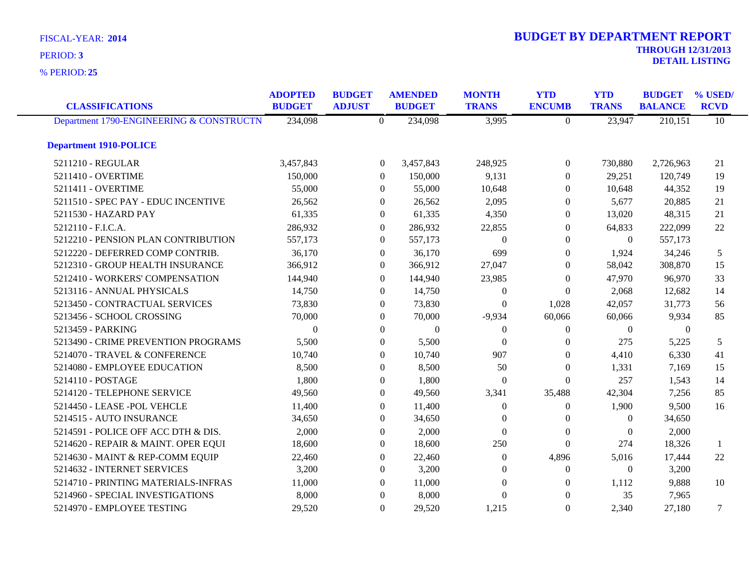FISCAL-YEAR: **2014**

PERIOD: **3**

% PERIOD: **25**

# BUDGET BY DEPARTMENT REPORT

**THROUGH 12/31/2013**
**DETAIL LISTING**

| CLASSIFICATIONS | ADOPTED BUDGET | BUDGET ADJUST | AMENDED BUDGET | MONTH TRANS | YTD ENCUMB | YTD TRANS | BUDGET BALANCE | % USED/ RCVD |
|---|---|---|---|---|---|---|---|---|
| Department 1790-ENGINEERING & CONSTRUCTN | 234,098 | 0 | 234,098 | 3,995 | 0 | 23,947 | 210,151 | 10 |
| **Department 1910-POLICE** | | | | | | | | |
| 5211210 - REGULAR | 3,457,843 | 0 | 3,457,843 | 248,925 | 0 | 730,880 | 2,726,963 | 21 |
| 5211410 - OVERTIME | 150,000 | 0 | 150,000 | 9,131 | 0 | 29,251 | 120,749 | 19 |
| 5211411 - OVERTIME | 55,000 | 0 | 55,000 | 10,648 | 0 | 10,648 | 44,352 | 19 |
| 5211510 - SPEC PAY - EDUC INCENTIVE | 26,562 | 0 | 26,562 | 2,095 | 0 | 5,677 | 20,885 | 21 |
| 5211530 - HAZARD PAY | 61,335 | 0 | 61,335 | 4,350 | 0 | 13,020 | 48,315 | 21 |
| 5212110 - F.I.C.A. | 286,932 | 0 | 286,932 | 22,855 | 0 | 64,833 | 222,099 | 22 |
| 5212210 - PENSION PLAN CONTRIBUTION | 557,173 | 0 | 557,173 | 0 | 0 | 0 | 557,173 | |
| 5212220 - DEFERRED COMP CONTRIB. | 36,170 | 0 | 36,170 | 699 | 0 | 1,924 | 34,246 | 5 |
| 5212310 - GROUP HEALTH INSURANCE | 366,912 | 0 | 366,912 | 27,047 | 0 | 58,042 | 308,870 | 15 |
| 5212410 - WORKERS' COMPENSATION | 144,940 | 0 | 144,940 | 23,985 | 0 | 47,970 | 96,970 | 33 |
| 5213116 - ANNUAL PHYSICALS | 14,750 | 0 | 14,750 | 0 | 0 | 2,068 | 12,682 | 14 |
| 5213450 - CONTRACTUAL SERVICES | 73,830 | 0 | 73,830 | 0 | 1,028 | 42,057 | 31,773 | 56 |
| 5213456 - SCHOOL CROSSING | 70,000 | 0 | 70,000 | -9,934 | 60,066 | 60,066 | 9,934 | 85 |
| 5213459 - PARKING | 0 | 0 | 0 | 0 | 0 | 0 | 0 | |
| 5213490 - CRIME PREVENTION PROGRAMS | 5,500 | 0 | 5,500 | 0 | 0 | 275 | 5,225 | 5 |
| 5214070 - TRAVEL & CONFERENCE | 10,740 | 0 | 10,740 | 907 | 0 | 4,410 | 6,330 | 41 |
| 5214080 - EMPLOYEE EDUCATION | 8,500 | 0 | 8,500 | 50 | 0 | 1,331 | 7,169 | 15 |
| 5214110 - POSTAGE | 1,800 | 0 | 1,800 | 0 | 0 | 257 | 1,543 | 14 |
| 5214120 - TELEPHONE SERVICE | 49,560 | 0 | 49,560 | 3,341 | 35,488 | 42,304 | 7,256 | 85 |
| 5214450 - LEASE -POL VEHCLE | 11,400 | 0 | 11,400 | 0 | 0 | 1,900 | 9,500 | 16 |
| 5214515 - AUTO INSURANCE | 34,650 | 0 | 34,650 | 0 | 0 | 0 | 34,650 | |
| 5214591 - POLICE OFF ACC DTH & DIS. | 2,000 | 0 | 2,000 | 0 | 0 | 0 | 2,000 | |
| 5214620 - REPAIR & MAINT. OPER EQUI | 18,600 | 0 | 18,600 | 250 | 0 | 274 | 18,326 | 1 |
| 5214630 - MAINT & REP-COMM EQUIP | 22,460 | 0 | 22,460 | 0 | 4,896 | 5,016 | 17,444 | 22 |
| 5214632 - INTERNET SERVICES | 3,200 | 0 | 3,200 | 0 | 0 | 0 | 3,200 | |
| 5214710 - PRINTING MATERIALS-INFRAS | 11,000 | 0 | 11,000 | 0 | 0 | 1,112 | 9,888 | 10 |
| 5214960 - SPECIAL INVESTIGATIONS | 8,000 | 0 | 8,000 | 0 | 0 | 35 | 7,965 | |
| 5214970 - EMPLOYEE TESTING | 29,520 | 0 | 29,520 | 1,215 | 0 | 2,340 | 27,180 | 7 |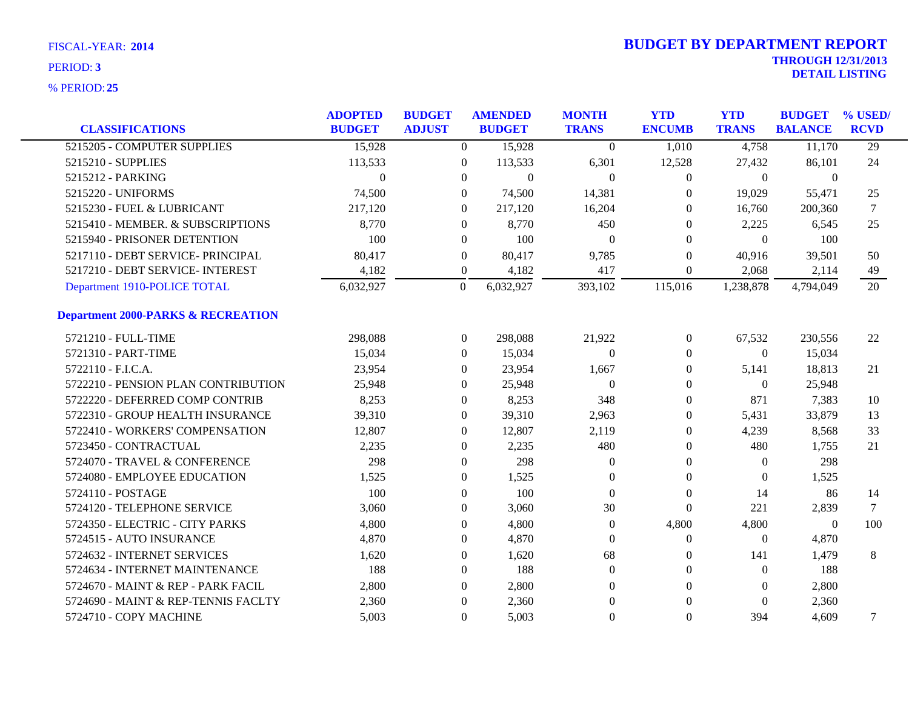FISCAL-YEAR: **2014**
PERIOD: **3**
% PERIOD: **25**

# BUDGET BY DEPARTMENT REPORT

**THROUGH 12/31/2013**
**DETAIL LISTING**

| CLASSIFICATIONS | ADOPTED BUDGET | BUDGET ADJUST | AMENDED BUDGET | MONTH TRANS | YTD ENCUMB | YTD TRANS | BUDGET BALANCE | % USED/ RCVD |
|---|---|---|---|---|---|---|---|---|
| 5215205 - COMPUTER SUPPLIES | 15,928 | 0 | 15,928 | 0 | 1,010 | 4,758 | 11,170 | 29 |
| 5215210 - SUPPLIES | 113,533 | 0 | 113,533 | 6,301 | 12,528 | 27,432 | 86,101 | 24 |
| 5215212 - PARKING | 0 | 0 | 0 | 0 | 0 | 0 | 0 | |
| 5215220 - UNIFORMS | 74,500 | 0 | 74,500 | 14,381 | 0 | 19,029 | 55,471 | 25 |
| 5215230 - FUEL & LUBRICANT | 217,120 | 0 | 217,120 | 16,204 | 0 | 16,760 | 200,360 | 7 |
| 5215410 - MEMBER. & SUBSCRIPTIONS | 8,770 | 0 | 8,770 | 450 | 0 | 2,225 | 6,545 | 25 |
| 5215940 - PRISONER DETENTION | 100 | 0 | 100 | 0 | 0 | 0 | 100 | |
| 5217110 - DEBT SERVICE- PRINCIPAL | 80,417 | 0 | 80,417 | 9,785 | 0 | 40,916 | 39,501 | 50 |
| 5217210 - DEBT SERVICE- INTEREST | 4,182 | 0 | 4,182 | 417 | 0 | 2,068 | 2,114 | 49 |
| Department 1910-POLICE TOTAL | 6,032,927 | 0 | 6,032,927 | 393,102 | 115,016 | 1,238,878 | 4,794,049 | 20 |
| **Department 2000-PARKS & RECREATION** | | | | | | | | |
| 5721210 - FULL-TIME | 298,088 | 0 | 298,088 | 21,922 | 0 | 67,532 | 230,556 | 22 |
| 5721310 - PART-TIME | 15,034 | 0 | 15,034 | 0 | 0 | 0 | 15,034 | |
| 5722110 - F.I.C.A. | 23,954 | 0 | 23,954 | 1,667 | 0 | 5,141 | 18,813 | 21 |
| 5722210 - PENSION PLAN CONTRIBUTION | 25,948 | 0 | 25,948 | 0 | 0 | 0 | 25,948 | |
| 5722220 - DEFERRED COMP CONTRIB | 8,253 | 0 | 8,253 | 348 | 0 | 871 | 7,383 | 10 |
| 5722310 - GROUP HEALTH INSURANCE | 39,310 | 0 | 39,310 | 2,963 | 0 | 5,431 | 33,879 | 13 |
| 5722410 - WORKERS' COMPENSATION | 12,807 | 0 | 12,807 | 2,119 | 0 | 4,239 | 8,568 | 33 |
| 5723450 - CONTRACTUAL | 2,235 | 0 | 2,235 | 480 | 0 | 480 | 1,755 | 21 |
| 5724070 - TRAVEL & CONFERENCE | 298 | 0 | 298 | 0 | 0 | 0 | 298 | |
| 5724080 - EMPLOYEE EDUCATION | 1,525 | 0 | 1,525 | 0 | 0 | 0 | 1,525 | |
| 5724110 - POSTAGE | 100 | 0 | 100 | 0 | 0 | 14 | 86 | 14 |
| 5724120 - TELEPHONE SERVICE | 3,060 | 0 | 3,060 | 30 | 0 | 221 | 2,839 | 7 |
| 5724350 - ELECTRIC - CITY PARKS | 4,800 | 0 | 4,800 | 0 | 4,800 | 4,800 | 0 | 100 |
| 5724515 - AUTO INSURANCE | 4,870 | 0 | 4,870 | 0 | 0 | 0 | 4,870 | |
| 5724632 - INTERNET SERVICES | 1,620 | 0 | 1,620 | 68 | 0 | 141 | 1,479 | 8 |
| 5724634 - INTERNET MAINTENANCE | 188 | 0 | 188 | 0 | 0 | 0 | 188 | |
| 5724670 - MAINT & REP - PARK FACIL | 2,800 | 0 | 2,800 | 0 | 0 | 0 | 2,800 | |
| 5724690 - MAINT & REP-TENNIS FACLTY | 2,360 | 0 | 2,360 | 0 | 0 | 0 | 2,360 | |
| 5724710 - COPY MACHINE | 5,003 | 0 | 5,003 | 0 | 0 | 394 | 4,609 | 7 |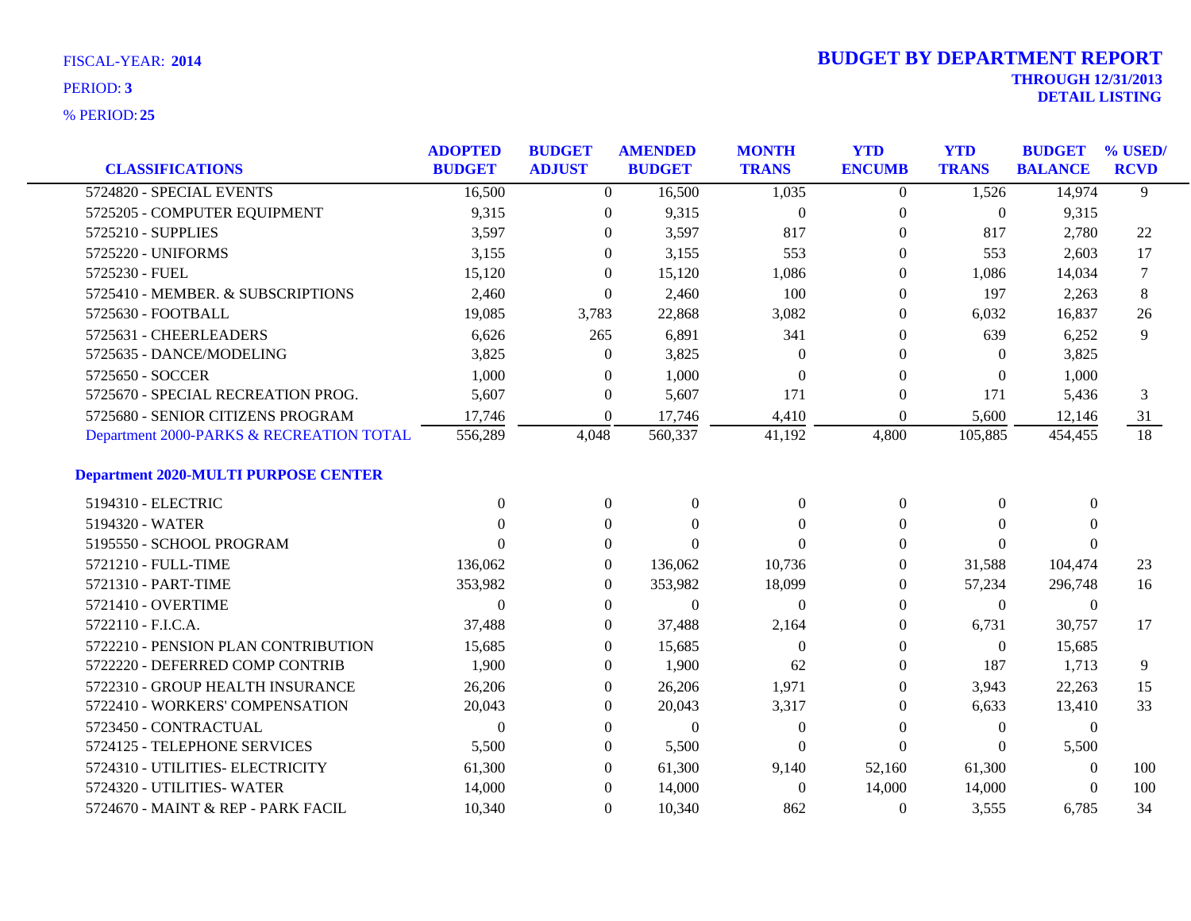FISCAL-YEAR: **2014**

PERIOD: **3**

% PERIOD: **25**

# BUDGET BY DEPARTMENT REPORT

**THROUGH 12/31/2013**

**DETAIL LISTING**

| CLASSIFICATIONS | ADOPTED BUDGET | BUDGET ADJUST | AMENDED BUDGET | MONTH TRANS | YTD ENCUMB | YTD TRANS | BUDGET BALANCE | % USED/ RCVD |
|---|---|---|---|---|---|---|---|---|
| 5724820 - SPECIAL EVENTS | 16,500 | 0 | 16,500 | 1,035 | 0 | 1,526 | 14,974 | 9 |
| 5725205 - COMPUTER EQUIPMENT | 9,315 | 0 | 9,315 | 0 | 0 | 0 | 9,315 | |
| 5725210 - SUPPLIES | 3,597 | 0 | 3,597 | 817 | 0 | 817 | 2,780 | 22 |
| 5725220 - UNIFORMS | 3,155 | 0 | 3,155 | 553 | 0 | 553 | 2,603 | 17 |
| 5725230 - FUEL | 15,120 | 0 | 15,120 | 1,086 | 0 | 1,086 | 14,034 | 7 |
| 5725410 - MEMBER. & SUBSCRIPTIONS | 2,460 | 0 | 2,460 | 100 | 0 | 197 | 2,263 | 8 |
| 5725630 - FOOTBALL | 19,085 | 3,783 | 22,868 | 3,082 | 0 | 6,032 | 16,837 | 26 |
| 5725631 - CHEERLEADERS | 6,626 | 265 | 6,891 | 341 | 0 | 639 | 6,252 | 9 |
| 5725635 - DANCE/MODELING | 3,825 | 0 | 3,825 | 0 | 0 | 0 | 3,825 | |
| 5725650 - SOCCER | 1,000 | 0 | 1,000 | 0 | 0 | 0 | 1,000 | |
| 5725670 - SPECIAL RECREATION PROG. | 5,607 | 0 | 5,607 | 171 | 0 | 171 | 5,436 | 3 |
| 5725680 - SENIOR CITIZENS PROGRAM | 17,746 | 0 | 17,746 | 4,410 | 0 | 5,600 | 12,146 | 31 |
| Department 2000-PARKS & RECREATION TOTAL | 556,289 | 4,048 | 560,337 | 41,192 | 4,800 | 105,885 | 454,455 | 18 |
| **Department 2020-MULTI PURPOSE CENTER** | | | | | | | | |
| 5194310 - ELECTRIC | 0 | 0 | 0 | 0 | 0 | 0 | 0 | |
| 5194320 - WATER | 0 | 0 | 0 | 0 | 0 | 0 | 0 | |
| 5195550 - SCHOOL PROGRAM | 0 | 0 | 0 | 0 | 0 | 0 | 0 | |
| 5721210 - FULL-TIME | 136,062 | 0 | 136,062 | 10,736 | 0 | 31,588 | 104,474 | 23 |
| 5721310 - PART-TIME | 353,982 | 0 | 353,982 | 18,099 | 0 | 57,234 | 296,748 | 16 |
| 5721410 - OVERTIME | 0 | 0 | 0 | 0 | 0 | 0 | 0 | |
| 5722110 - F.I.C.A. | 37,488 | 0 | 37,488 | 2,164 | 0 | 6,731 | 30,757 | 17 |
| 5722210 - PENSION PLAN CONTRIBUTION | 15,685 | 0 | 15,685 | 0 | 0 | 0 | 15,685 | |
| 5722220 - DEFERRED COMP CONTRIB | 1,900 | 0 | 1,900 | 62 | 0 | 187 | 1,713 | 9 |
| 5722310 - GROUP HEALTH INSURANCE | 26,206 | 0 | 26,206 | 1,971 | 0 | 3,943 | 22,263 | 15 |
| 5722410 - WORKERS' COMPENSATION | 20,043 | 0 | 20,043 | 3,317 | 0 | 6,633 | 13,410 | 33 |
| 5723450 - CONTRACTUAL | 0 | 0 | 0 | 0 | 0 | 0 | 0 | |
| 5724125 - TELEPHONE SERVICES | 5,500 | 0 | 5,500 | 0 | 0 | 0 | 5,500 | |
| 5724310 - UTILITIES- ELECTRICITY | 61,300 | 0 | 61,300 | 9,140 | 52,160 | 61,300 | 0 | 100 |
| 5724320 - UTILITIES- WATER | 14,000 | 0 | 14,000 | 0 | 14,000 | 14,000 | 0 | 100 |
| 5724670 - MAINT & REP - PARK FACIL | 10,340 | 0 | 10,340 | 862 | 0 | 3,555 | 6,785 | 34 |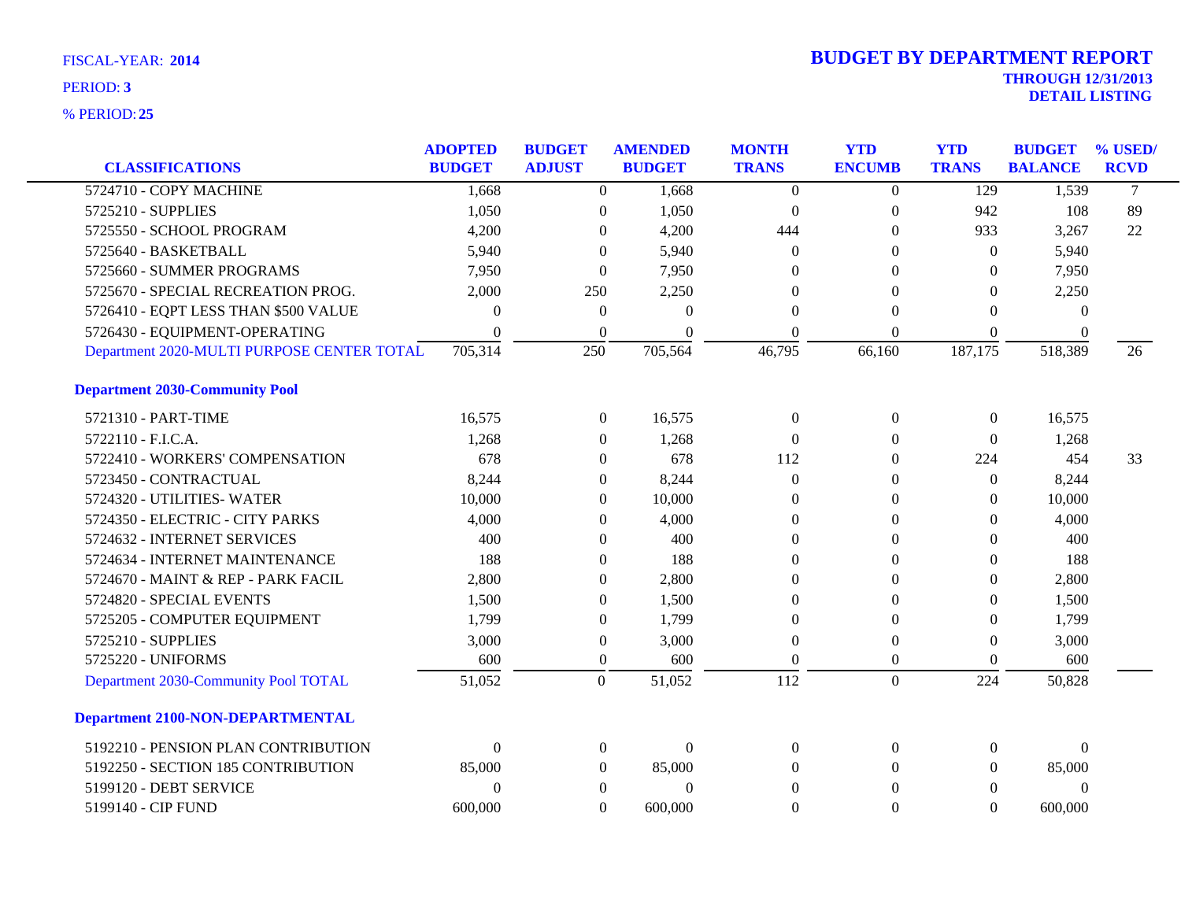FISCAL-YEAR: **2014**

PERIOD: **3**

% PERIOD: **25**

# BUDGET BY DEPARTMENT REPORT

**THROUGH 12/31/2013**
**DETAIL LISTING**

| CLASSIFICATIONS | ADOPTED BUDGET | BUDGET ADJUST | AMENDED BUDGET | MONTH TRANS | YTD ENCUMB | YTD TRANS | BUDGET BALANCE | % USED/ RCVD |
|---|---|---|---|---|---|---|---|---|
| 5724710 - COPY MACHINE | 1,668 | 0 | 1,668 | 0 | 0 | 129 | 1,539 | 7 |
| 5725210 - SUPPLIES | 1,050 | 0 | 1,050 | 0 | 0 | 942 | 108 | 89 |
| 5725550 - SCHOOL PROGRAM | 4,200 | 0 | 4,200 | 444 | 0 | 933 | 3,267 | 22 |
| 5725640 - BASKETBALL | 5,940 | 0 | 5,940 | 0 | 0 | 0 | 5,940 | |
| 5725660 - SUMMER PROGRAMS | 7,950 | 0 | 7,950 | 0 | 0 | 0 | 7,950 | |
| 5725670 - SPECIAL RECREATION PROG. | 2,000 | 250 | 2,250 | 0 | 0 | 0 | 2,250 | |
| 5726410 - EQPT LESS THAN $500 VALUE | 0 | 0 | 0 | 0 | 0 | 0 | 0 | |
| 5726430 - EQUIPMENT-OPERATING | 0 | 0 | 0 | 0 | 0 | 0 | 0 | |
| Department 2020-MULTI PURPOSE CENTER TOTAL | 705,314 | 250 | 705,564 | 46,795 | 66,160 | 187,175 | 518,389 | 26 |
| **Department 2030-Community Pool** | | | | | | | | |
| 5721310 - PART-TIME | 16,575 | 0 | 16,575 | 0 | 0 | 0 | 16,575 | |
| 5722110 - F.I.C.A. | 1,268 | 0 | 1,268 | 0 | 0 | 0 | 1,268 | |
| 5722410 - WORKERS' COMPENSATION | 678 | 0 | 678 | 112 | 0 | 224 | 454 | 33 |
| 5723450 - CONTRACTUAL | 8,244 | 0 | 8,244 | 0 | 0 | 0 | 8,244 | |
| 5724320 - UTILITIES- WATER | 10,000 | 0 | 10,000 | 0 | 0 | 0 | 10,000 | |
| 5724350 - ELECTRIC - CITY PARKS | 4,000 | 0 | 4,000 | 0 | 0 | 0 | 4,000 | |
| 5724632 - INTERNET SERVICES | 400 | 0 | 400 | 0 | 0 | 0 | 400 | |
| 5724634 - INTERNET MAINTENANCE | 188 | 0 | 188 | 0 | 0 | 0 | 188 | |
| 5724670 - MAINT & REP - PARK FACIL | 2,800 | 0 | 2,800 | 0 | 0 | 0 | 2,800 | |
| 5724820 - SPECIAL EVENTS | 1,500 | 0 | 1,500 | 0 | 0 | 0 | 1,500 | |
| 5725205 - COMPUTER EQUIPMENT | 1,799 | 0 | 1,799 | 0 | 0 | 0 | 1,799 | |
| 5725210 - SUPPLIES | 3,000 | 0 | 3,000 | 0 | 0 | 0 | 3,000 | |
| 5725220 - UNIFORMS | 600 | 0 | 600 | 0 | 0 | 0 | 600 | |
| Department 2030-Community Pool TOTAL | 51,052 | 0 | 51,052 | 112 | 0 | 224 | 50,828 | |
| **Department 2100-NON-DEPARTMENTAL** | | | | | | | | |
| 5192210 - PENSION PLAN CONTRIBUTION | 0 | 0 | 0 | 0 | 0 | 0 | 0 | |
| 5192250 - SECTION 185 CONTRIBUTION | 85,000 | 0 | 85,000 | 0 | 0 | 0 | 85,000 | |
| 5199120 - DEBT SERVICE | 0 | 0 | 0 | 0 | 0 | 0 | 0 | |
| 5199140 - CIP FUND | 600,000 | 0 | 600,000 | 0 | 0 | 0 | 600,000 | |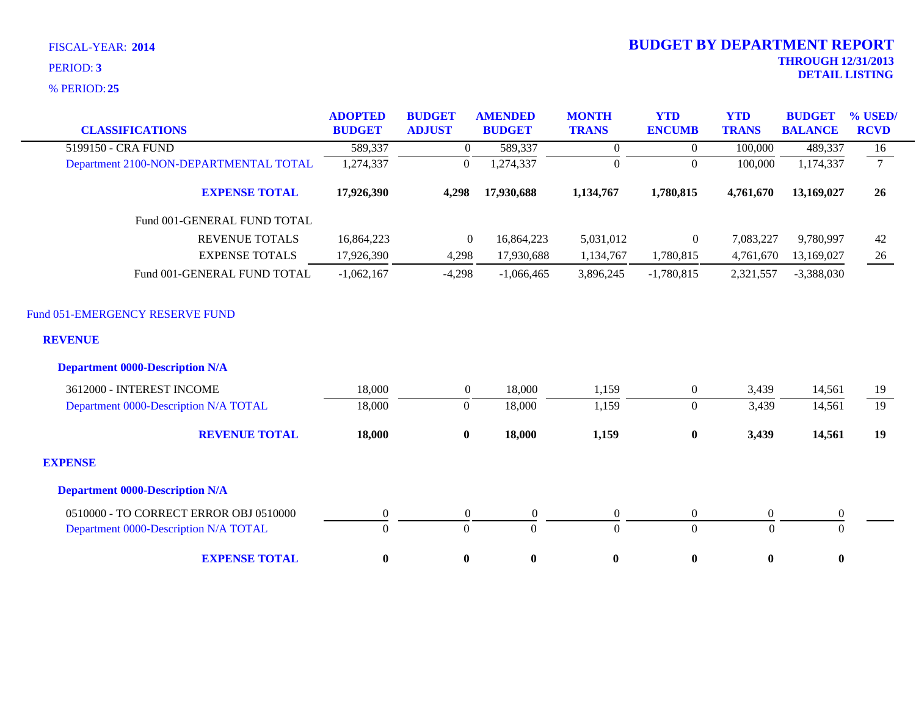FISCAL-YEAR: **2014**

PERIOD: **3**

% PERIOD: **25**

# BUDGET BY DEPARTMENT REPORT

**THROUGH 12/31/2013**

**DETAIL LISTING**

| CLASSIFICATIONS | ADOPTED BUDGET | BUDGET ADJUST | AMENDED BUDGET | MONTH TRANS | YTD ENCUMB | YTD TRANS | BUDGET BALANCE | % USED/ RCVD |
|---|---|---|---|---|---|---|---|---|
| 5199150 - CRA FUND | 589,337 | 0 | 589,337 | 0 | 0 | 100,000 | 489,337 | 16 |
| Department 2100-NON-DEPARTMENTAL TOTAL | 1,274,337 | 0 | 1,274,337 | 0 | 0 | 100,000 | 1,174,337 | 7 |
| **EXPENSE TOTAL** | **17,926,390** | **4,298** | **17,930,688** | **1,134,767** | **1,780,815** | **4,761,670** | **13,169,027** | **26** |
| Fund 001-GENERAL FUND TOTAL | | | | | | | | |
| REVENUE TOTALS | 16,864,223 | 0 | 16,864,223 | 5,031,012 | 0 | 7,083,227 | 9,780,997 | 42 |
| EXPENSE TOTALS | 17,926,390 | 4,298 | 17,930,688 | 1,134,767 | 1,780,815 | 4,761,670 | 13,169,027 | 26 |
| Fund 001-GENERAL FUND TOTAL | -1,062,167 | -4,298 | -1,066,465 | 3,896,245 | -1,780,815 | 2,321,557 | -3,388,030 | |

## Fund 051-EMERGENCY RESERVE FUND

### REVENUE

#### Department 0000-Description N/A

| CLASSIFICATIONS | ADOPTED BUDGET | BUDGET ADJUST | AMENDED BUDGET | MONTH TRANS | YTD ENCUMB | YTD TRANS | BUDGET BALANCE | % USED/ RCVD |
|---|---|---|---|---|---|---|---|---|
| 3612000 - INTEREST INCOME | 18,000 | 0 | 18,000 | 1,159 | 0 | 3,439 | 14,561 | 19 |
| Department 0000-Description N/A TOTAL | 18,000 | 0 | 18,000 | 1,159 | 0 | 3,439 | 14,561 | 19 |
| **REVENUE TOTAL** | **18,000** | **0** | **18,000** | **1,159** | **0** | **3,439** | **14,561** | **19** |

### EXPENSE

#### Department 0000-Description N/A

| CLASSIFICATIONS | ADOPTED BUDGET | BUDGET ADJUST | AMENDED BUDGET | MONTH TRANS | YTD ENCUMB | YTD TRANS | BUDGET BALANCE | % USED/ RCVD |
|---|---|---|---|---|---|---|---|---|
| 0510000 - TO CORRECT ERROR OBJ 0510000 | 0 | 0 | 0 | 0 | 0 | 0 | 0 | |
| Department 0000-Description N/A TOTAL | 0 | 0 | 0 | 0 | 0 | 0 | 0 | |
| **EXPENSE TOTAL** | **0** | **0** | **0** | **0** | **0** | **0** | **0** | |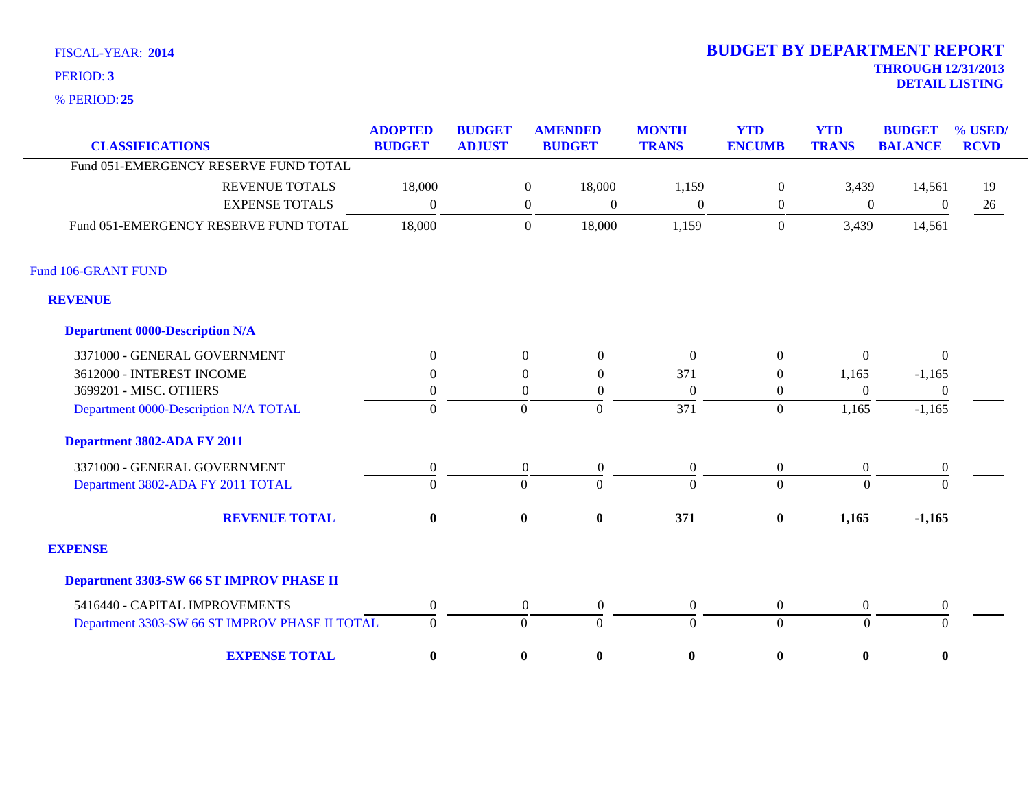FISCAL-YEAR: **2014**

PERIOD: **3**

% PERIOD: **25**

# BUDGET BY DEPARTMENT REPORT

**THROUGH 12/31/2013**

**DETAIL LISTING**

| CLASSIFICATIONS | ADOPTED BUDGET | BUDGET ADJUST | AMENDED BUDGET | MONTH TRANS | YTD ENCUMB | YTD TRANS | BUDGET BALANCE | % USED/ RCVD |
|---|---|---|---|---|---|---|---|---|
| Fund 051-EMERGENCY RESERVE FUND TOTAL | | | | | | | | |
| REVENUE TOTALS | 18,000 | 0 | 18,000 | 1,159 | 0 | 3,439 | 14,561 | 19 |
| EXPENSE TOTALS | 0 | 0 | 0 | 0 | 0 | 0 | 0 | 26 |
| Fund 051-EMERGENCY RESERVE FUND TOTAL | 18,000 | 0 | 18,000 | 1,159 | 0 | 3,439 | 14,561 | |
| **Fund 106-GRANT FUND** | | | | | | | | |
| **REVENUE** | | | | | | | | |
| **Department 0000-Description N/A** | | | | | | | | |
| 3371000 - GENERAL GOVERNMENT | 0 | 0 | 0 | 0 | 0 | 0 | 0 | |
| 3612000 - INTEREST INCOME | 0 | 0 | 0 | 371 | 0 | 1,165 | -1,165 | |
| 3699201 - MISC. OTHERS | 0 | 0 | 0 | 0 | 0 | 0 | 0 | |
| Department 0000-Description N/A TOTAL | 0 | 0 | 0 | 371 | 0 | 1,165 | -1,165 | |
| **Department 3802-ADA FY 2011** | | | | | | | | |
| 3371000 - GENERAL GOVERNMENT | 0 | 0 | 0 | 0 | 0 | 0 | 0 | |
| Department 3802-ADA FY 2011 TOTAL | 0 | 0 | 0 | 0 | 0 | 0 | 0 | |
| **REVENUE TOTAL** | **0** | **0** | **0** | **371** | **0** | **1,165** | **-1,165** | |
| **EXPENSE** | | | | | | | | |
| **Department 3303-SW 66 ST IMPROV PHASE II** | | | | | | | | |
| 5416440 - CAPITAL IMPROVEMENTS | 0 | 0 | 0 | 0 | 0 | 0 | 0 | |
| Department 3303-SW 66 ST IMPROV PHASE II TOTAL | 0 | 0 | 0 | 0 | 0 | 0 | 0 | |
| **EXPENSE TOTAL** | **0** | **0** | **0** | **0** | **0** | **0** | **0** | |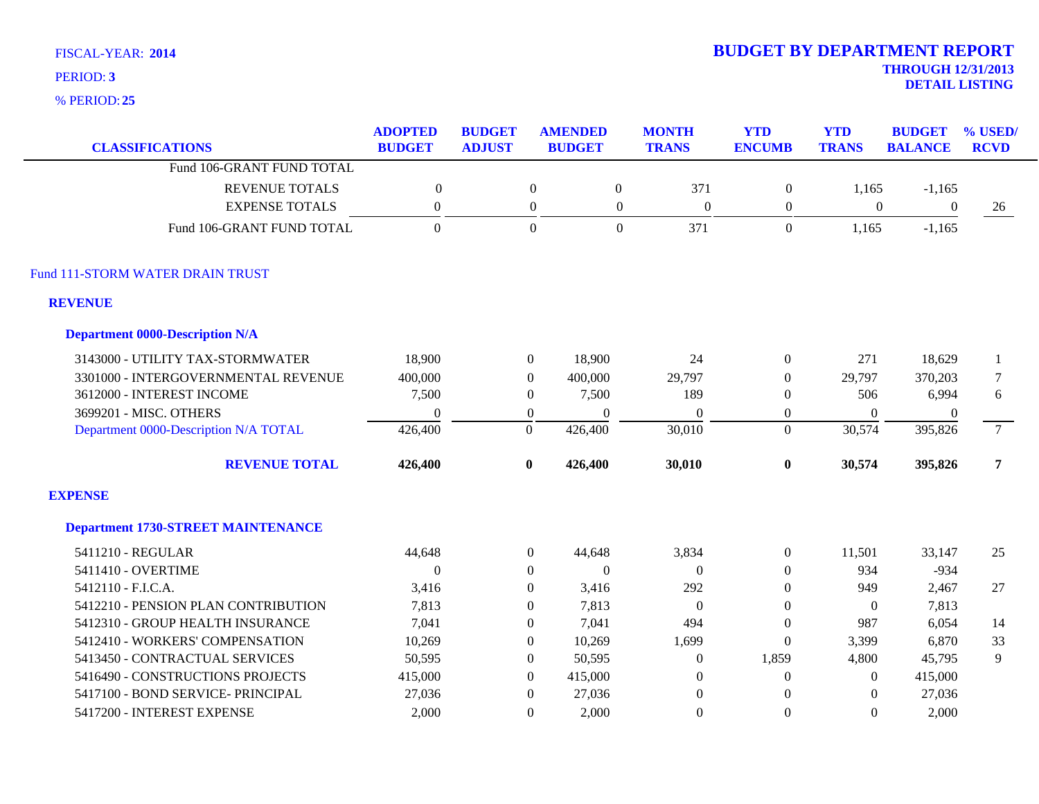FISCAL-YEAR: **2014**

PERIOD: **3**

% PERIOD: **25**

# BUDGET BY DEPARTMENT REPORT

**THROUGH 12/31/2013**

**DETAIL LISTING**

| CLASSIFICATIONS | ADOPTED BUDGET | BUDGET ADJUST | AMENDED BUDGET | MONTH TRANS | YTD ENCUMB | YTD TRANS | BUDGET BALANCE | % USED/ RCVD |
|---|---|---|---|---|---|---|---|---|
| Fund 106-GRANT FUND TOTAL | | | | | | | | |
| REVENUE TOTALS | 0 | 0 | 0 | 371 | 0 | 1,165 | -1,165 | |
| EXPENSE TOTALS | 0 | 0 | 0 | 0 | 0 | 0 | 0 | 26 |
| Fund 106-GRANT FUND TOTAL | 0 | 0 | 0 | 371 | 0 | 1,165 | -1,165 | |
| Fund 111-STORM WATER DRAIN TRUST | | | | | | | | |
| **REVENUE** | | | | | | | | |
| **Department 0000-Description N/A** | | | | | | | | |
| 3143000 - UTILITY TAX-STORMWATER | 18,900 | 0 | 18,900 | 24 | 0 | 271 | 18,629 | 1 |
| 3301000 - INTERGOVERNMENTAL REVENUE | 400,000 | 0 | 400,000 | 29,797 | 0 | 29,797 | 370,203 | 7 |
| 3612000 - INTEREST INCOME | 7,500 | 0 | 7,500 | 189 | 0 | 506 | 6,994 | 6 |
| 3699201 - MISC. OTHERS | 0 | 0 | 0 | 0 | 0 | 0 | 0 | |
| Department 0000-Description N/A TOTAL | 426,400 | 0 | 426,400 | 30,010 | 0 | 30,574 | 395,826 | 7 |
| **REVENUE TOTAL** | **426,400** | **0** | **426,400** | **30,010** | **0** | **30,574** | **395,826** | **7** |
| **EXPENSE** | | | | | | | | |
| **Department 1730-STREET MAINTENANCE** | | | | | | | | |
| 5411210 - REGULAR | 44,648 | 0 | 44,648 | 3,834 | 0 | 11,501 | 33,147 | 25 |
| 5411410 - OVERTIME | 0 | 0 | 0 | 0 | 0 | 934 | -934 | |
| 5412110 - F.I.C.A. | 3,416 | 0 | 3,416 | 292 | 0 | 949 | 2,467 | 27 |
| 5412210 - PENSION PLAN CONTRIBUTION | 7,813 | 0 | 7,813 | 0 | 0 | 0 | 7,813 | |
| 5412310 - GROUP HEALTH INSURANCE | 7,041 | 0 | 7,041 | 494 | 0 | 987 | 6,054 | 14 |
| 5412410 - WORKERS' COMPENSATION | 10,269 | 0 | 10,269 | 1,699 | 0 | 3,399 | 6,870 | 33 |
| 5413450 - CONTRACTUAL SERVICES | 50,595 | 0 | 50,595 | 0 | 1,859 | 4,800 | 45,795 | 9 |
| 5416490 - CONSTRUCTIONS PROJECTS | 415,000 | 0 | 415,000 | 0 | 0 | 0 | 415,000 | |
| 5417100 - BOND SERVICE- PRINCIPAL | 27,036 | 0 | 27,036 | 0 | 0 | 0 | 27,036 | |
| 5417200 - INTEREST EXPENSE | 2,000 | 0 | 2,000 | 0 | 0 | 0 | 2,000 | |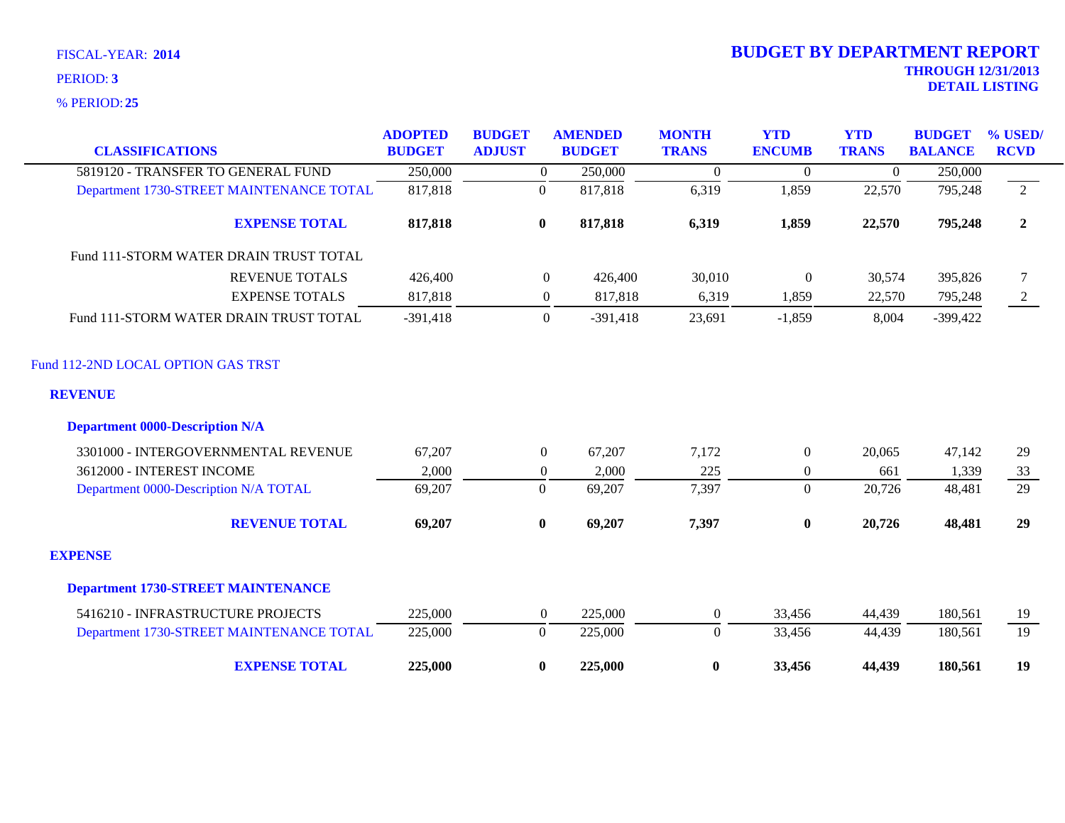FISCAL-YEAR: **2014**

PERIOD: **3**

% PERIOD: **25**

# BUDGET BY DEPARTMENT REPORT

**THROUGH 12/31/2013**

**DETAIL LISTING**

| CLASSIFICATIONS | ADOPTED BUDGET | BUDGET ADJUST | AMENDED BUDGET | MONTH TRANS | YTD ENCUMB | YTD TRANS | BUDGET BALANCE | % USED/ RCVD |
|---|---|---|---|---|---|---|---|---|
| 5819120 - TRANSFER TO GENERAL FUND | 250,000 | 0 | 250,000 | 0 | 0 | 0 | 250,000 | |
| Department 1730-STREET MAINTENANCE TOTAL | 817,818 | 0 | 817,818 | 6,319 | 1,859 | 22,570 | 795,248 | 2 |
| **EXPENSE TOTAL** | **817,818** | **0** | **817,818** | **6,319** | **1,859** | **22,570** | **795,248** | **2** |
| Fund 111-STORM WATER DRAIN TRUST TOTAL | | | | | | | | |
| REVENUE TOTALS | 426,400 | 0 | 426,400 | 30,010 | 0 | 30,574 | 395,826 | 7 |
| EXPENSE TOTALS | 817,818 | 0 | 817,818 | 6,319 | 1,859 | 22,570 | 795,248 | 2 |
| Fund 111-STORM WATER DRAIN TRUST TOTAL | -391,418 | 0 | -391,418 | 23,691 | -1,859 | 8,004 | -399,422 | |

Fund 112-2ND LOCAL OPTION GAS TRST

**REVENUE**

**Department 0000-Description N/A**

| CLASSIFICATIONS | ADOPTED BUDGET | BUDGET ADJUST | AMENDED BUDGET | MONTH TRANS | YTD ENCUMB | YTD TRANS | BUDGET BALANCE | % USED/ RCVD |
|---|---|---|---|---|---|---|---|---|
| 3301000 - INTERGOVERNMENTAL REVENUE | 67,207 | 0 | 67,207 | 7,172 | 0 | 20,065 | 47,142 | 29 |
| 3612000 - INTEREST INCOME | 2,000 | 0 | 2,000 | 225 | 0 | 661 | 1,339 | 33 |
| Department 0000-Description N/A TOTAL | 69,207 | 0 | 69,207 | 7,397 | 0 | 20,726 | 48,481 | 29 |
| **REVENUE TOTAL** | **69,207** | **0** | **69,207** | **7,397** | **0** | **20,726** | **48,481** | **29** |

**EXPENSE**

**Department 1730-STREET MAINTENANCE**

| CLASSIFICATIONS | ADOPTED BUDGET | BUDGET ADJUST | AMENDED BUDGET | MONTH TRANS | YTD ENCUMB | YTD TRANS | BUDGET BALANCE | % USED/ RCVD |
|---|---|---|---|---|---|---|---|---|
| 5416210 - INFRASTRUCTURE PROJECTS | 225,000 | 0 | 225,000 | 0 | 33,456 | 44,439 | 180,561 | 19 |
| Department 1730-STREET MAINTENANCE TOTAL | 225,000 | 0 | 225,000 | 0 | 33,456 | 44,439 | 180,561 | 19 |
| **EXPENSE TOTAL** | **225,000** | **0** | **225,000** | **0** | **33,456** | **44,439** | **180,561** | **19** |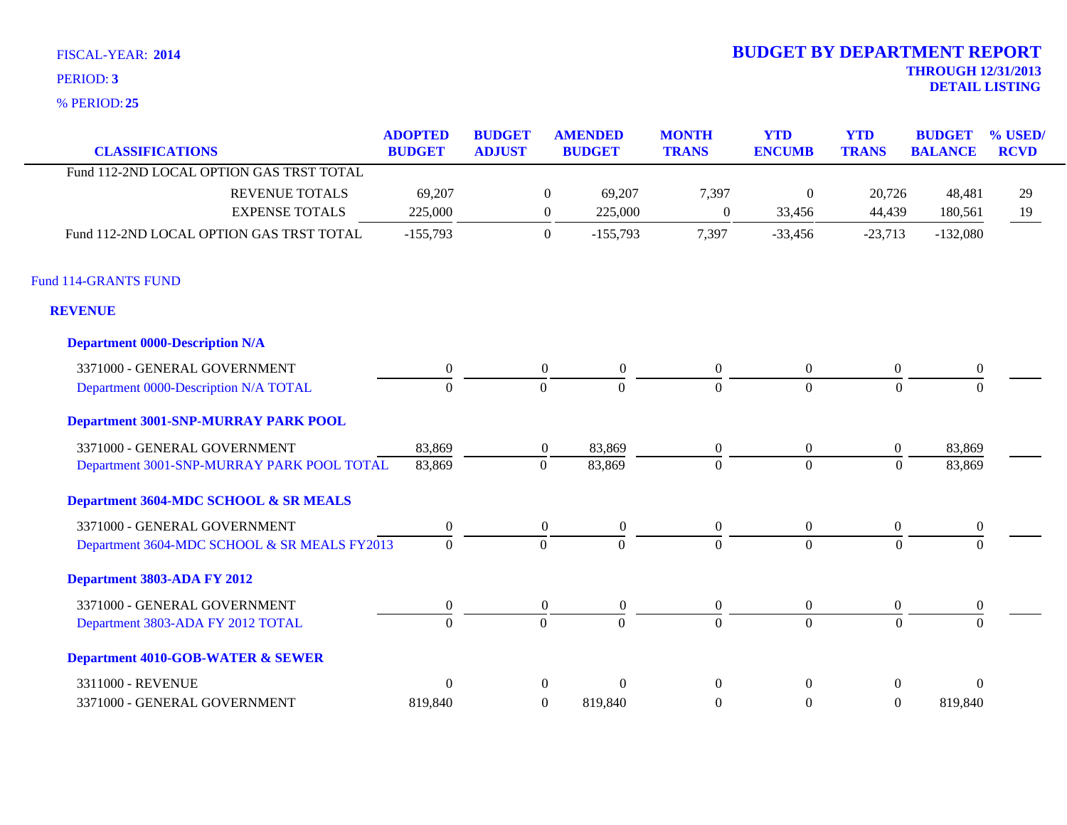FISCAL-YEAR: **2014**

PERIOD: **3**

% PERIOD: **25**

# BUDGET BY DEPARTMENT REPORT

**THROUGH 12/31/2013**

**DETAIL LISTING**

| CLASSIFICATIONS | ADOPTED BUDGET | BUDGET ADJUST | AMENDED BUDGET | MONTH TRANS | YTD ENCUMB | YTD TRANS | BUDGET BALANCE | % USED/ RCVD |
|---|---|---|---|---|---|---|---|---|
| Fund 112-2ND LOCAL OPTION GAS TRST TOTAL | | | | | | | | |
| REVENUE TOTALS | 69,207 | 0 | 69,207 | 7,397 | 0 | 20,726 | 48,481 | 29 |
| EXPENSE TOTALS | 225,000 | 0 | 225,000 | 0 | 33,456 | 44,439 | 180,561 | 19 |
| Fund 112-2ND LOCAL OPTION GAS TRST TOTAL | -155,793 | 0 | -155,793 | 7,397 | -33,456 | -23,713 | -132,080 | |
| **Fund 114-GRANTS FUND** | | | | | | | | |
| **REVENUE** | | | | | | | | |
| **Department 0000-Description N/A** | | | | | | | | |
| 3371000 - GENERAL GOVERNMENT | 0 | 0 | 0 | 0 | 0 | 0 | 0 | |
| Department 0000-Description N/A TOTAL | 0 | 0 | 0 | 0 | 0 | 0 | 0 | |
| **Department 3001-SNP-MURRAY PARK POOL** | | | | | | | | |
| 3371000 - GENERAL GOVERNMENT | 83,869 | 0 | 83,869 | 0 | 0 | 0 | 83,869 | |
| Department 3001-SNP-MURRAY PARK POOL TOTAL | 83,869 | 0 | 83,869 | 0 | 0 | 0 | 83,869 | |
| **Department 3604-MDC SCHOOL & SR MEALS** | | | | | | | | |
| 3371000 - GENERAL GOVERNMENT | 0 | 0 | 0 | 0 | 0 | 0 | 0 | |
| Department 3604-MDC SCHOOL & SR MEALS FY2013 | 0 | 0 | 0 | 0 | 0 | 0 | 0 | |
| **Department 3803-ADA FY 2012** | | | | | | | | |
| 3371000 - GENERAL GOVERNMENT | 0 | 0 | 0 | 0 | 0 | 0 | 0 | |
| Department 3803-ADA FY 2012 TOTAL | 0 | 0 | 0 | 0 | 0 | 0 | 0 | |
| **Department 4010-GOB-WATER & SEWER** | | | | | | | | |
| 3311000 - REVENUE | 0 | 0 | 0 | 0 | 0 | 0 | 0 | |
| 3371000 - GENERAL GOVERNMENT | 819,840 | 0 | 819,840 | 0 | 0 | 0 | 819,840 | |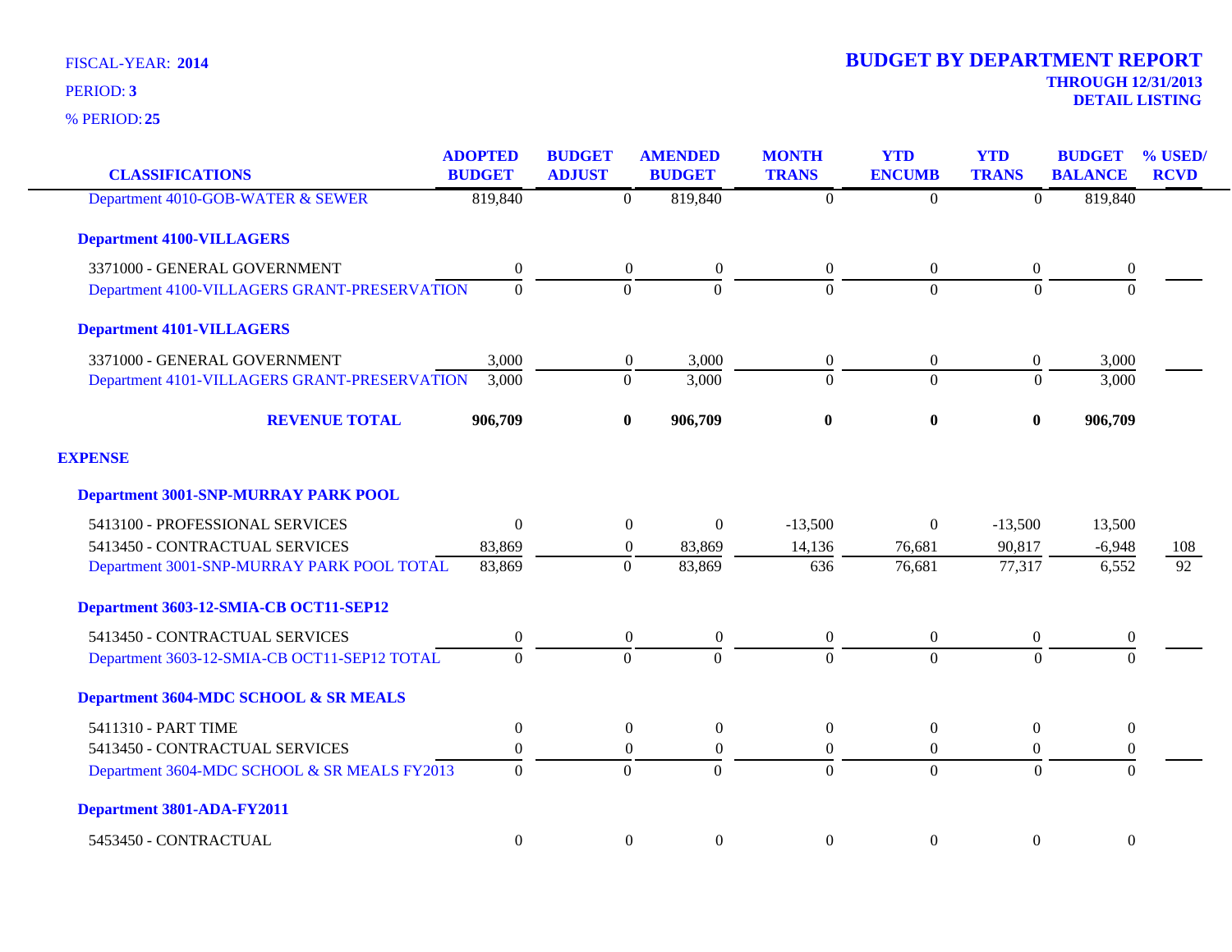FISCAL-YEAR: **2014**

PERIOD: **3**

% PERIOD: **25**

# BUDGET BY DEPARTMENT REPORT

**THROUGH 12/31/2013**

**DETAIL LISTING**

| CLASSIFICATIONS | ADOPTED BUDGET | BUDGET ADJUST | AMENDED BUDGET | MONTH TRANS | YTD ENCUMB | YTD TRANS | BUDGET BALANCE | % USED/ RCVD |
|---|---|---|---|---|---|---|---|---|
| Department 4010-GOB-WATER & SEWER | 819,840 | 0 | 819,840 | 0 | 0 | 0 | 819,840 | |
| **Department 4100-VILLAGERS** | | | | | | | | |
| 3371000 - GENERAL GOVERNMENT | 0 | 0 | 0 | 0 | 0 | 0 | 0 | |
| Department 4100-VILLAGERS GRANT-PRESERVATION | 0 | 0 | 0 | 0 | 0 | 0 | 0 | |
| **Department 4101-VILLAGERS** | | | | | | | | |
| 3371000 - GENERAL GOVERNMENT | 3,000 | 0 | 3,000 | 0 | 0 | 0 | 3,000 | |
| Department 4101-VILLAGERS GRANT-PRESERVATION | 3,000 | 0 | 3,000 | 0 | 0 | 0 | 3,000 | |
| **REVENUE TOTAL** | **906,709** | **0** | **906,709** | **0** | **0** | **0** | **906,709** | |
| **EXPENSE** | | | | | | | | |
| **Department 3001-SNP-MURRAY PARK POOL** | | | | | | | | |
| 5413100 - PROFESSIONAL SERVICES | 0 | 0 | 0 | -13,500 | 0 | -13,500 | 13,500 | |
| 5413450 - CONTRACTUAL SERVICES | 83,869 | 0 | 83,869 | 14,136 | 76,681 | 90,817 | -6,948 | 108 |
| Department 3001-SNP-MURRAY PARK POOL TOTAL | 83,869 | 0 | 83,869 | 636 | 76,681 | 77,317 | 6,552 | 92 |
| **Department 3603-12-SMIA-CB OCT11-SEP12** | | | | | | | | |
| 5413450 - CONTRACTUAL SERVICES | 0 | 0 | 0 | 0 | 0 | 0 | 0 | |
| Department 3603-12-SMIA-CB OCT11-SEP12 TOTAL | 0 | 0 | 0 | 0 | 0 | 0 | 0 | |
| **Department 3604-MDC SCHOOL & SR MEALS** | | | | | | | | |
| 5411310 - PART TIME | 0 | 0 | 0 | 0 | 0 | 0 | 0 | |
| 5413450 - CONTRACTUAL SERVICES | 0 | 0 | 0 | 0 | 0 | 0 | 0 | |
| Department 3604-MDC SCHOOL & SR MEALS FY2013 | 0 | 0 | 0 | 0 | 0 | 0 | 0 | |
| **Department 3801-ADA-FY2011** | | | | | | | | |
| 5453450 - CONTRACTUAL | 0 | 0 | 0 | 0 | 0 | 0 | 0 | |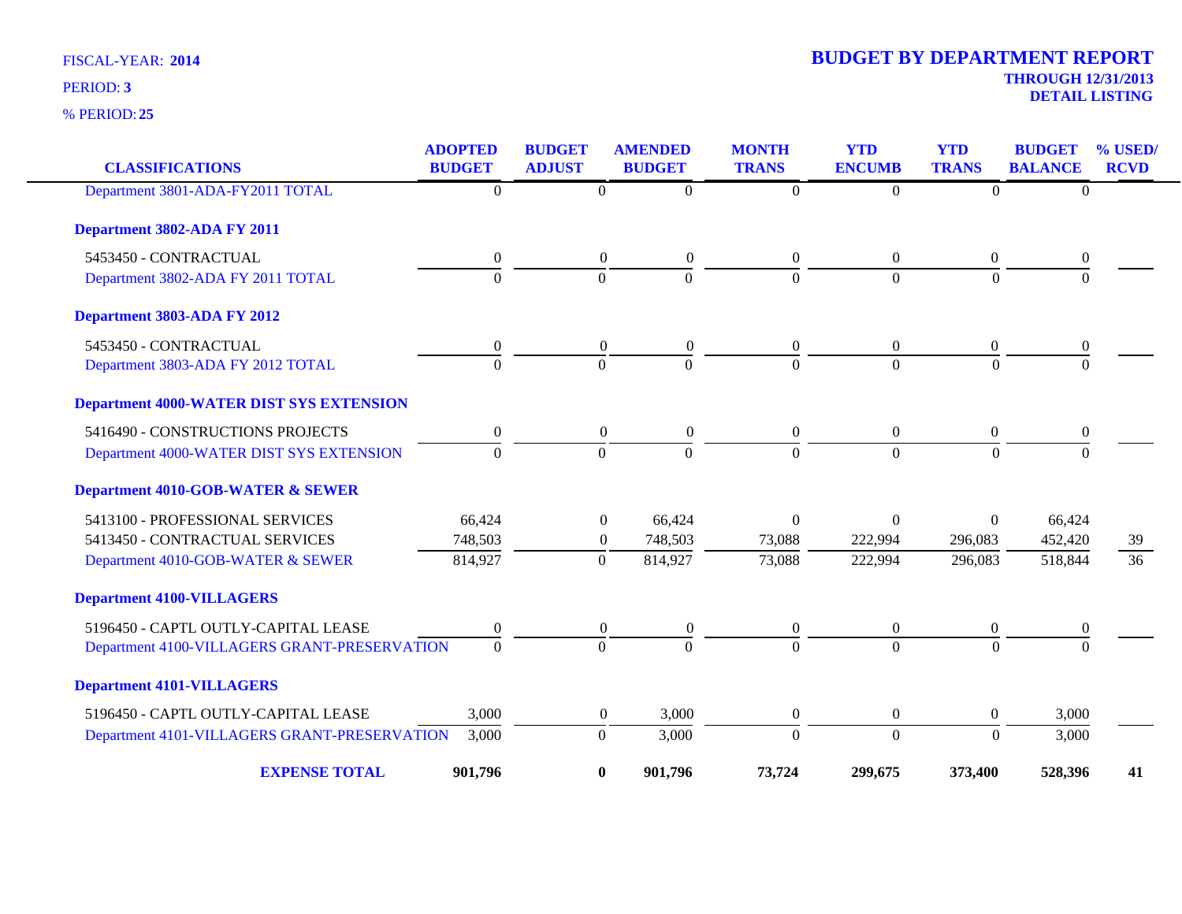FISCAL-YEAR: **2014**

PERIOD: **3**

% PERIOD: **25**

# BUDGET BY DEPARTMENT REPORT

**THROUGH 12/31/2013**

**DETAIL LISTING**

| CLASSIFICATIONS | ADOPTED BUDGET | BUDGET ADJUST | AMENDED BUDGET | MONTH TRANS | YTD ENCUMB | YTD TRANS | BUDGET BALANCE | % USED/ RCVD |
|---|---|---|---|---|---|---|---|---|
| Department 3801-ADA-FY2011 TOTAL | 0 | 0 | 0 | 0 | 0 | 0 | 0 | |
| **Department 3802-ADA FY 2011** | | | | | | | | |
| 5453450 - CONTRACTUAL | 0 | 0 | 0 | 0 | 0 | 0 | 0 | |
| Department 3802-ADA FY 2011 TOTAL | 0 | 0 | 0 | 0 | 0 | 0 | 0 | |
| **Department 3803-ADA FY 2012** | | | | | | | | |
| 5453450 - CONTRACTUAL | 0 | 0 | 0 | 0 | 0 | 0 | 0 | |
| Department 3803-ADA FY 2012 TOTAL | 0 | 0 | 0 | 0 | 0 | 0 | 0 | |
| **Department 4000-WATER DIST SYS EXTENSION** | | | | | | | | |
| 5416490 - CONSTRUCTIONS PROJECTS | 0 | 0 | 0 | 0 | 0 | 0 | 0 | |
| Department 4000-WATER DIST SYS EXTENSION | 0 | 0 | 0 | 0 | 0 | 0 | 0 | |
| **Department 4010-GOB-WATER & SEWER** | | | | | | | | |
| 5413100 - PROFESSIONAL SERVICES | 66,424 | 0 | 66,424 | 0 | 0 | 0 | 66,424 | |
| 5413450 - CONTRACTUAL SERVICES | 748,503 | 0 | 748,503 | 73,088 | 222,994 | 296,083 | 452,420 | 39 |
| Department 4010-GOB-WATER & SEWER | 814,927 | 0 | 814,927 | 73,088 | 222,994 | 296,083 | 518,844 | 36 |
| **Department 4100-VILLAGERS** | | | | | | | | |
| 5196450 - CAPTL OUTLY-CAPITAL LEASE | 0 | 0 | 0 | 0 | 0 | 0 | 0 | |
| Department 4100-VILLAGERS GRANT-PRESERVATION | 0 | 0 | 0 | 0 | 0 | 0 | 0 | |
| **Department 4101-VILLAGERS** | | | | | | | | |
| 5196450 - CAPTL OUTLY-CAPITAL LEASE | 3,000 | 0 | 3,000 | 0 | 0 | 0 | 3,000 | |
| Department 4101-VILLAGERS GRANT-PRESERVATION | 3,000 | 0 | 3,000 | 0 | 0 | 0 | 3,000 | |
| **EXPENSE TOTAL** | **901,796** | **0** | **901,796** | **73,724** | **299,675** | **373,400** | **528,396** | **41** |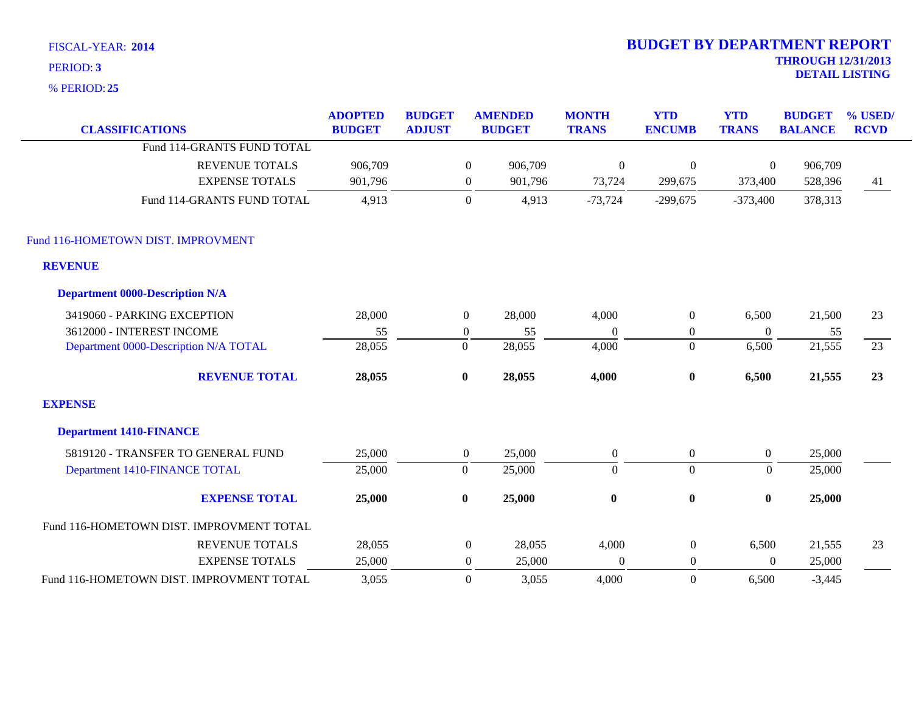FISCAL-YEAR: **2014**
PERIOD: **3**
% PERIOD: **25**

# BUDGET BY DEPARTMENT REPORT

**THROUGH 12/31/2013**
**DETAIL LISTING**

| CLASSIFICATIONS | ADOPTED BUDGET | BUDGET ADJUST | AMENDED BUDGET | MONTH TRANS | YTD ENCUMB | YTD TRANS | BUDGET BALANCE | % USED/ RCVD |
|---|---|---|---|---|---|---|---|---|
| Fund 114-GRANTS FUND TOTAL | | | | | | | | |
| REVENUE TOTALS | 906,709 | 0 | 906,709 | 0 | 0 | 0 | 906,709 | |
| EXPENSE TOTALS | 901,796 | 0 | 901,796 | 73,724 | 299,675 | 373,400 | 528,396 | 41 |
| Fund 114-GRANTS FUND TOTAL | 4,913 | 0 | 4,913 | -73,724 | -299,675 | -373,400 | 378,313 | |
| **Fund 116-HOMETOWN DIST. IMPROVMENT** | | | | | | | | |
| **REVENUE** | | | | | | | | |
| **Department 0000-Description N/A** | | | | | | | | |
| 3419060 - PARKING EXCEPTION | 28,000 | 0 | 28,000 | 4,000 | 0 | 6,500 | 21,500 | 23 |
| 3612000 - INTEREST INCOME | 55 | 0 | 55 | 0 | 0 | 0 | 55 | |
| Department 0000-Description N/A TOTAL | 28,055 | 0 | 28,055 | 4,000 | 0 | 6,500 | 21,555 | 23 |
| **REVENUE TOTAL** | **28,055** | **0** | **28,055** | **4,000** | **0** | **6,500** | **21,555** | **23** |
| **EXPENSE** | | | | | | | | |
| **Department 1410-FINANCE** | | | | | | | | |
| 5819120 - TRANSFER TO GENERAL FUND | 25,000 | 0 | 25,000 | 0 | 0 | 0 | 25,000 | |
| Department 1410-FINANCE TOTAL | 25,000 | 0 | 25,000 | 0 | 0 | 0 | 25,000 | |
| **EXPENSE TOTAL** | **25,000** | **0** | **25,000** | **0** | **0** | **0** | **25,000** | |
| Fund 116-HOMETOWN DIST. IMPROVMENT TOTAL | | | | | | | | |
| REVENUE TOTALS | 28,055 | 0 | 28,055 | 4,000 | 0 | 6,500 | 21,555 | 23 |
| EXPENSE TOTALS | 25,000 | 0 | 25,000 | 0 | 0 | 0 | 25,000 | |
| Fund 116-HOMETOWN DIST. IMPROVMENT TOTAL | 3,055 | 0 | 3,055 | 4,000 | 0 | 6,500 | -3,445 | |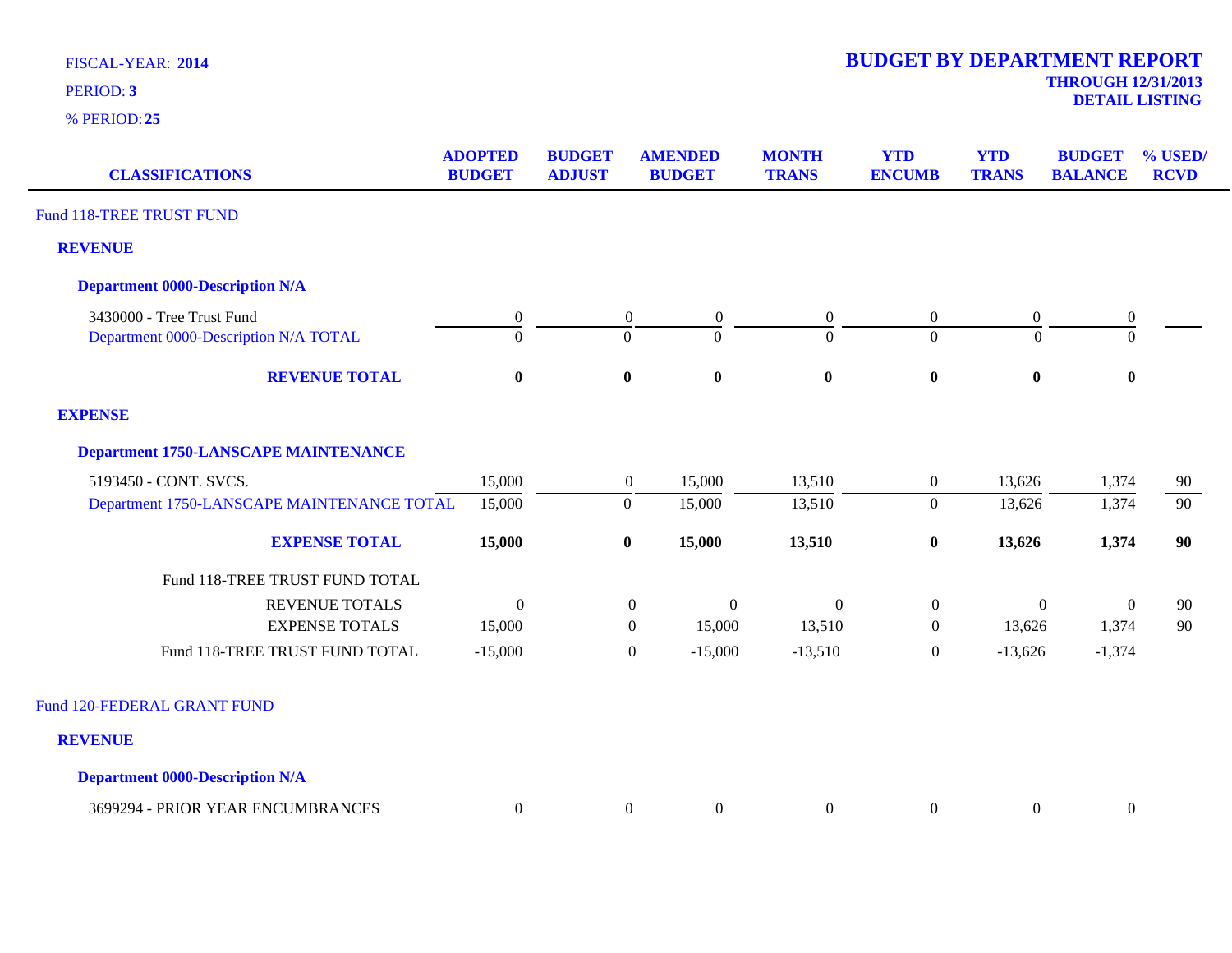FISCAL-YEAR: **2014**

PERIOD: **3**

% PERIOD: **25**

# BUDGET BY DEPARTMENT REPORT

**THROUGH 12/31/2013**

**DETAIL LISTING**

| CLASSIFICATIONS | ADOPTED BUDGET | BUDGET ADJUST | AMENDED BUDGET | MONTH TRANS | YTD ENCUMB | YTD TRANS | BUDGET BALANCE | % USED/ RCVD |
|---|---|---|---|---|---|---|---|---|
| Fund 118-TREE TRUST FUND | | | | | | | | |
| **REVENUE** | | | | | | | | |
| **Department 0000-Description N/A** | | | | | | | | |
| 3430000 - Tree Trust Fund | 0 | 0 | 0 | 0 | 0 | 0 | 0 | |
| Department 0000-Description N/A TOTAL | 0 | 0 | 0 | 0 | 0 | 0 | 0 | |
| **REVENUE TOTAL** | **0** | **0** | **0** | **0** | **0** | **0** | **0** | |
| **EXPENSE** | | | | | | | | |
| **Department 1750-LANSCAPE MAINTENANCE** | | | | | | | | |
| 5193450 - CONT. SVCS. | 15,000 | 0 | 15,000 | 13,510 | 0 | 13,626 | 1,374 | 90 |
| Department 1750-LANSCAPE MAINTENANCE TOTAL | 15,000 | 0 | 15,000 | 13,510 | 0 | 13,626 | 1,374 | 90 |
| **EXPENSE TOTAL** | **15,000** | **0** | **15,000** | **13,510** | **0** | **13,626** | **1,374** | **90** |
| Fund 118-TREE TRUST FUND TOTAL | | | | | | | | |
| REVENUE TOTALS | 0 | 0 | 0 | 0 | 0 | 0 | 0 | 90 |
| EXPENSE TOTALS | 15,000 | 0 | 15,000 | 13,510 | 0 | 13,626 | 1,374 | 90 |
| Fund 118-TREE TRUST FUND TOTAL | -15,000 | 0 | -15,000 | -13,510 | 0 | -13,626 | -1,374 | |
| Fund 120-FEDERAL GRANT FUND | | | | | | | | |
| **REVENUE** | | | | | | | | |
| **Department 0000-Description N/A** | | | | | | | | |
| 3699294 - PRIOR YEAR ENCUMBRANCES | 0 | 0 | 0 | 0 | 0 | 0 | 0 | |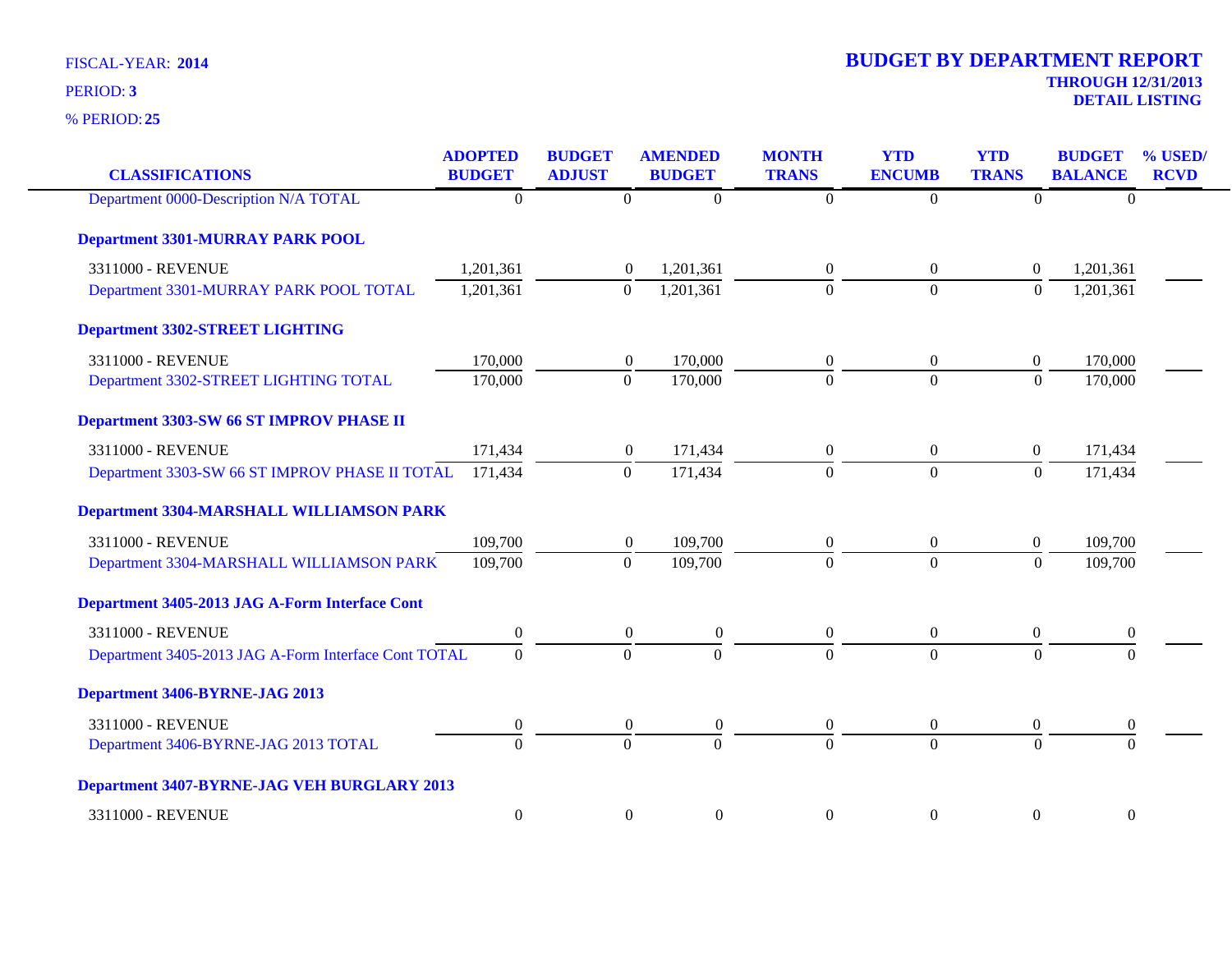FISCAL-YEAR: **2014**

PERIOD: **3**

% PERIOD: **25**

# BUDGET BY DEPARTMENT REPORT

**THROUGH 12/31/2013**

**DETAIL LISTING**

| CLASSIFICATIONS | ADOPTED BUDGET | BUDGET ADJUST | AMENDED BUDGET | MONTH TRANS | YTD ENCUMB | YTD TRANS | BUDGET BALANCE | % USED/ RCVD |
|---|---|---|---|---|---|---|---|---|
| Department 0000-Description N/A TOTAL | 0 | 0 | 0 | 0 | 0 | 0 | 0 | |
| **Department 3301-MURRAY PARK POOL** | | | | | | | | |
| 3311000 - REVENUE | 1,201,361 | 0 | 1,201,361 | 0 | 0 | 0 | 1,201,361 | |
| Department 3301-MURRAY PARK POOL TOTAL | 1,201,361 | 0 | 1,201,361 | 0 | 0 | 0 | 1,201,361 | |
| **Department 3302-STREET LIGHTING** | | | | | | | | |
| 3311000 - REVENUE | 170,000 | 0 | 170,000 | 0 | 0 | 0 | 170,000 | |
| Department 3302-STREET LIGHTING TOTAL | 170,000 | 0 | 170,000 | 0 | 0 | 0 | 170,000 | |
| **Department 3303-SW 66 ST IMPROV PHASE II** | | | | | | | | |
| 3311000 - REVENUE | 171,434 | 0 | 171,434 | 0 | 0 | 0 | 171,434 | |
| Department 3303-SW 66 ST IMPROV PHASE II TOTAL | 171,434 | 0 | 171,434 | 0 | 0 | 0 | 171,434 | |
| **Department 3304-MARSHALL WILLIAMSON PARK** | | | | | | | | |
| 3311000 - REVENUE | 109,700 | 0 | 109,700 | 0 | 0 | 0 | 109,700 | |
| Department 3304-MARSHALL WILLIAMSON PARK | 109,700 | 0 | 109,700 | 0 | 0 | 0 | 109,700 | |
| **Department 3405-2013 JAG A-Form Interface Cont** | | | | | | | | |
| 3311000 - REVENUE | 0 | 0 | 0 | 0 | 0 | 0 | 0 | |
| Department 3405-2013 JAG A-Form Interface Cont TOTAL | 0 | 0 | 0 | 0 | 0 | 0 | 0 | |
| **Department 3406-BYRNE-JAG 2013** | | | | | | | | |
| 3311000 - REVENUE | 0 | 0 | 0 | 0 | 0 | 0 | 0 | |
| Department 3406-BYRNE-JAG 2013 TOTAL | 0 | 0 | 0 | 0 | 0 | 0 | 0 | |
| **Department 3407-BYRNE-JAG VEH BURGLARY 2013** | | | | | | | | |
| 3311000 - REVENUE | 0 | 0 | 0 | 0 | 0 | 0 | 0 | |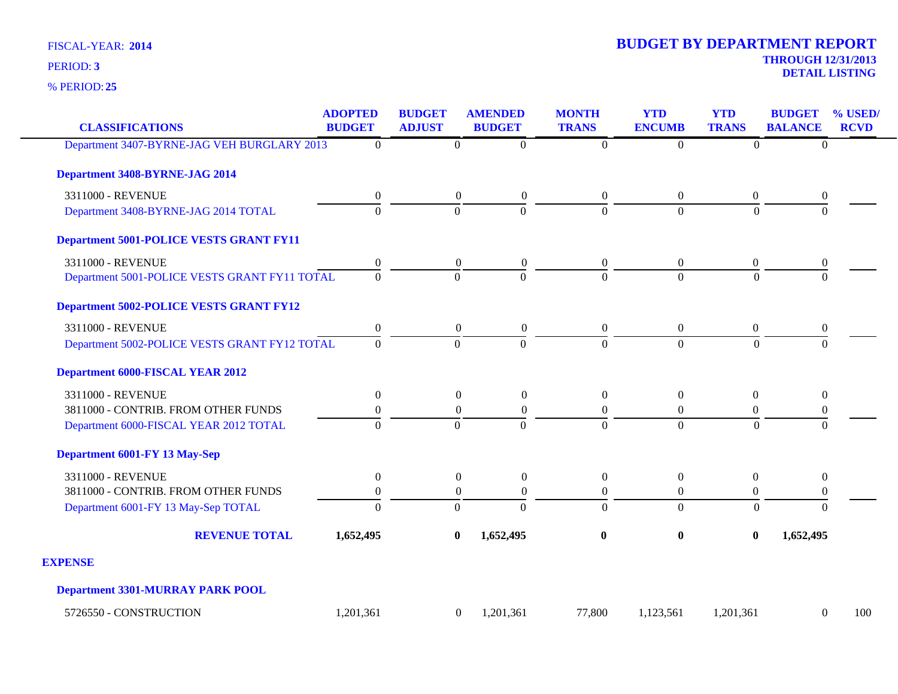FISCAL-YEAR: **2014**
PERIOD: **3**
% PERIOD: **25**

# BUDGET BY DEPARTMENT REPORT

**THROUGH 12/31/2013**
**DETAIL LISTING**

| CLASSIFICATIONS | ADOPTED BUDGET | BUDGET ADJUST | AMENDED BUDGET | MONTH TRANS | YTD ENCUMB | YTD TRANS | BUDGET BALANCE | % USED/ RCVD |
|---|---|---|---|---|---|---|---|---|
| Department 3407-BYRNE-JAG VEH BURGLARY 2013 | 0 | 0 | 0 | 0 | 0 | 0 | 0 | |
| **Department 3408-BYRNE-JAG 2014** | | | | | | | | |
| 3311000 - REVENUE | 0 | 0 | 0 | 0 | 0 | 0 | 0 | |
| Department 3408-BYRNE-JAG 2014 TOTAL | 0 | 0 | 0 | 0 | 0 | 0 | 0 | |
| **Department 5001-POLICE VESTS GRANT FY11** | | | | | | | | |
| 3311000 - REVENUE | 0 | 0 | 0 | 0 | 0 | 0 | 0 | |
| Department 5001-POLICE VESTS GRANT FY11 TOTAL | 0 | 0 | 0 | 0 | 0 | 0 | 0 | |
| **Department 5002-POLICE VESTS GRANT FY12** | | | | | | | | |
| 3311000 - REVENUE | 0 | 0 | 0 | 0 | 0 | 0 | 0 | |
| Department 5002-POLICE VESTS GRANT FY12 TOTAL | 0 | 0 | 0 | 0 | 0 | 0 | 0 | |
| **Department 6000-FISCAL YEAR 2012** | | | | | | | | |
| 3311000 - REVENUE | 0 | 0 | 0 | 0 | 0 | 0 | 0 | |
| 3811000 - CONTRIB. FROM OTHER FUNDS | 0 | 0 | 0 | 0 | 0 | 0 | 0 | |
| Department 6000-FISCAL YEAR 2012 TOTAL | 0 | 0 | 0 | 0 | 0 | 0 | 0 | |
| **Department 6001-FY 13 May-Sep** | | | | | | | | |
| 3311000 - REVENUE | 0 | 0 | 0 | 0 | 0 | 0 | 0 | |
| 3811000 - CONTRIB. FROM OTHER FUNDS | 0 | 0 | 0 | 0 | 0 | 0 | 0 | |
| Department 6001-FY 13 May-Sep TOTAL | 0 | 0 | 0 | 0 | 0 | 0 | 0 | |
| **REVENUE TOTAL** | **1,652,495** | **0** | **1,652,495** | **0** | **0** | **0** | **1,652,495** | |
| **EXPENSE** | | | | | | | | |
| **Department 3301-MURRAY PARK POOL** | | | | | | | | |
| 5726550 - CONSTRUCTION | 1,201,361 | 0 | 1,201,361 | 77,800 | 1,123,561 | 1,201,361 | 0 | 100 |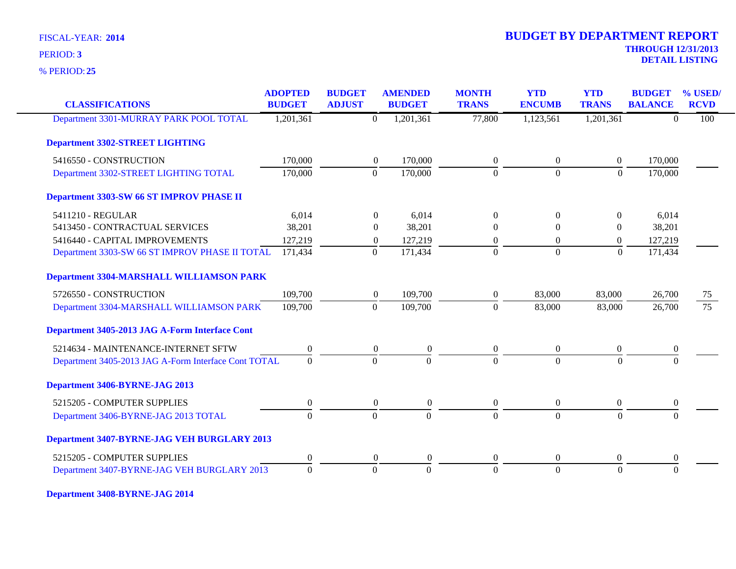FISCAL-YEAR: **2014**
PERIOD: **3**
% PERIOD: **25**

# BUDGET BY DEPARTMENT REPORT

**THROUGH 12/31/2013**
**DETAIL LISTING**

| CLASSIFICATIONS | ADOPTED BUDGET | BUDGET ADJUST | AMENDED BUDGET | MONTH TRANS | YTD ENCUMB | YTD TRANS | BUDGET BALANCE | % USED/ RCVD |
|---|---|---|---|---|---|---|---|---|
| Department 3301-MURRAY PARK POOL TOTAL | 1,201,361 | 0 | 1,201,361 | 77,800 | 1,123,561 | 1,201,361 | 0 | 100 |
| **Department 3302-STREET LIGHTING** | | | | | | | | |
| 5416550 - CONSTRUCTION | 170,000 | 0 | 170,000 | 0 | 0 | 0 | 170,000 | |
| Department 3302-STREET LIGHTING TOTAL | 170,000 | 0 | 170,000 | 0 | 0 | 0 | 170,000 | |
| **Department 3303-SW 66 ST IMPROV PHASE II** | | | | | | | | |
| 5411210 - REGULAR | 6,014 | 0 | 6,014 | 0 | 0 | 0 | 6,014 | |
| 5413450 - CONTRACTUAL SERVICES | 38,201 | 0 | 38,201 | 0 | 0 | 0 | 38,201 | |
| 5416440 - CAPITAL IMPROVEMENTS | 127,219 | 0 | 127,219 | 0 | 0 | 0 | 127,219 | |
| Department 3303-SW 66 ST IMPROV PHASE II TOTAL | 171,434 | 0 | 171,434 | 0 | 0 | 0 | 171,434 | |
| **Department 3304-MARSHALL WILLIAMSON PARK** | | | | | | | | |
| 5726550 - CONSTRUCTION | 109,700 | 0 | 109,700 | 0 | 83,000 | 83,000 | 26,700 | 75 |
| Department 3304-MARSHALL WILLIAMSON PARK | 109,700 | 0 | 109,700 | 0 | 83,000 | 83,000 | 26,700 | 75 |
| **Department 3405-2013 JAG A-Form Interface Cont** | | | | | | | | |
| 5214634 - MAINTENANCE-INTERNET SFTW | 0 | 0 | 0 | 0 | 0 | 0 | 0 | |
| Department 3405-2013 JAG A-Form Interface Cont TOTAL | 0 | 0 | 0 | 0 | 0 | 0 | 0 | |
| **Department 3406-BYRNE-JAG 2013** | | | | | | | | |
| 5215205 - COMPUTER SUPPLIES | 0 | 0 | 0 | 0 | 0 | 0 | 0 | |
| Department 3406-BYRNE-JAG 2013 TOTAL | 0 | 0 | 0 | 0 | 0 | 0 | 0 | |
| **Department 3407-BYRNE-JAG VEH BURGLARY 2013** | | | | | | | | |
| 5215205 - COMPUTER SUPPLIES | 0 | 0 | 0 | 0 | 0 | 0 | 0 | |
| Department 3407-BYRNE-JAG VEH BURGLARY 2013 | 0 | 0 | 0 | 0 | 0 | 0 | 0 | |
| **Department 3408-BYRNE-JAG 2014** | | | | | | | | |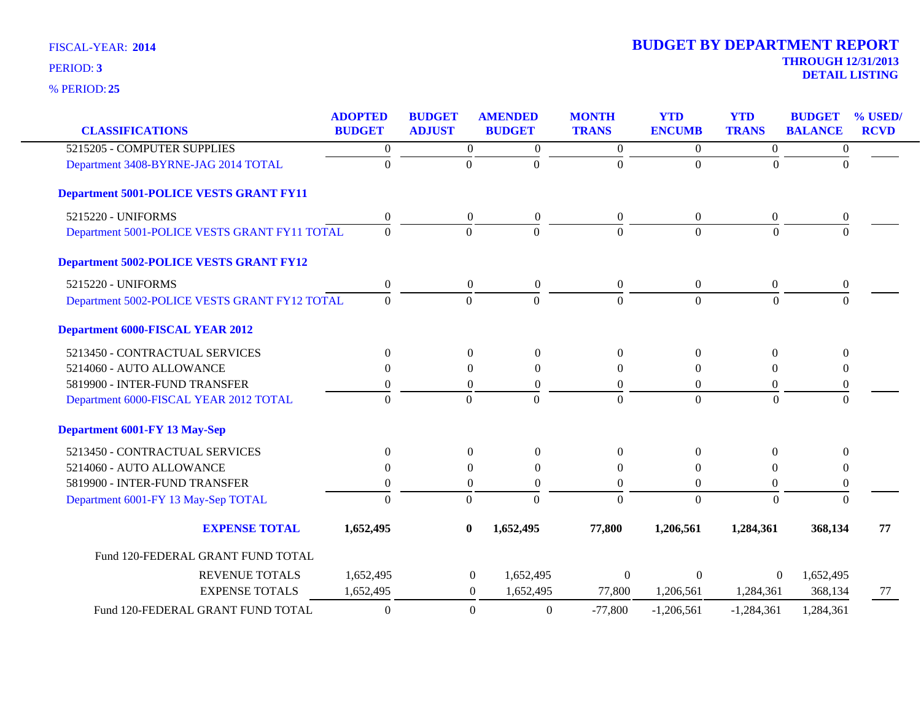FISCAL-YEAR: **2014**

PERIOD: **3**

% PERIOD: **25**

# BUDGET BY DEPARTMENT REPORT

**THROUGH 12/31/2013**

**DETAIL LISTING**

| CLASSIFICATIONS | ADOPTED BUDGET | BUDGET ADJUST | AMENDED BUDGET | MONTH TRANS | YTD ENCUMB | YTD TRANS | BUDGET BALANCE | % USED/ RCVD |
|---|---|---|---|---|---|---|---|---|
| 5215205 - COMPUTER SUPPLIES | 0 | 0 | 0 | 0 | 0 | 0 | 0 | |
| Department 3408-BYRNE-JAG 2014 TOTAL | 0 | 0 | 0 | 0 | 0 | 0 | 0 | |
| **Department 5001-POLICE VESTS GRANT FY11** | | | | | | | | |
| 5215220 - UNIFORMS | 0 | 0 | 0 | 0 | 0 | 0 | 0 | |
| Department 5001-POLICE VESTS GRANT FY11 TOTAL | 0 | 0 | 0 | 0 | 0 | 0 | 0 | |
| **Department 5002-POLICE VESTS GRANT FY12** | | | | | | | | |
| 5215220 - UNIFORMS | 0 | 0 | 0 | 0 | 0 | 0 | 0 | |
| Department 5002-POLICE VESTS GRANT FY12 TOTAL | 0 | 0 | 0 | 0 | 0 | 0 | 0 | |
| **Department 6000-FISCAL YEAR 2012** | | | | | | | | |
| 5213450 - CONTRACTUAL SERVICES | 0 | 0 | 0 | 0 | 0 | 0 | 0 | |
| 5214060 - AUTO ALLOWANCE | 0 | 0 | 0 | 0 | 0 | 0 | 0 | |
| 5819900 - INTER-FUND TRANSFER | 0 | 0 | 0 | 0 | 0 | 0 | 0 | |
| Department 6000-FISCAL YEAR 2012 TOTAL | 0 | 0 | 0 | 0 | 0 | 0 | 0 | |
| **Department 6001-FY 13 May-Sep** | | | | | | | | |
| 5213450 - CONTRACTUAL SERVICES | 0 | 0 | 0 | 0 | 0 | 0 | 0 | |
| 5214060 - AUTO ALLOWANCE | 0 | 0 | 0 | 0 | 0 | 0 | 0 | |
| 5819900 - INTER-FUND TRANSFER | 0 | 0 | 0 | 0 | 0 | 0 | 0 | |
| Department 6001-FY 13 May-Sep TOTAL | 0 | 0 | 0 | 0 | 0 | 0 | 0 | |
| **EXPENSE TOTAL** | **1,652,495** | **0** | **1,652,495** | **77,800** | **1,206,561** | **1,284,361** | **368,134** | **77** |
| Fund 120-FEDERAL GRANT FUND TOTAL | | | | | | | | |
| REVENUE TOTALS | 1,652,495 | 0 | 1,652,495 | 0 | 0 | 0 | 1,652,495 | |
| EXPENSE TOTALS | 1,652,495 | 0 | 1,652,495 | 77,800 | 1,206,561 | 1,284,361 | 368,134 | 77 |
| Fund 120-FEDERAL GRANT FUND TOTAL | 0 | 0 | 0 | -77,800 | -1,206,561 | -1,284,361 | 1,284,361 | |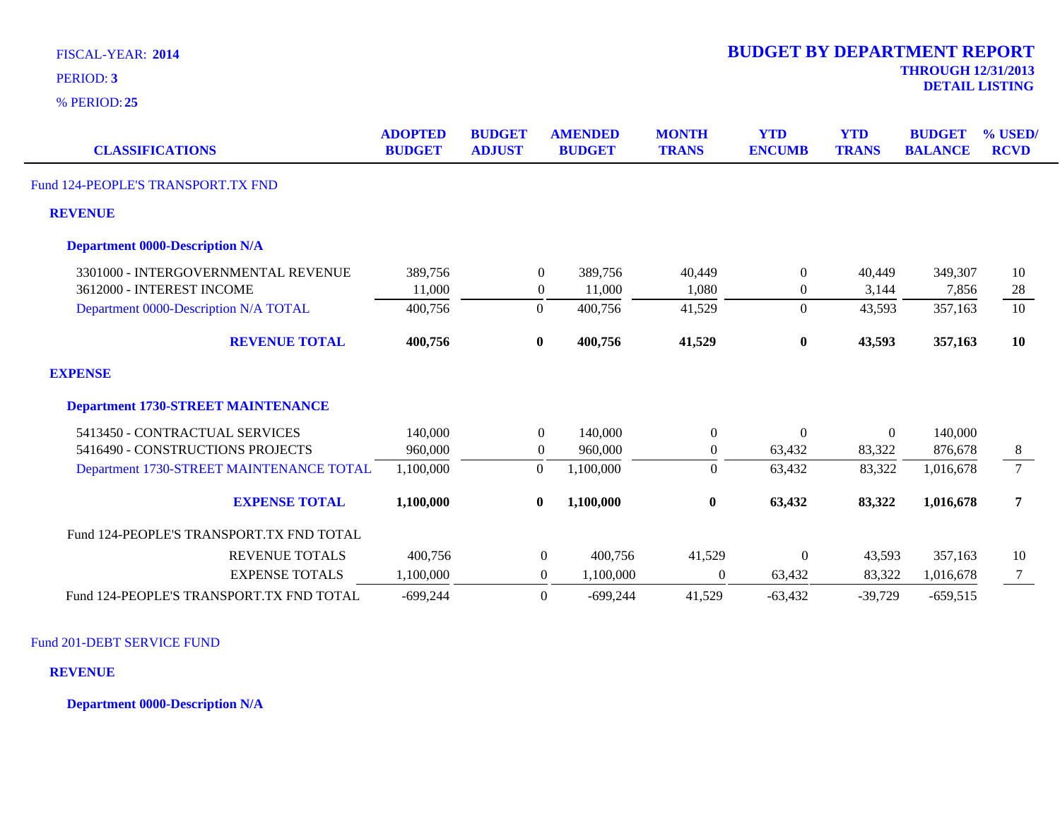FISCAL-YEAR: **2014**

PERIOD: **3**

% PERIOD: **25**

# BUDGET BY DEPARTMENT REPORT

**THROUGH 12/31/2013**

**DETAIL LISTING**

| CLASSIFICATIONS | ADOPTED BUDGET | BUDGET ADJUST | AMENDED BUDGET | MONTH TRANS | YTD ENCUMB | YTD TRANS | BUDGET BALANCE | % USED/ RCVD |
|---|---|---|---|---|---|---|---|---|
| Fund 124-PEOPLE'S TRANSPORT.TX FND | | | | | | | | |
| **REVENUE** | | | | | | | | |
| **Department 0000-Description N/A** | | | | | | | | |
| 3301000 - INTERGOVERNMENTAL REVENUE | 389,756 | 0 | 389,756 | 40,449 | 0 | 40,449 | 349,307 | 10 |
| 3612000 - INTEREST INCOME | 11,000 | 0 | 11,000 | 1,080 | 0 | 3,144 | 7,856 | 28 |
| Department 0000-Description N/A TOTAL | 400,756 | 0 | 400,756 | 41,529 | 0 | 43,593 | 357,163 | 10 |
| **REVENUE TOTAL** | **400,756** | **0** | **400,756** | **41,529** | **0** | **43,593** | **357,163** | **10** |
| **EXPENSE** | | | | | | | | |
| **Department 1730-STREET MAINTENANCE** | | | | | | | | |
| 5413450 - CONTRACTUAL SERVICES | 140,000 | 0 | 140,000 | 0 | 0 | 0 | 140,000 | |
| 5416490 - CONSTRUCTIONS PROJECTS | 960,000 | 0 | 960,000 | 0 | 63,432 | 83,322 | 876,678 | 8 |
| Department 1730-STREET MAINTENANCE TOTAL | 1,100,000 | 0 | 1,100,000 | 0 | 63,432 | 83,322 | 1,016,678 | 7 |
| **EXPENSE TOTAL** | **1,100,000** | **0** | **1,100,000** | **0** | **63,432** | **83,322** | **1,016,678** | **7** |
| Fund 124-PEOPLE'S TRANSPORT.TX FND TOTAL | | | | | | | | |
| REVENUE TOTALS | 400,756 | 0 | 400,756 | 41,529 | 0 | 43,593 | 357,163 | 10 |
| EXPENSE TOTALS | 1,100,000 | 0 | 1,100,000 | 0 | 63,432 | 83,322 | 1,016,678 | 7 |
| Fund 124-PEOPLE'S TRANSPORT.TX FND TOTAL | -699,244 | 0 | -699,244 | 41,529 | -63,432 | -39,729 | -659,515 | |

Fund 201-DEBT SERVICE FUND

**REVENUE**

**Department 0000-Description N/A**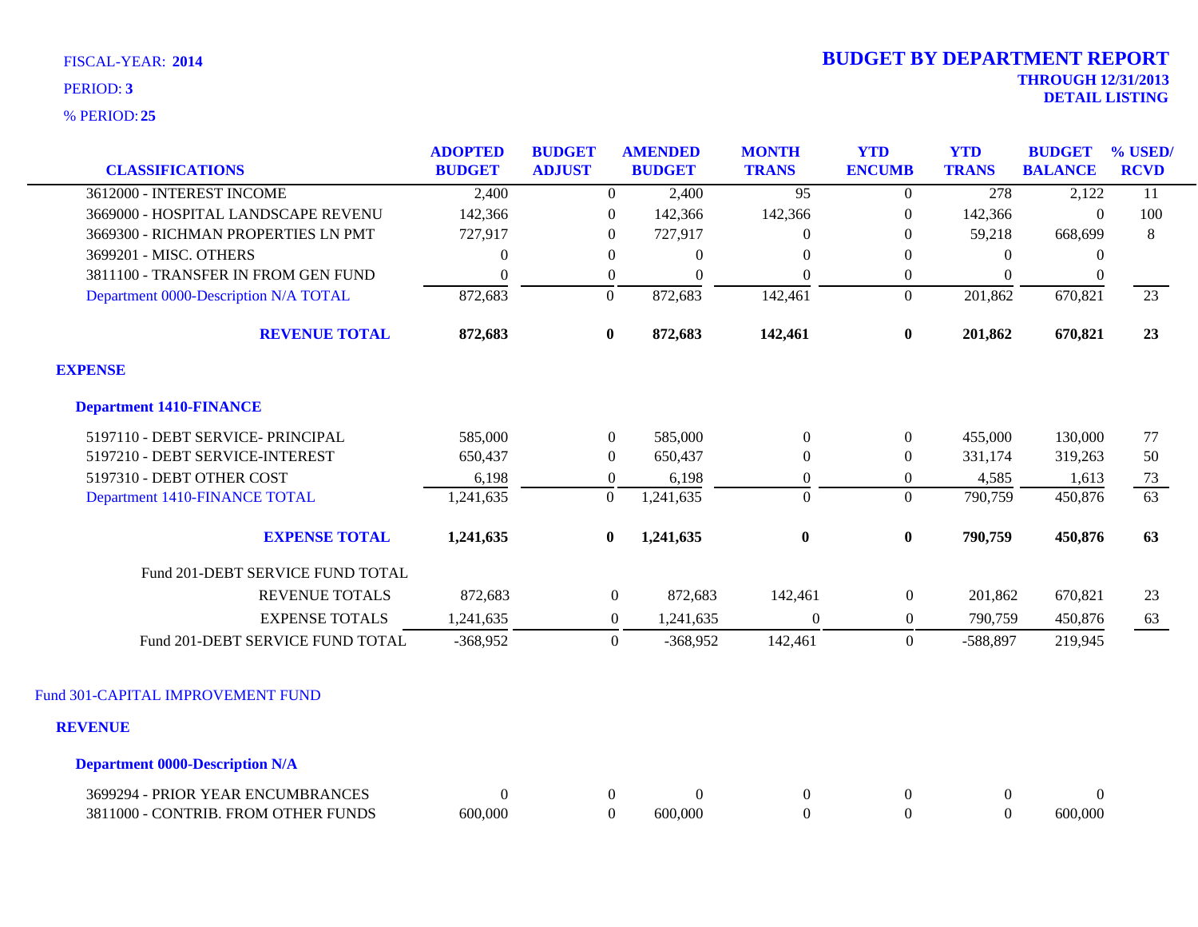FISCAL-YEAR: **2014**

PERIOD: **3**

% PERIOD: **25**

# BUDGET BY DEPARTMENT REPORT

**THROUGH 12/31/2013**

**DETAIL LISTING**

| CLASSIFICATIONS | ADOPTED BUDGET | BUDGET ADJUST | AMENDED BUDGET | MONTH TRANS | YTD ENCUMB | YTD TRANS | BUDGET BALANCE | % USED/ RCVD |
|---|---|---|---|---|---|---|---|---|
| 3612000 - INTEREST INCOME | 2,400 | 0 | 2,400 | 95 | 0 | 278 | 2,122 | 11 |
| 3669000 - HOSPITAL LANDSCAPE REVENU | 142,366 | 0 | 142,366 | 142,366 | 0 | 142,366 | 0 | 100 |
| 3669300 - RICHMAN PROPERTIES LN PMT | 727,917 | 0 | 727,917 | 0 | 0 | 59,218 | 668,699 | 8 |
| 3699201 - MISC. OTHERS | 0 | 0 | 0 | 0 | 0 | 0 | 0 | |
| 3811100 - TRANSFER IN FROM GEN FUND | 0 | 0 | 0 | 0 | 0 | 0 | 0 | |
| Department 0000-Description N/A TOTAL | 872,683 | 0 | 872,683 | 142,461 | 0 | 201,862 | 670,821 | 23 |
| **REVENUE TOTAL** | **872,683** | **0** | **872,683** | **142,461** | **0** | **201,862** | **670,821** | **23** |
| **EXPENSE** | | | | | | | | |
| **Department 1410-FINANCE** | | | | | | | | |
| 5197110 - DEBT SERVICE- PRINCIPAL | 585,000 | 0 | 585,000 | 0 | 0 | 455,000 | 130,000 | 77 |
| 5197210 - DEBT SERVICE-INTEREST | 650,437 | 0 | 650,437 | 0 | 0 | 331,174 | 319,263 | 50 |
| 5197310 - DEBT OTHER COST | 6,198 | 0 | 6,198 | 0 | 0 | 4,585 | 1,613 | 73 |
| Department 1410-FINANCE TOTAL | 1,241,635 | 0 | 1,241,635 | 0 | 0 | 790,759 | 450,876 | 63 |
| **EXPENSE TOTAL** | **1,241,635** | **0** | **1,241,635** | **0** | **0** | **790,759** | **450,876** | **63** |
| Fund 201-DEBT SERVICE FUND TOTAL | | | | | | | | |
| REVENUE TOTALS | 872,683 | 0 | 872,683 | 142,461 | 0 | 201,862 | 670,821 | 23 |
| EXPENSE TOTALS | 1,241,635 | 0 | 1,241,635 | 0 | 0 | 790,759 | 450,876 | 63 |
| Fund 201-DEBT SERVICE FUND TOTAL | -368,952 | 0 | -368,952 | 142,461 | 0 | -588,897 | 219,945 | |
| Fund 301-CAPITAL IMPROVEMENT FUND | | | | | | | | |
| **REVENUE** | | | | | | | | |
| **Department 0000-Description N/A** | | | | | | | | |
| 3699294 - PRIOR YEAR ENCUMBRANCES | 0 | 0 | 0 | 0 | 0 | 0 | 0 | |
| 3811000 - CONTRIB. FROM OTHER FUNDS | 600,000 | 0 | 600,000 | 0 | 0 | 0 | 600,000 | |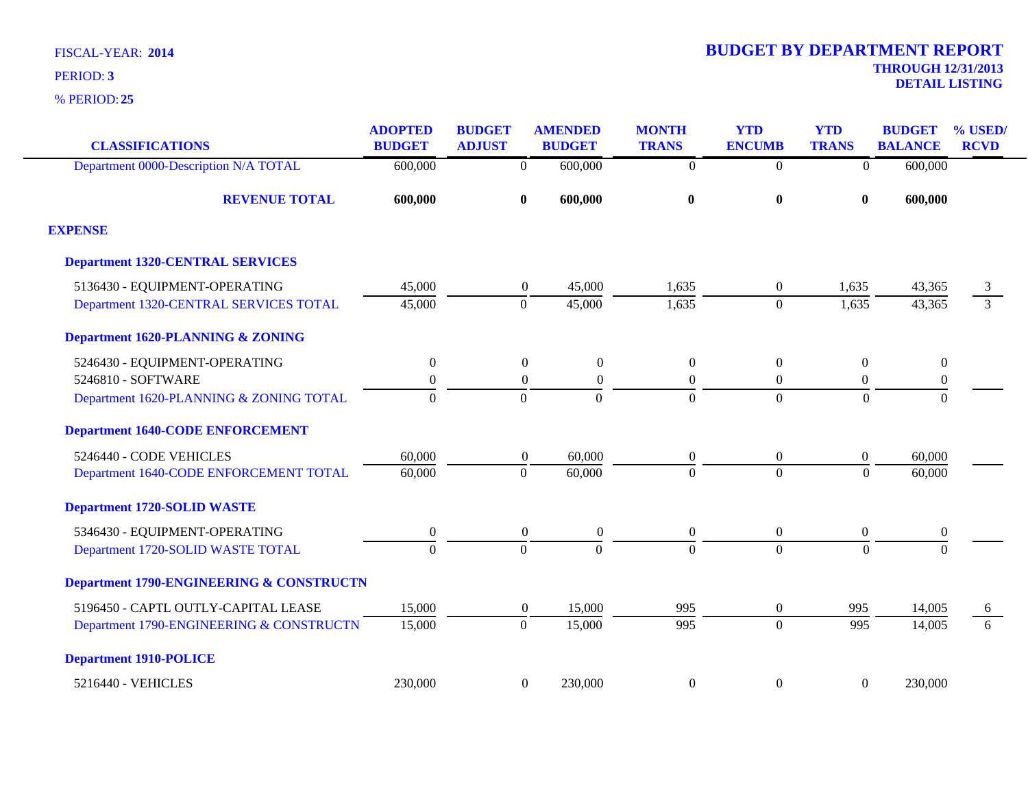FISCAL-YEAR: **2014**

PERIOD: **3**

% PERIOD: **25**

# BUDGET BY DEPARTMENT REPORT

**THROUGH 12/31/2013**

**DETAIL LISTING**

| CLASSIFICATIONS | ADOPTED BUDGET | BUDGET ADJUST | AMENDED BUDGET | MONTH TRANS | YTD ENCUMB | YTD TRANS | BUDGET BALANCE | % USED/ RCVD |
|---|---|---|---|---|---|---|---|---|
| Department 0000-Description N/A TOTAL | 600,000 | 0 | 600,000 | 0 | 0 | 0 | 600,000 | |
| **REVENUE TOTAL** | **600,000** | **0** | **600,000** | **0** | **0** | **0** | **600,000** | |
| **EXPENSE** | | | | | | | | |
| **Department 1320-CENTRAL SERVICES** | | | | | | | | |
| 5136430 - EQUIPMENT-OPERATING | 45,000 | 0 | 45,000 | 1,635 | 0 | 1,635 | 43,365 | 3 |
| Department 1320-CENTRAL SERVICES TOTAL | 45,000 | 0 | 45,000 | 1,635 | 0 | 1,635 | 43,365 | 3 |
| **Department 1620-PLANNING & ZONING** | | | | | | | | |
| 5246430 - EQUIPMENT-OPERATING | 0 | 0 | 0 | 0 | 0 | 0 | 0 | |
| 5246810 - SOFTWARE | 0 | 0 | 0 | 0 | 0 | 0 | 0 | |
| Department 1620-PLANNING & ZONING TOTAL | 0 | 0 | 0 | 0 | 0 | 0 | 0 | |
| **Department 1640-CODE ENFORCEMENT** | | | | | | | | |
| 5246440 - CODE VEHICLES | 60,000 | 0 | 60,000 | 0 | 0 | 0 | 60,000 | |
| Department 1640-CODE ENFORCEMENT TOTAL | 60,000 | 0 | 60,000 | 0 | 0 | 0 | 60,000 | |
| **Department 1720-SOLID WASTE** | | | | | | | | |
| 5346430 - EQUIPMENT-OPERATING | 0 | 0 | 0 | 0 | 0 | 0 | 0 | |
| Department 1720-SOLID WASTE TOTAL | 0 | 0 | 0 | 0 | 0 | 0 | 0 | |
| **Department 1790-ENGINEERING & CONSTRUCTN** | | | | | | | | |
| 5196450 - CAPTL OUTLY-CAPITAL LEASE | 15,000 | 0 | 15,000 | 995 | 0 | 995 | 14,005 | 6 |
| Department 1790-ENGINEERING & CONSTRUCTN | 15,000 | 0 | 15,000 | 995 | 0 | 995 | 14,005 | 6 |
| **Department 1910-POLICE** | | | | | | | | |
| 5216440 - VEHICLES | 230,000 | 0 | 230,000 | 0 | 0 | 0 | 230,000 | |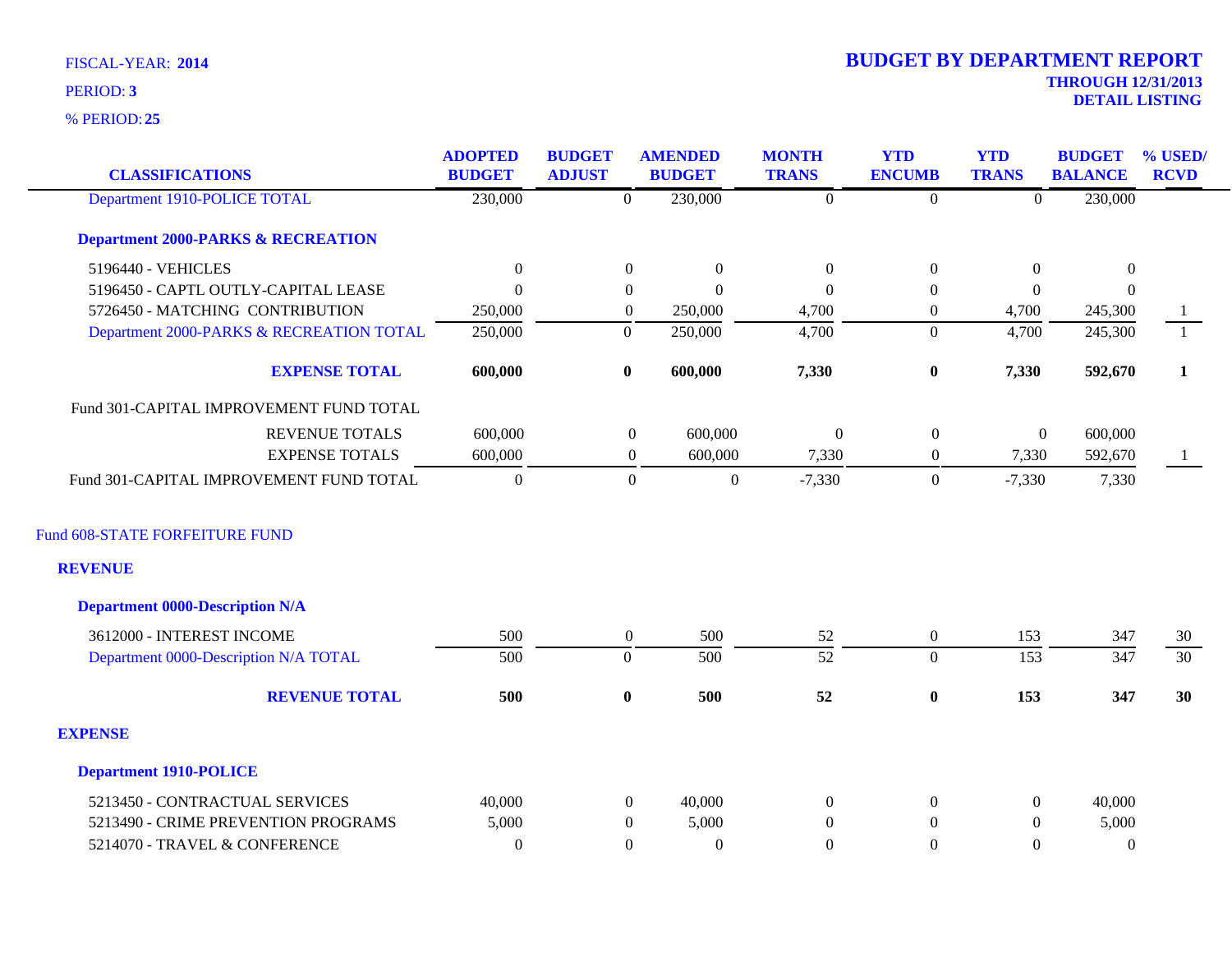FISCAL-YEAR: **2014**

PERIOD: **3**

% PERIOD: **25**

# BUDGET BY DEPARTMENT REPORT

**THROUGH 12/31/2013**

**DETAIL LISTING**

| CLASSIFICATIONS | ADOPTED BUDGET | BUDGET ADJUST | AMENDED BUDGET | MONTH TRANS | YTD ENCUMB | YTD TRANS | BUDGET BALANCE | % USED/ RCVD |
|---|---|---|---|---|---|---|---|---|
| Department 1910-POLICE TOTAL | 230,000 | 0 | 230,000 | 0 | 0 | 0 | 230,000 | |
| **Department 2000-PARKS & RECREATION** | | | | | | | | |
| 5196440 - VEHICLES | 0 | 0 | 0 | 0 | 0 | 0 | 0 | |
| 5196450 - CAPTL OUTLY-CAPITAL LEASE | 0 | 0 | 0 | 0 | 0 | 0 | 0 | |
| 5726450 - MATCHING CONTRIBUTION | 250,000 | 0 | 250,000 | 4,700 | 0 | 4,700 | 245,300 | 1 |
| Department 2000-PARKS & RECREATION TOTAL | 250,000 | 0 | 250,000 | 4,700 | 0 | 4,700 | 245,300 | 1 |
| **EXPENSE TOTAL** | **600,000** | **0** | **600,000** | **7,330** | **0** | **7,330** | **592,670** | **1** |
| Fund 301-CAPITAL IMPROVEMENT FUND TOTAL | | | | | | | | |
| REVENUE TOTALS | 600,000 | 0 | 600,000 | 0 | 0 | 0 | 600,000 | |
| EXPENSE TOTALS | 600,000 | 0 | 600,000 | 7,330 | 0 | 7,330 | 592,670 | 1 |
| Fund 301-CAPITAL IMPROVEMENT FUND TOTAL | 0 | 0 | 0 | -7,330 | 0 | -7,330 | 7,330 | |

## Fund 608-STATE FORFEITURE FUND

### REVENUE

| CLASSIFICATIONS | ADOPTED BUDGET | BUDGET ADJUST | AMENDED BUDGET | MONTH TRANS | YTD ENCUMB | YTD TRANS | BUDGET BALANCE | % USED/ RCVD |
|---|---|---|---|---|---|---|---|---|
| **Department 0000-Description N/A** | | | | | | | | |
| 3612000 - INTEREST INCOME | 500 | 0 | 500 | 52 | 0 | 153 | 347 | 30 |
| Department 0000-Description N/A TOTAL | 500 | 0 | 500 | 52 | 0 | 153 | 347 | 30 |
| **REVENUE TOTAL** | **500** | **0** | **500** | **52** | **0** | **153** | **347** | **30** |

### EXPENSE

| CLASSIFICATIONS | ADOPTED BUDGET | BUDGET ADJUST | AMENDED BUDGET | MONTH TRANS | YTD ENCUMB | YTD TRANS | BUDGET BALANCE | % USED/ RCVD |
|---|---|---|---|---|---|---|---|---|
| **Department 1910-POLICE** | | | | | | | | |
| 5213450 - CONTRACTUAL SERVICES | 40,000 | 0 | 40,000 | 0 | 0 | 0 | 40,000 | |
| 5213490 - CRIME PREVENTION PROGRAMS | 5,000 | 0 | 5,000 | 0 | 0 | 0 | 5,000 | |
| 5214070 - TRAVEL & CONFERENCE | 0 | 0 | 0 | 0 | 0 | 0 | 0 | |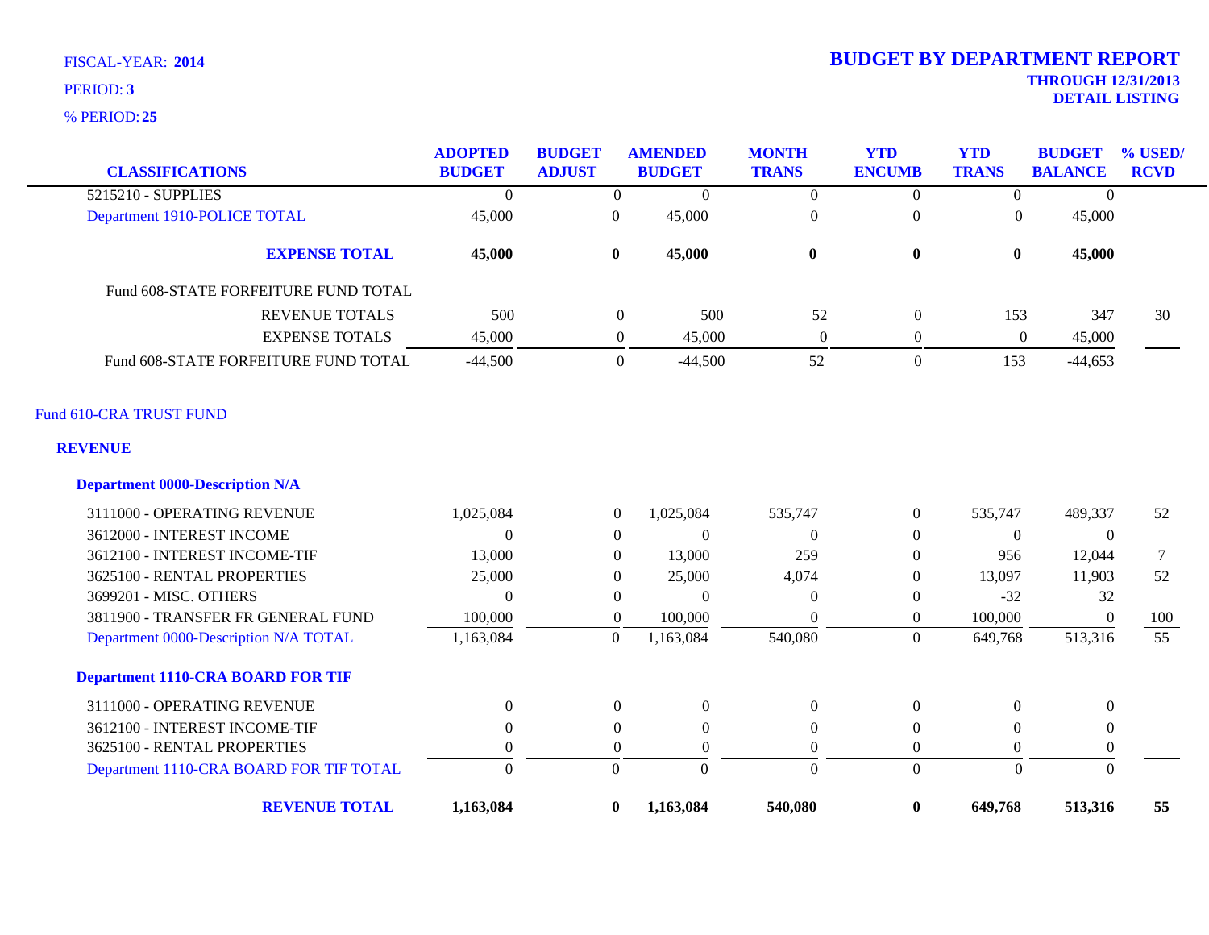FISCAL-YEAR: **2014**
PERIOD: **3**
% PERIOD: **25**

# BUDGET BY DEPARTMENT REPORT

**THROUGH 12/31/2013**
**DETAIL LISTING**

| CLASSIFICATIONS | ADOPTED BUDGET | BUDGET ADJUST | AMENDED BUDGET | MONTH TRANS | YTD ENCUMB | YTD TRANS | BUDGET BALANCE | % USED/ RCVD |
|---|---|---|---|---|---|---|---|---|
| 5215210 - SUPPLIES | 0 | 0 | 0 | 0 | 0 | 0 | 0 | |
| Department 1910-POLICE TOTAL | 45,000 | 0 | 45,000 | 0 | 0 | 0 | 45,000 | |
| **EXPENSE TOTAL** | **45,000** | **0** | **45,000** | **0** | **0** | **0** | **45,000** | |
| Fund 608-STATE FORFEITURE FUND TOTAL | | | | | | | | |
| REVENUE TOTALS | 500 | 0 | 500 | 52 | 0 | 153 | 347 | 30 |
| EXPENSE TOTALS | 45,000 | 0 | 45,000 | 0 | 0 | 0 | 45,000 | |
| Fund 608-STATE FORFEITURE FUND TOTAL | -44,500 | 0 | -44,500 | 52 | 0 | 153 | -44,653 | |
| Fund 610-CRA TRUST FUND | | | | | | | | |
| **REVENUE** | | | | | | | | |
| **Department 0000-Description N/A** | | | | | | | | |
| 3111000 - OPERATING REVENUE | 1,025,084 | 0 | 1,025,084 | 535,747 | 0 | 535,747 | 489,337 | 52 |
| 3612000 - INTEREST INCOME | 0 | 0 | 0 | 0 | 0 | 0 | 0 | |
| 3612100 - INTEREST INCOME-TIF | 13,000 | 0 | 13,000 | 259 | 0 | 956 | 12,044 | 7 |
| 3625100 - RENTAL PROPERTIES | 25,000 | 0 | 25,000 | 4,074 | 0 | 13,097 | 11,903 | 52 |
| 3699201 - MISC. OTHERS | 0 | 0 | 0 | 0 | 0 | -32 | 32 | |
| 3811900 - TRANSFER FR GENERAL FUND | 100,000 | 0 | 100,000 | 0 | 0 | 100,000 | 0 | 100 |
| Department 0000-Description N/A TOTAL | 1,163,084 | 0 | 1,163,084 | 540,080 | 0 | 649,768 | 513,316 | 55 |
| **Department 1110-CRA BOARD FOR TIF** | | | | | | | | |
| 3111000 - OPERATING REVENUE | 0 | 0 | 0 | 0 | 0 | 0 | 0 | |
| 3612100 - INTEREST INCOME-TIF | 0 | 0 | 0 | 0 | 0 | 0 | 0 | |
| 3625100 - RENTAL PROPERTIES | 0 | 0 | 0 | 0 | 0 | 0 | 0 | |
| Department 1110-CRA BOARD FOR TIF TOTAL | 0 | 0 | 0 | 0 | 0 | 0 | 0 | |
| **REVENUE TOTAL** | **1,163,084** | **0** | **1,163,084** | **540,080** | **0** | **649,768** | **513,316** | **55** |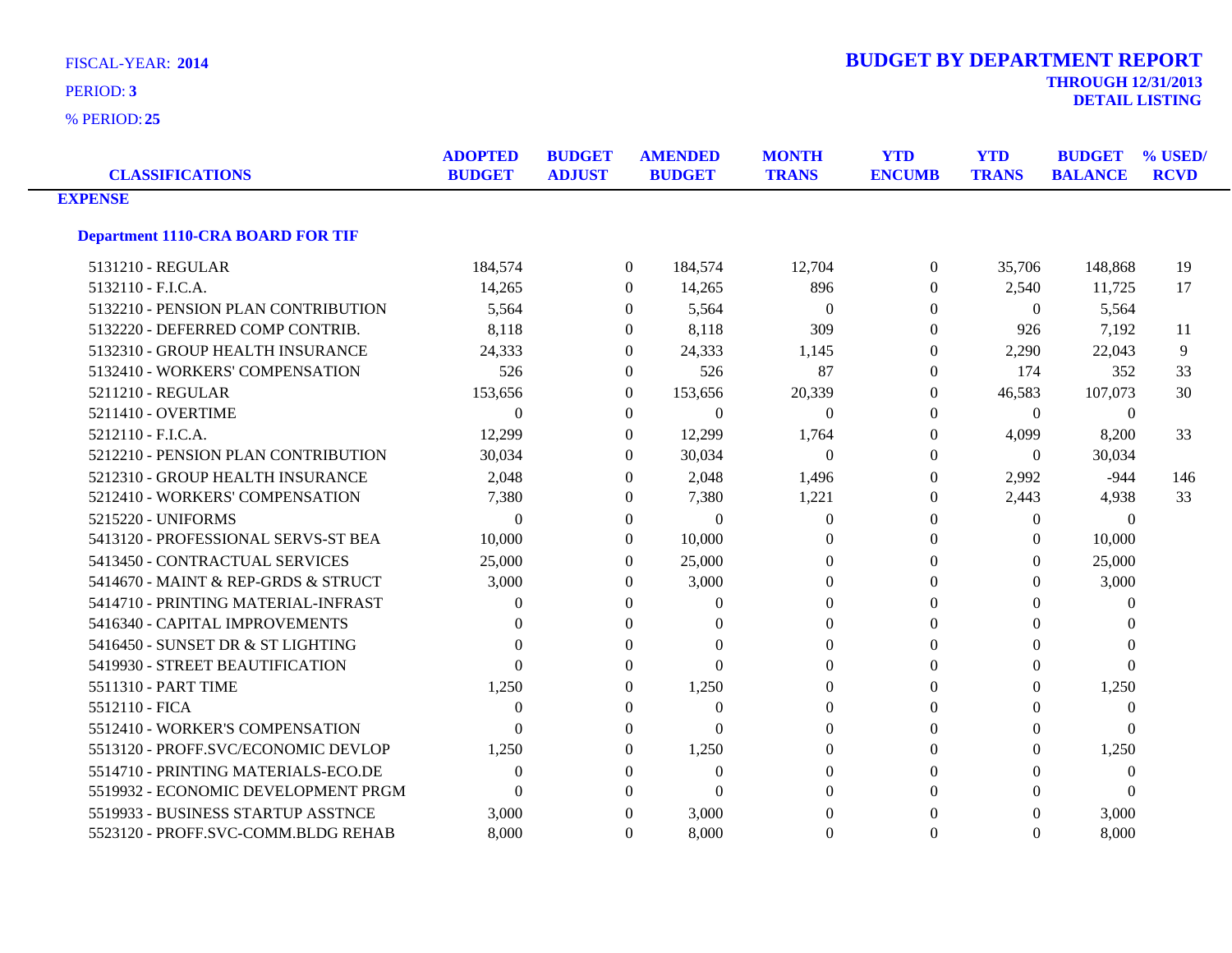FISCAL-YEAR: **2014**

PERIOD: **3**

% PERIOD: **25**

# BUDGET BY DEPARTMENT REPORT

**THROUGH 12/31/2013**
**DETAIL LISTING**

| CLASSIFICATIONS | ADOPTED BUDGET | BUDGET ADJUST | AMENDED BUDGET | MONTH TRANS | YTD ENCUMB | YTD TRANS | BUDGET BALANCE | % USED/ RCVD |
|---|---|---|---|---|---|---|---|---|
| **EXPENSE** | | | | | | | | |
| **Department 1110-CRA BOARD FOR TIF** | | | | | | | | |
| 5131210 - REGULAR | 184,574 | 0 | 184,574 | 12,704 | 0 | 35,706 | 148,868 | 19 |
| 5132110 - F.I.C.A. | 14,265 | 0 | 14,265 | 896 | 0 | 2,540 | 11,725 | 17 |
| 5132210 - PENSION PLAN CONTRIBUTION | 5,564 | 0 | 5,564 | 0 | 0 | 0 | 5,564 | |
| 5132220 - DEFERRED COMP CONTRIB. | 8,118 | 0 | 8,118 | 309 | 0 | 926 | 7,192 | 11 |
| 5132310 - GROUP HEALTH INSURANCE | 24,333 | 0 | 24,333 | 1,145 | 0 | 2,290 | 22,043 | 9 |
| 5132410 - WORKERS' COMPENSATION | 526 | 0 | 526 | 87 | 0 | 174 | 352 | 33 |
| 5211210 - REGULAR | 153,656 | 0 | 153,656 | 20,339 | 0 | 46,583 | 107,073 | 30 |
| 5211410 - OVERTIME | 0 | 0 | 0 | 0 | 0 | 0 | 0 | |
| 5212110 - F.I.C.A. | 12,299 | 0 | 12,299 | 1,764 | 0 | 4,099 | 8,200 | 33 |
| 5212210 - PENSION PLAN CONTRIBUTION | 30,034 | 0 | 30,034 | 0 | 0 | 0 | 30,034 | |
| 5212310 - GROUP HEALTH INSURANCE | 2,048 | 0 | 2,048 | 1,496 | 0 | 2,992 | -944 | 146 |
| 5212410 - WORKERS' COMPENSATION | 7,380 | 0 | 7,380 | 1,221 | 0 | 2,443 | 4,938 | 33 |
| 5215220 - UNIFORMS | 0 | 0 | 0 | 0 | 0 | 0 | 0 | |
| 5413120 - PROFESSIONAL SERVS-ST BEA | 10,000 | 0 | 10,000 | 0 | 0 | 0 | 10,000 | |
| 5413450 - CONTRACTUAL SERVICES | 25,000 | 0 | 25,000 | 0 | 0 | 0 | 25,000 | |
| 5414670 - MAINT & REP-GRDS & STRUCT | 3,000 | 0 | 3,000 | 0 | 0 | 0 | 3,000 | |
| 5414710 - PRINTING MATERIAL-INFRAST | 0 | 0 | 0 | 0 | 0 | 0 | 0 | |
| 5416340 - CAPITAL IMPROVEMENTS | 0 | 0 | 0 | 0 | 0 | 0 | 0 | |
| 5416450 - SUNSET DR & ST LIGHTING | 0 | 0 | 0 | 0 | 0 | 0 | 0 | |
| 5419930 - STREET BEAUTIFICATION | 0 | 0 | 0 | 0 | 0 | 0 | 0 | |
| 5511310 - PART TIME | 1,250 | 0 | 1,250 | 0 | 0 | 0 | 1,250 | |
| 5512110 - FICA | 0 | 0 | 0 | 0 | 0 | 0 | 0 | |
| 5512410 - WORKER'S COMPENSATION | 0 | 0 | 0 | 0 | 0 | 0 | 0 | |
| 5513120 - PROFF.SVC/ECONOMIC DEVLOP | 1,250 | 0 | 1,250 | 0 | 0 | 0 | 1,250 | |
| 5514710 - PRINTING MATERIALS-ECO.DE | 0 | 0 | 0 | 0 | 0 | 0 | 0 | |
| 5519932 - ECONOMIC DEVELOPMENT PRGM | 0 | 0 | 0 | 0 | 0 | 0 | 0 | |
| 5519933 - BUSINESS STARTUP ASSTNCE | 3,000 | 0 | 3,000 | 0 | 0 | 0 | 3,000 | |
| 5523120 - PROFF.SVC-COMM.BLDG REHAB | 8,000 | 0 | 8,000 | 0 | 0 | 0 | 8,000 | |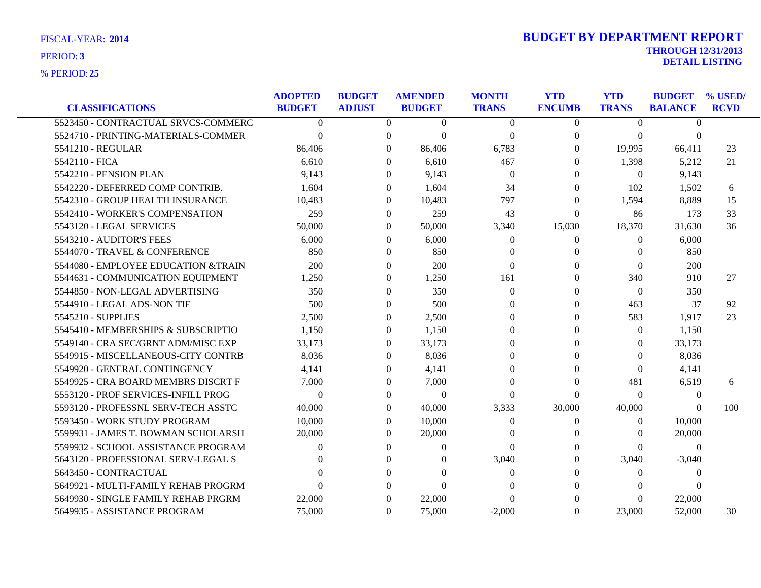FISCAL-YEAR: **2014**

PERIOD: **3**

% PERIOD: **25**

# BUDGET BY DEPARTMENT REPORT

**THROUGH 12/31/2013**

**DETAIL LISTING**

| CLASSIFICATIONS | ADOPTED BUDGET | BUDGET ADJUST | AMENDED BUDGET | MONTH TRANS | YTD ENCUMB | YTD TRANS | BUDGET BALANCE | % USED/ RCVD |
|---|---|---|---|---|---|---|---|---|
| 5523450 - CONTRACTUAL SRVCS-COMMERC | 0 | 0 | 0 | 0 | 0 | 0 | 0 | |
| 5524710 - PRINTING-MATERIALS-COMMER | 0 | 0 | 0 | 0 | 0 | 0 | 0 | |
| 5541210 - REGULAR | 86,406 | 0 | 86,406 | 6,783 | 0 | 19,995 | 66,411 | 23 |
| 5542110 - FICA | 6,610 | 0 | 6,610 | 467 | 0 | 1,398 | 5,212 | 21 |
| 5542210 - PENSION PLAN | 9,143 | 0 | 9,143 | 0 | 0 | 0 | 9,143 | |
| 5542220 - DEFERRED COMP CONTRIB. | 1,604 | 0 | 1,604 | 34 | 0 | 102 | 1,502 | 6 |
| 5542310 - GROUP HEALTH INSURANCE | 10,483 | 0 | 10,483 | 797 | 0 | 1,594 | 8,889 | 15 |
| 5542410 - WORKER'S COMPENSATION | 259 | 0 | 259 | 43 | 0 | 86 | 173 | 33 |
| 5543120 - LEGAL SERVICES | 50,000 | 0 | 50,000 | 3,340 | 15,030 | 18,370 | 31,630 | 36 |
| 5543210 - AUDITOR'S FEES | 6,000 | 0 | 6,000 | 0 | 0 | 0 | 6,000 | |
| 5544070 - TRAVEL & CONFERENCE | 850 | 0 | 850 | 0 | 0 | 0 | 850 | |
| 5544080 - EMPLOYEE EDUCATION &TRAIN | 200 | 0 | 200 | 0 | 0 | 0 | 200 | |
| 5544631 - COMMUNICATION EQUIPMENT | 1,250 | 0 | 1,250 | 161 | 0 | 340 | 910 | 27 |
| 5544850 - NON-LEGAL ADVERTISING | 350 | 0 | 350 | 0 | 0 | 0 | 350 | |
| 5544910 - LEGAL ADS-NON TIF | 500 | 0 | 500 | 0 | 0 | 463 | 37 | 92 |
| 5545210 - SUPPLIES | 2,500 | 0 | 2,500 | 0 | 0 | 583 | 1,917 | 23 |
| 5545410 - MEMBERSHIPS & SUBSCRIPTIO | 1,150 | 0 | 1,150 | 0 | 0 | 0 | 1,150 | |
| 5549140 - CRA SEC/GRNT ADM/MISC EXP | 33,173 | 0 | 33,173 | 0 | 0 | 0 | 33,173 | |
| 5549915 - MISCELLANEOUS-CITY CONTRB | 8,036 | 0 | 8,036 | 0 | 0 | 0 | 8,036 | |
| 5549920 - GENERAL CONTINGENCY | 4,141 | 0 | 4,141 | 0 | 0 | 0 | 4,141 | |
| 5549925 - CRA BOARD MEMBRS DISCRT F | 7,000 | 0 | 7,000 | 0 | 0 | 481 | 6,519 | 6 |
| 5553120 - PROF SERVICES-INFILL PROG | 0 | 0 | 0 | 0 | 0 | 0 | 0 | |
| 5593120 - PROFESSNL SERV-TECH ASSTC | 40,000 | 0 | 40,000 | 3,333 | 30,000 | 40,000 | 0 | 100 |
| 5593450 - WORK STUDY PROGRAM | 10,000 | 0 | 10,000 | 0 | 0 | 0 | 10,000 | |
| 5599931 - JAMES T. BOWMAN SCHOLARSH | 20,000 | 0 | 20,000 | 0 | 0 | 0 | 20,000 | |
| 5599932 - SCHOOL ASSISTANCE PROGRAM | 0 | 0 | 0 | 0 | 0 | 0 | 0 | |
| 5643120 - PROFESSIONAL SERV-LEGAL S | 0 | 0 | 0 | 3,040 | 0 | 3,040 | -3,040 | |
| 5643450 - CONTRACTUAL | 0 | 0 | 0 | 0 | 0 | 0 | 0 | |
| 5649921 - MULTI-FAMILY REHAB PROGRM | 0 | 0 | 0 | 0 | 0 | 0 | 0 | |
| 5649930 - SINGLE FAMILY REHAB PRGRM | 22,000 | 0 | 22,000 | 0 | 0 | 0 | 22,000 | |
| 5649935 - ASSISTANCE PROGRAM | 75,000 | 0 | 75,000 | -2,000 | 0 | 23,000 | 52,000 | 30 |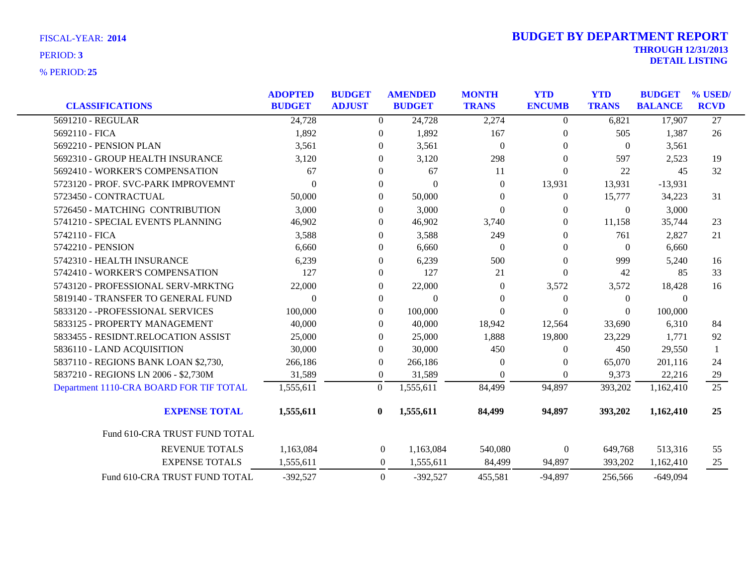FISCAL-YEAR: **2014**

PERIOD: **3**

% PERIOD: **25**

# BUDGET BY DEPARTMENT REPORT

**THROUGH 12/31/2013**

**DETAIL LISTING**

| CLASSIFICATIONS | ADOPTED BUDGET | BUDGET ADJUST | AMENDED BUDGET | MONTH TRANS | YTD ENCUMB | YTD TRANS | BUDGET BALANCE | % USED/ RCVD |
|---|---|---|---|---|---|---|---|---|
| 5691210 - REGULAR | 24,728 | 0 | 24,728 | 2,274 | 0 | 6,821 | 17,907 | 27 |
| 5692110 - FICA | 1,892 | 0 | 1,892 | 167 | 0 | 505 | 1,387 | 26 |
| 5692210 - PENSION PLAN | 3,561 | 0 | 3,561 | 0 | 0 | 0 | 3,561 | |
| 5692310 - GROUP HEALTH INSURANCE | 3,120 | 0 | 3,120 | 298 | 0 | 597 | 2,523 | 19 |
| 5692410 - WORKER'S COMPENSATION | 67 | 0 | 67 | 11 | 0 | 22 | 45 | 32 |
| 5723120 - PROF. SVC-PARK IMPROVEMNT | 0 | 0 | 0 | 0 | 13,931 | 13,931 | -13,931 | |
| 5723450 - CONTRACTUAL | 50,000 | 0 | 50,000 | 0 | 0 | 15,777 | 34,223 | 31 |
| 5726450 - MATCHING CONTRIBUTION | 3,000 | 0 | 3,000 | 0 | 0 | 0 | 3,000 | |
| 5741210 - SPECIAL EVENTS PLANNING | 46,902 | 0 | 46,902 | 3,740 | 0 | 11,158 | 35,744 | 23 |
| 5742110 - FICA | 3,588 | 0 | 3,588 | 249 | 0 | 761 | 2,827 | 21 |
| 5742210 - PENSION | 6,660 | 0 | 6,660 | 0 | 0 | 0 | 6,660 | |
| 5742310 - HEALTH INSURANCE | 6,239 | 0 | 6,239 | 500 | 0 | 999 | 5,240 | 16 |
| 5742410 - WORKER'S COMPENSATION | 127 | 0 | 127 | 21 | 0 | 42 | 85 | 33 |
| 5743120 - PROFESSIONAL SERV-MRKTNG | 22,000 | 0 | 22,000 | 0 | 3,572 | 3,572 | 18,428 | 16 |
| 5819140 - TRANSFER TO GENERAL FUND | 0 | 0 | 0 | 0 | 0 | 0 | 0 | |
| 5833120 - -PROFESSIONAL SERVICES | 100,000 | 0 | 100,000 | 0 | 0 | 0 | 100,000 | |
| 5833125 - PROPERTY MANAGEMENT | 40,000 | 0 | 40,000 | 18,942 | 12,564 | 33,690 | 6,310 | 84 |
| 5833455 - RESIDNT.RELOCATION ASSIST | 25,000 | 0 | 25,000 | 1,888 | 19,800 | 23,229 | 1,771 | 92 |
| 5836110 - LAND ACQUISITION | 30,000 | 0 | 30,000 | 450 | 0 | 450 | 29,550 | 1 |
| 5837110 - REGIONS BANK LOAN $2,730, | 266,186 | 0 | 266,186 | 0 | 0 | 65,070 | 201,116 | 24 |
| 5837210 - REGIONS LN 2006 - $2,730M | 31,589 | 0 | 31,589 | 0 | 0 | 9,373 | 22,216 | 29 |
| Department 1110-CRA BOARD FOR TIF TOTAL | 1,555,611 | 0 | 1,555,611 | 84,499 | 94,897 | 393,202 | 1,162,410 | 25 |
| **EXPENSE TOTAL** | **1,555,611** | **0** | **1,555,611** | **84,499** | **94,897** | **393,202** | **1,162,410** | **25** |
| Fund 610-CRA TRUST FUND TOTAL | | | | | | | | |
| REVENUE TOTALS | 1,163,084 | 0 | 1,163,084 | 540,080 | 0 | 649,768 | 513,316 | 55 |
| EXPENSE TOTALS | 1,555,611 | 0 | 1,555,611 | 84,499 | 94,897 | 393,202 | 1,162,410 | 25 |
| Fund 610-CRA TRUST FUND TOTAL | -392,527 | 0 | -392,527 | 455,581 | -94,897 | 256,566 | -649,094 | |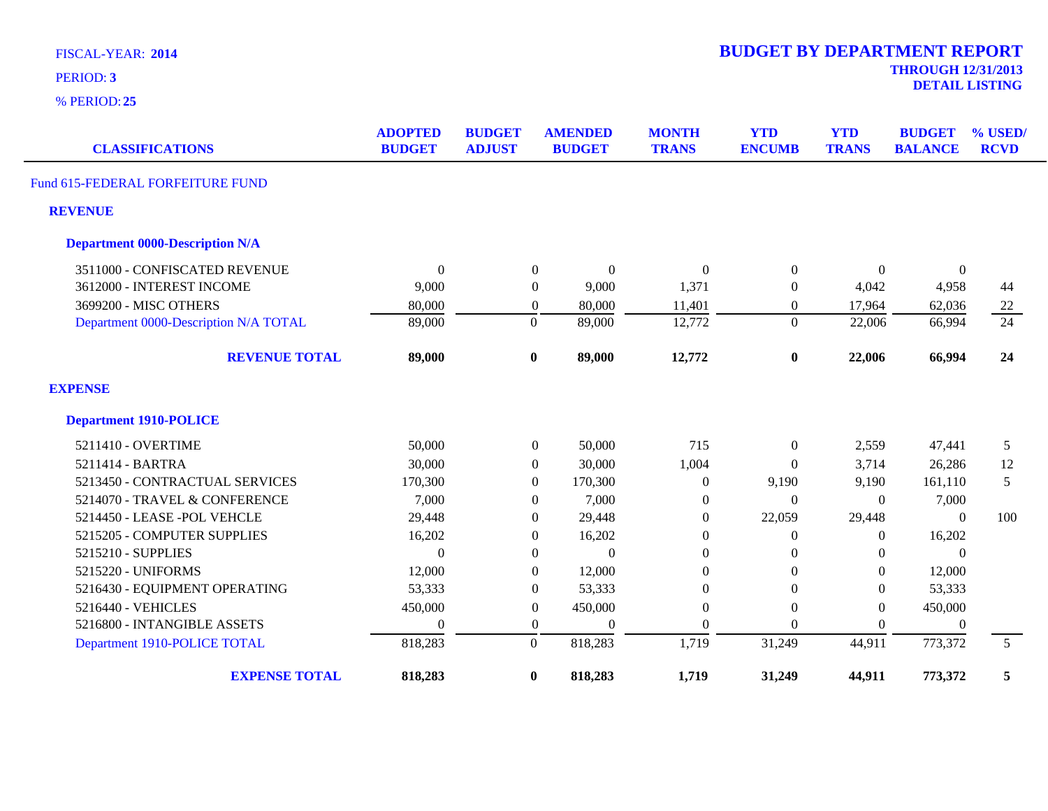FISCAL-YEAR: **2014**

PERIOD: **3**

% PERIOD: **25**

# BUDGET BY DEPARTMENT REPORT

**THROUGH 12/31/2013**

**DETAIL LISTING**

| CLASSIFICATIONS | ADOPTED BUDGET | BUDGET ADJUST | AMENDED BUDGET | MONTH TRANS | YTD ENCUMB | YTD TRANS | BUDGET BALANCE | % USED/ RCVD |
|---|---|---|---|---|---|---|---|---|
| Fund 615-FEDERAL FORFEITURE FUND | | | | | | | | |
| **REVENUE** | | | | | | | | |
| **Department 0000-Description N/A** | | | | | | | | |
| 3511000 - CONFISCATED REVENUE | 0 | 0 | 0 | 0 | 0 | 0 | 0 | |
| 3612000 - INTEREST INCOME | 9,000 | 0 | 9,000 | 1,371 | 0 | 4,042 | 4,958 | 44 |
| 3699200 - MISC OTHERS | 80,000 | 0 | 80,000 | 11,401 | 0 | 17,964 | 62,036 | 22 |
| Department 0000-Description N/A TOTAL | 89,000 | 0 | 89,000 | 12,772 | 0 | 22,006 | 66,994 | 24 |
| **REVENUE TOTAL** | **89,000** | **0** | **89,000** | **12,772** | **0** | **22,006** | **66,994** | **24** |
| **EXPENSE** | | | | | | | | |
| **Department 1910-POLICE** | | | | | | | | |
| 5211410 - OVERTIME | 50,000 | 0 | 50,000 | 715 | 0 | 2,559 | 47,441 | 5 |
| 5211414 - BARTRA | 30,000 | 0 | 30,000 | 1,004 | 0 | 3,714 | 26,286 | 12 |
| 5213450 - CONTRACTUAL SERVICES | 170,300 | 0 | 170,300 | 0 | 9,190 | 9,190 | 161,110 | 5 |
| 5214070 - TRAVEL & CONFERENCE | 7,000 | 0 | 7,000 | 0 | 0 | 0 | 7,000 | |
| 5214450 - LEASE -POL VEHCLE | 29,448 | 0 | 29,448 | 0 | 22,059 | 29,448 | 0 | 100 |
| 5215205 - COMPUTER SUPPLIES | 16,202 | 0 | 16,202 | 0 | 0 | 0 | 16,202 | |
| 5215210 - SUPPLIES | 0 | 0 | 0 | 0 | 0 | 0 | 0 | |
| 5215220 - UNIFORMS | 12,000 | 0 | 12,000 | 0 | 0 | 0 | 12,000 | |
| 5216430 - EQUIPMENT OPERATING | 53,333 | 0 | 53,333 | 0 | 0 | 0 | 53,333 | |
| 5216440 - VEHICLES | 450,000 | 0 | 450,000 | 0 | 0 | 0 | 450,000 | |
| 5216800 - INTANGIBLE ASSETS | 0 | 0 | 0 | 0 | 0 | 0 | 0 | |
| Department 1910-POLICE TOTAL | 818,283 | 0 | 818,283 | 1,719 | 31,249 | 44,911 | 773,372 | 5 |
| **EXPENSE TOTAL** | **818,283** | **0** | **818,283** | **1,719** | **31,249** | **44,911** | **773,372** | **5** |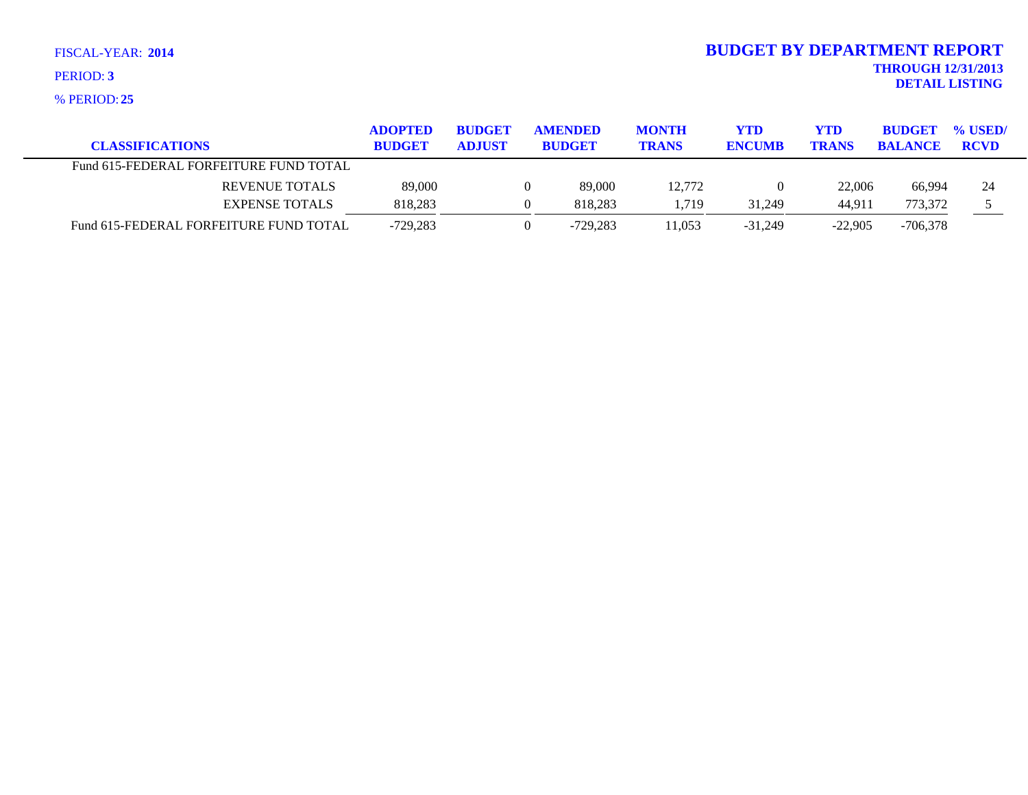FISCAL-YEAR: **2014**

PERIOD: **3**

% PERIOD: **25**

# BUDGET BY DEPARTMENT REPORT

**THROUGH 12/31/2013**

**DETAIL LISTING**

| CLASSIFICATIONS | ADOPTED BUDGET | BUDGET ADJUST | AMENDED BUDGET | MONTH TRANS | YTD ENCUMB | YTD TRANS | BUDGET BALANCE | % USED/ RCVD |
|---|---|---|---|---|---|---|---|---|
| Fund 615-FEDERAL FORFEITURE FUND TOTAL | | | | | | | | |
| REVENUE TOTALS | 89,000 | 0 | 89,000 | 12,772 | 0 | 22,006 | 66,994 | 24 |
| EXPENSE TOTALS | 818,283 | 0 | 818,283 | 1,719 | 31,249 | 44,911 | 773,372 | 5 |
| Fund 615-FEDERAL FORFEITURE FUND TOTAL | -729,283 | 0 | -729,283 | 11,053 | -31,249 | -22,905 | -706,378 | |